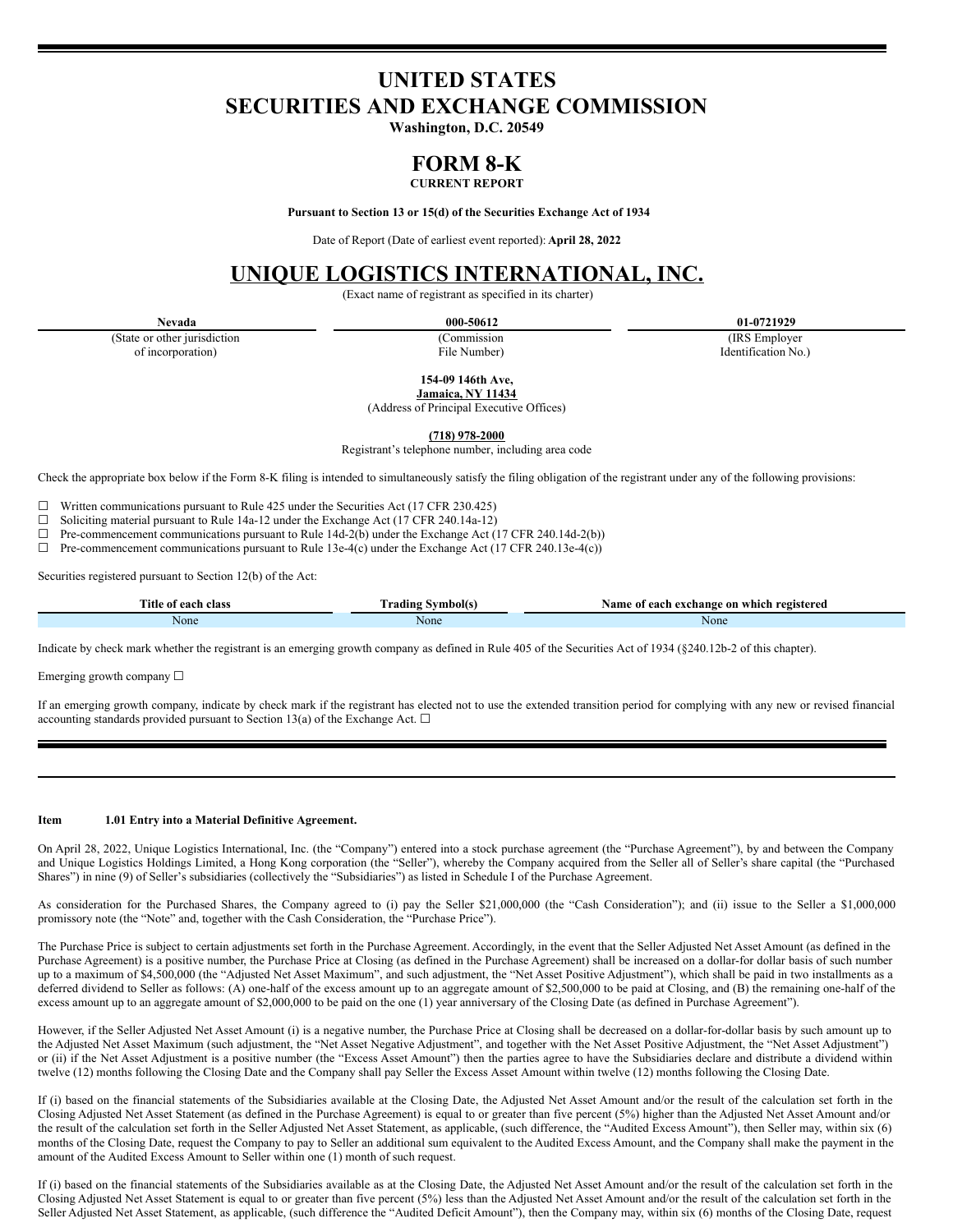# UNITED STATES
# SECURITIES AND EXCHANGE COMMISSION

**Washington, D.C. 20549**

# FORM 8-K

**CURRENT REPORT**

**Pursuant to Section 13 or 15(d) of the Securities Exchange Act of 1934**

Date of Report (Date of earliest event reported): **April 28, 2022**

# UNIQUE LOGISTICS INTERNATIONAL, INC.

(Exact name of registrant as specified in its charter)

| Nevada | 000-50612 | 01-0721929 |
|---|---|---|
| (State or other jurisdiction of incorporation) | (Commission File Number) | (IRS Employer Identification No.) |

**154-09 146th Ave,**
**Jamaica, NY 11434**
(Address of Principal Executive Offices)

**(718) 978-2000**
Registrant's telephone number, including area code

Check the appropriate box below if the Form 8-K filing is intended to simultaneously satisfy the filing obligation of the registrant under any of the following provisions:

☐ Written communications pursuant to Rule 425 under the Securities Act (17 CFR 230.425)
☐ Soliciting material pursuant to Rule 14a-12 under the Exchange Act (17 CFR 240.14a-12)
☐ Pre-commencement communications pursuant to Rule 14d-2(b) under the Exchange Act (17 CFR 240.14d-2(b))
☐ Pre-commencement communications pursuant to Rule 13e-4(c) under the Exchange Act (17 CFR 240.13e-4(c))

Securities registered pursuant to Section 12(b) of the Act:

| Title of each class | Trading Symbol(s) | Name of each exchange on which registered |
|---|---|---|
| None | None | None |

Indicate by check mark whether the registrant is an emerging growth company as defined in Rule 405 of the Securities Act of 1934 (§240.12b-2 of this chapter).

Emerging growth company ☐

If an emerging growth company, indicate by check mark if the registrant has elected not to use the extended transition period for complying with any new or revised financial accounting standards provided pursuant to Section 13(a) of the Exchange Act. ☐

**Item 1.01 Entry into a Material Definitive Agreement.**

On April 28, 2022, Unique Logistics International, Inc. (the "Company") entered into a stock purchase agreement (the "Purchase Agreement"), by and between the Company and Unique Logistics Holdings Limited, a Hong Kong corporation (the "Seller"), whereby the Company acquired from the Seller all of Seller's share capital (the "Purchased Shares") in nine (9) of Seller's subsidiaries (collectively the "Subsidiaries") as listed in Schedule I of the Purchase Agreement.

As consideration for the Purchased Shares, the Company agreed to (i) pay the Seller $21,000,000 (the "Cash Consideration"); and (ii) issue to the Seller a $1,000,000 promissory note (the "Note" and, together with the Cash Consideration, the "Purchase Price").

The Purchase Price is subject to certain adjustments set forth in the Purchase Agreement. Accordingly, in the event that the Seller Adjusted Net Asset Amount (as defined in the Purchase Agreement) is a positive number, the Purchase Price at Closing (as defined in the Purchase Agreement) shall be increased on a dollar-for dollar basis of such number up to a maximum of $4,500,000 (the "Adjusted Net Asset Maximum", and such adjustment, the "Net Asset Positive Adjustment"), which shall be paid in two installments as a deferred dividend to Seller as follows: (A) one-half of the excess amount up to an aggregate amount of $2,500,000 to be paid at Closing, and (B) the remaining one-half of the excess amount up to an aggregate amount of $2,000,000 to be paid on the one (1) year anniversary of the Closing Date (as defined in Purchase Agreement").

However, if the Seller Adjusted Net Asset Amount (i) is a negative number, the Purchase Price at Closing shall be decreased on a dollar-for-dollar basis by such amount up to the Adjusted Net Asset Maximum (such adjustment, the "Net Asset Negative Adjustment", and together with the Net Asset Positive Adjustment, the "Net Asset Adjustment") or (ii) if the Net Asset Adjustment is a positive number (the "Excess Asset Amount") then the parties agree to have the Subsidiaries declare and distribute a dividend within twelve (12) months following the Closing Date and the Company shall pay Seller the Excess Asset Amount within twelve (12) months following the Closing Date.

If (i) based on the financial statements of the Subsidiaries available at the Closing Date, the Adjusted Net Asset Amount and/or the result of the calculation set forth in the Closing Adjusted Net Asset Statement (as defined in the Purchase Agreement) is equal to or greater than five percent (5%) higher than the Adjusted Net Asset Amount and/or the result of the calculation set forth in the Seller Adjusted Net Asset Statement, as applicable, (such difference, the "Audited Excess Amount"), then Seller may, within six (6) months of the Closing Date, request the Company to pay to Seller an additional sum equivalent to the Audited Excess Amount, and the Company shall make the payment in the amount of the Audited Excess Amount to Seller within one (1) month of such request.

If (i) based on the financial statements of the Subsidiaries available as at the Closing Date, the Adjusted Net Asset Amount and/or the result of the calculation set forth in the Closing Adjusted Net Asset Statement is equal to or greater than five percent (5%) less than the Adjusted Net Asset Amount and/or the result of the calculation set forth in the Seller Adjusted Net Asset Statement, as applicable, (such difference the "Audited Deficit Amount"), then the Company may, within six (6) months of the Closing Date, request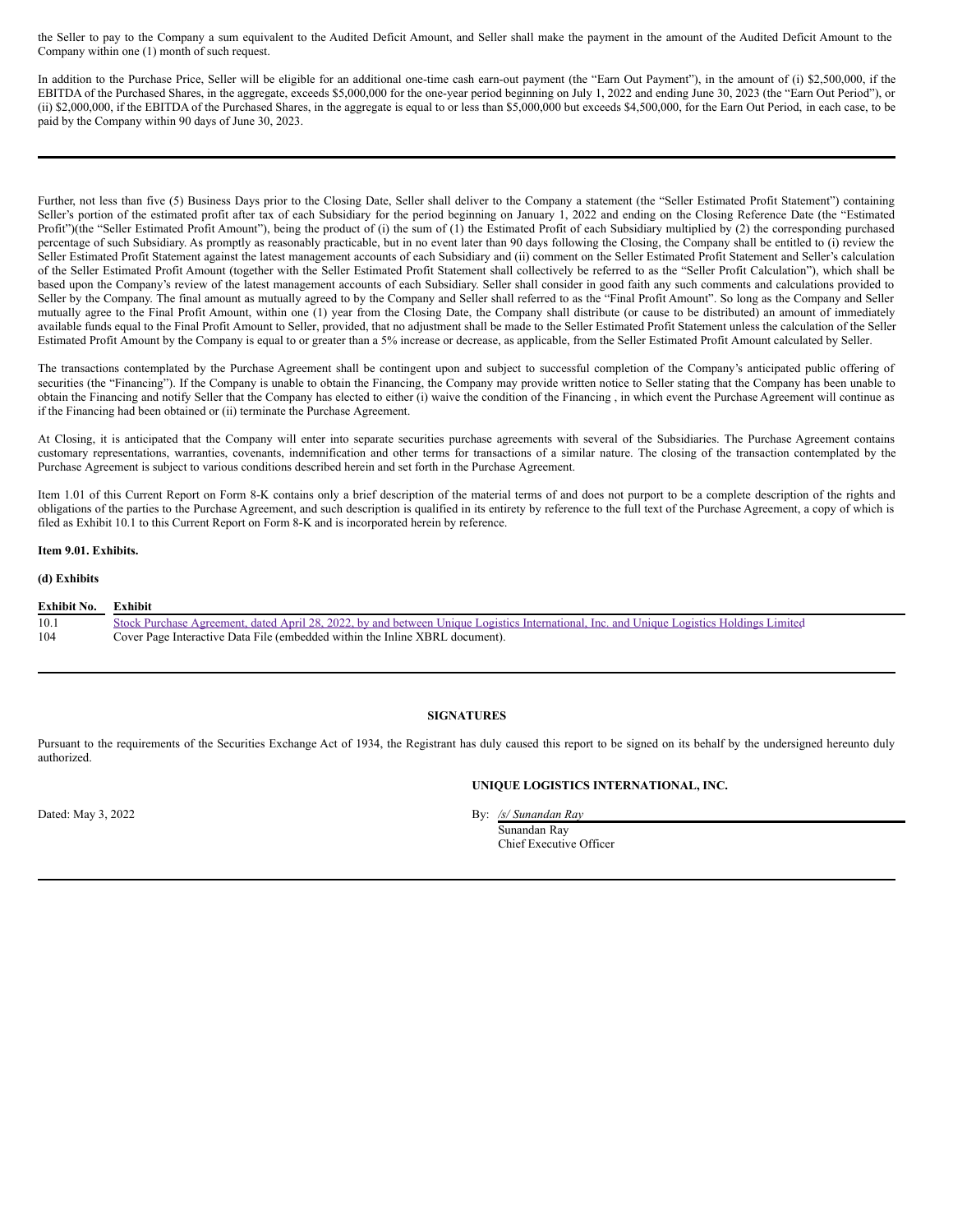the Seller to pay to the Company a sum equivalent to the Audited Deficit Amount, and Seller shall make the payment in the amount of the Audited Deficit Amount to the Company within one (1) month of such request.

In addition to the Purchase Price, Seller will be eligible for an additional one-time cash earn-out payment (the "Earn Out Payment"), in the amount of (i) $2,500,000, if the EBITDA of the Purchased Shares, in the aggregate, exceeds $5,000,000 for the one-year period beginning on July 1, 2022 and ending June 30, 2023 (the "Earn Out Period"), or (ii) $2,000,000, if the EBITDA of the Purchased Shares, in the aggregate is equal to or less than $5,000,000 but exceeds $4,500,000, for the Earn Out Period, in each case, to be paid by the Company within 90 days of June 30, 2023.

---

Further, not less than five (5) Business Days prior to the Closing Date, Seller shall deliver to the Company a statement (the "Seller Estimated Profit Statement") containing Seller's portion of the estimated profit after tax of each Subsidiary for the period beginning on January 1, 2022 and ending on the Closing Reference Date (the "Estimated Profit")(the "Seller Estimated Profit Amount"), being the product of (i) the sum of (1) the Estimated Profit of each Subsidiary multiplied by (2) the corresponding purchased percentage of such Subsidiary. As promptly as reasonably practicable, but in no event later than 90 days following the Closing, the Company shall be entitled to (i) review the Seller Estimated Profit Statement against the latest management accounts of each Subsidiary and (ii) comment on the Seller Estimated Profit Statement and Seller's calculation of the Seller Estimated Profit Amount (together with the Seller Estimated Profit Statement shall collectively be referred to as the "Seller Profit Calculation"), which shall be based upon the Company's review of the latest management accounts of each Subsidiary. Seller shall consider in good faith any such comments and calculations provided to Seller by the Company. The final amount as mutually agreed to by the Company and Seller shall referred to as the "Final Profit Amount". So long as the Company and Seller mutually agree to the Final Profit Amount, within one (1) year from the Closing Date, the Company shall distribute (or cause to be distributed) an amount of immediately available funds equal to the Final Profit Amount to Seller, provided, that no adjustment shall be made to the Seller Estimated Profit Statement unless the calculation of the Seller Estimated Profit Amount by the Company is equal to or greater than a 5% increase or decrease, as applicable, from the Seller Estimated Profit Amount calculated by Seller.

The transactions contemplated by the Purchase Agreement shall be contingent upon and subject to successful completion of the Company's anticipated public offering of securities (the "Financing"). If the Company is unable to obtain the Financing, the Company may provide written notice to Seller stating that the Company has been unable to obtain the Financing and notify Seller that the Company has elected to either (i) waive the condition of the Financing , in which event the Purchase Agreement will continue as if the Financing had been obtained or (ii) terminate the Purchase Agreement.

At Closing, it is anticipated that the Company will enter into separate securities purchase agreements with several of the Subsidiaries. The Purchase Agreement contains customary representations, warranties, covenants, indemnification and other terms for transactions of a similar nature. The closing of the transaction contemplated by the Purchase Agreement is subject to various conditions described herein and set forth in the Purchase Agreement.

Item 1.01 of this Current Report on Form 8-K contains only a brief description of the material terms of and does not purport to be a complete description of the rights and obligations of the parties to the Purchase Agreement, and such description is qualified in its entirety by reference to the full text of the Purchase Agreement, a copy of which is filed as Exhibit 10.1 to this Current Report on Form 8-K and is incorporated herein by reference.

**Item 9.01. Exhibits.**

**(d) Exhibits**

| Exhibit No. | Exhibit |
|---|---|
| 10.1 | Stock Purchase Agreement, dated April 28, 2022, by and between Unique Logistics International, Inc. and Unique Logistics Holdings Limited |
| 104 | Cover Page Interactive Data File (embedded within the Inline XBRL document). |

---

**SIGNATURES**

Pursuant to the requirements of the Securities Exchange Act of 1934, the Registrant has duly caused this report to be signed on its behalf by the undersigned hereunto duly authorized.

**UNIQUE LOGISTICS INTERNATIONAL, INC.**

Dated: May 3, 2022

By: */s/ Sunandan Ray*
Sunandan Ray
Chief Executive Officer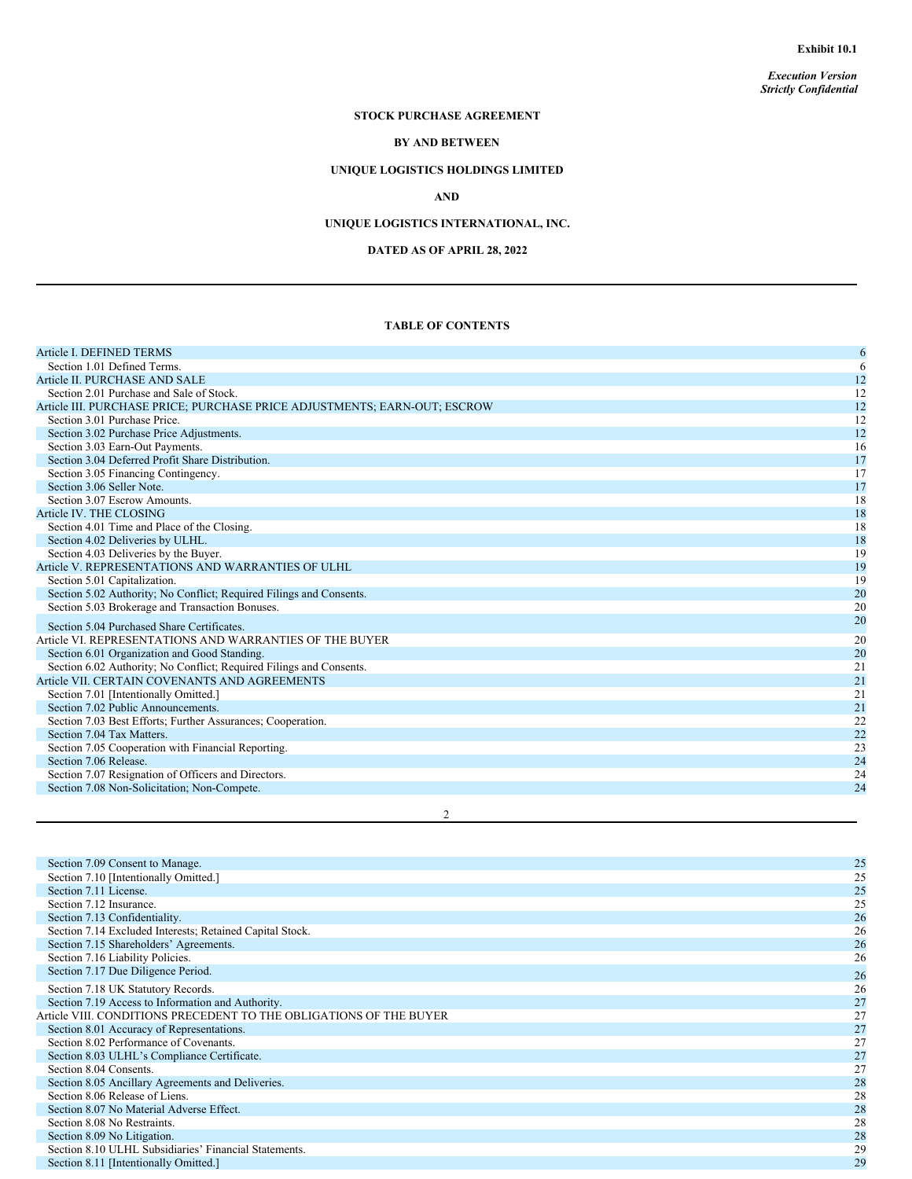**Exhibit 10.1**

*Execution Version*
*Strictly Confidential*

**STOCK PURCHASE AGREEMENT**

**BY AND BETWEEN**

**UNIQUE LOGISTICS HOLDINGS LIMITED**

**AND**

**UNIQUE LOGISTICS INTERNATIONAL, INC.**

**DATED AS OF APRIL 28, 2022**

---

**TABLE OF CONTENTS**

| | |
|---|---|
| Article I. DEFINED TERMS | 6 |
| Section 1.01 Defined Terms. | 6 |
| Article II. PURCHASE AND SALE | 12 |
| Section 2.01 Purchase and Sale of Stock. | 12 |
| Article III. PURCHASE PRICE; PURCHASE PRICE ADJUSTMENTS; EARN-OUT; ESCROW | 12 |
| Section 3.01 Purchase Price. | 12 |
| Section 3.02 Purchase Price Adjustments. | 12 |
| Section 3.03 Earn-Out Payments. | 16 |
| Section 3.04 Deferred Profit Share Distribution. | 17 |
| Section 3.05 Financing Contingency. | 17 |
| Section 3.06 Seller Note. | 17 |
| Section 3.07 Escrow Amounts. | 18 |
| Article IV. THE CLOSING | 18 |
| Section 4.01 Time and Place of the Closing. | 18 |
| Section 4.02 Deliveries by ULHL. | 18 |
| Section 4.03 Deliveries by the Buyer. | 19 |
| Article V. REPRESENTATIONS AND WARRANTIES OF ULHL | 19 |
| Section 5.01 Capitalization. | 19 |
| Section 5.02 Authority; No Conflict; Required Filings and Consents. | 20 |
| Section 5.03 Brokerage and Transaction Bonuses. | 20 |
| Section 5.04 Purchased Share Certificates. | 20 |
| Article VI. REPRESENTATIONS AND WARRANTIES OF THE BUYER | 20 |
| Section 6.01 Organization and Good Standing. | 20 |
| Section 6.02 Authority; No Conflict; Required Filings and Consents. | 21 |
| Article VII. CERTAIN COVENANTS AND AGREEMENTS | 21 |
| Section 7.01 [Intentionally Omitted.] | 21 |
| Section 7.02 Public Announcements. | 21 |
| Section 7.03 Best Efforts; Further Assurances; Cooperation. | 22 |
| Section 7.04 Tax Matters. | 22 |
| Section 7.05 Cooperation with Financial Reporting. | 23 |
| Section 7.06 Release. | 24 |
| Section 7.07 Resignation of Officers and Directors. | 24 |
| Section 7.08 Non-Solicitation; Non-Compete. | 24 |
| Section 7.09 Consent to Manage. | 25 |
| Section 7.10 [Intentionally Omitted.] | 25 |
| Section 7.11 License. | 25 |
| Section 7.12 Insurance. | 25 |
| Section 7.13 Confidentiality. | 26 |
| Section 7.14 Excluded Interests; Retained Capital Stock. | 26 |
| Section 7.15 Shareholders' Agreements. | 26 |
| Section 7.16 Liability Policies. | 26 |
| Section 7.17 Due Diligence Period. | 26 |
| Section 7.18 UK Statutory Records. | 26 |
| Section 7.19 Access to Information and Authority. | 27 |
| Article VIII. CONDITIONS PRECEDENT TO THE OBLIGATIONS OF THE BUYER | 27 |
| Section 8.01 Accuracy of Representations. | 27 |
| Section 8.02 Performance of Covenants. | 27 |
| Section 8.03 ULHL's Compliance Certificate. | 27 |
| Section 8.04 Consents. | 27 |
| Section 8.05 Ancillary Agreements and Deliveries. | 28 |
| Section 8.06 Release of Liens. | 28 |
| Section 8.07 No Material Adverse Effect. | 28 |
| Section 8.08 No Restraints. | 28 |
| Section 8.09 No Litigation. | 28 |
| Section 8.10 ULHL Subsidiaries' Financial Statements. | 29 |
| Section 8.11 [Intentionally Omitted.] | 29 |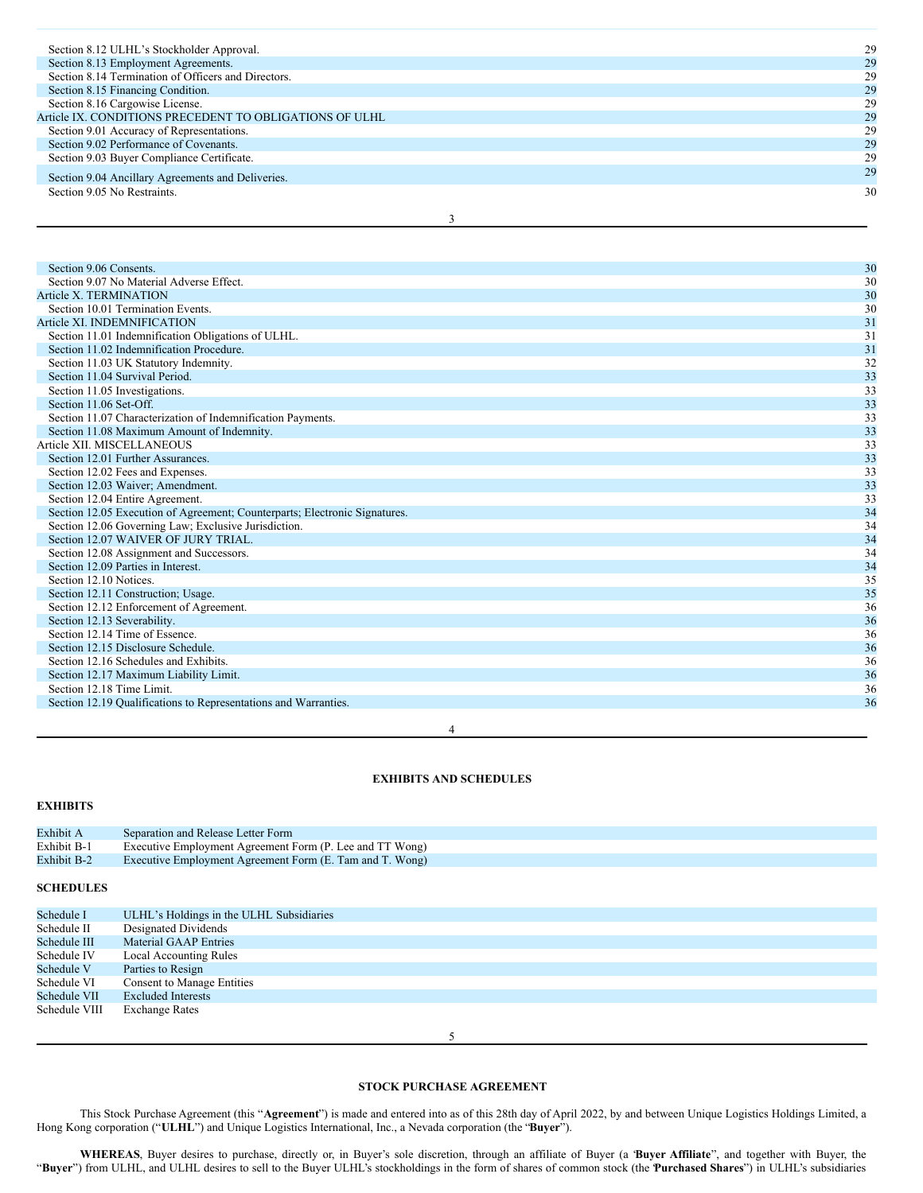| | |
|---|---|
| Section 8.12 ULHL's Stockholder Approval. | 29 |
| Section 8.13 Employment Agreements. | 29 |
| Section 8.14 Termination of Officers and Directors. | 29 |
| Section 8.15 Financing Condition. | 29 |
| Section 8.16 Cargowise License. | 29 |
| Article IX. CONDITIONS PRECEDENT TO OBLIGATIONS OF ULHL | 29 |
| Section 9.01 Accuracy of Representations. | 29 |
| Section 9.02 Performance of Covenants. | 29 |
| Section 9.03 Buyer Compliance Certificate. | 29 |
| Section 9.04 Ancillary Agreements and Deliveries. | 29 |
| Section 9.05 No Restraints. | 30 |
| Section 9.06 Consents. | 30 |
| Section 9.07 No Material Adverse Effect. | 30 |
| Article X. TERMINATION | 30 |
| Section 10.01 Termination Events. | 30 |
| Article XI. INDEMNIFICATION | 31 |
| Section 11.01 Indemnification Obligations of ULHL. | 31 |
| Section 11.02 Indemnification Procedure. | 31 |
| Section 11.03 UK Statutory Indemnity. | 32 |
| Section 11.04 Survival Period. | 33 |
| Section 11.05 Investigations. | 33 |
| Section 11.06 Set-Off. | 33 |
| Section 11.07 Characterization of Indemnification Payments. | 33 |
| Section 11.08 Maximum Amount of Indemnity. | 33 |
| Article XII. MISCELLANEOUS | 33 |
| Section 12.01 Further Assurances. | 33 |
| Section 12.02 Fees and Expenses. | 33 |
| Section 12.03 Waiver; Amendment. | 33 |
| Section 12.04 Entire Agreement. | 33 |
| Section 12.05 Execution of Agreement; Counterparts; Electronic Signatures. | 34 |
| Section 12.06 Governing Law; Exclusive Jurisdiction. | 34 |
| Section 12.07 WAIVER OF JURY TRIAL. | 34 |
| Section 12.08 Assignment and Successors. | 34 |
| Section 12.09 Parties in Interest. | 34 |
| Section 12.10 Notices. | 35 |
| Section 12.11 Construction; Usage. | 35 |
| Section 12.12 Enforcement of Agreement. | 36 |
| Section 12.13 Severability. | 36 |
| Section 12.14 Time of Essence. | 36 |
| Section 12.15 Disclosure Schedule. | 36 |
| Section 12.16 Schedules and Exhibits. | 36 |
| Section 12.17 Maximum Liability Limit. | 36 |
| Section 12.18 Time Limit. | 36 |
| Section 12.19 Qualifications to Representations and Warranties. | 36 |

## EXHIBITS AND SCHEDULES

**EXHIBITS**

| | |
|---|---|
| Exhibit A | Separation and Release Letter Form |
| Exhibit B-1 | Executive Employment Agreement Form (P. Lee and TT Wong) |
| Exhibit B-2 | Executive Employment Agreement Form (E. Tam and T. Wong) |

**SCHEDULES**

| | |
|---|---|
| Schedule I | ULHL's Holdings in the ULHL Subsidiaries |
| Schedule II | Designated Dividends |
| Schedule III | Material GAAP Entries |
| Schedule IV | Local Accounting Rules |
| Schedule V | Parties to Resign |
| Schedule VI | Consent to Manage Entities |
| Schedule VII | Excluded Interests |
| Schedule VIII | Exchange Rates |

## STOCK PURCHASE AGREEMENT

This Stock Purchase Agreement (this "**Agreement**") is made and entered into as of this 28th day of April 2022, by and between Unique Logistics Holdings Limited, a Hong Kong corporation ("**ULHL**") and Unique Logistics International, Inc., a Nevada corporation (the "**Buyer**").

**WHEREAS**, Buyer desires to purchase, directly or, in Buyer's sole discretion, through an affiliate of Buyer (a "**Buyer Affiliate**", and together with Buyer, the "**Buyer**") from ULHL, and ULHL desires to sell to the Buyer ULHL's stockholdings in the form of shares of common stock (the "**Purchased Shares**") in ULHL's subsidiaries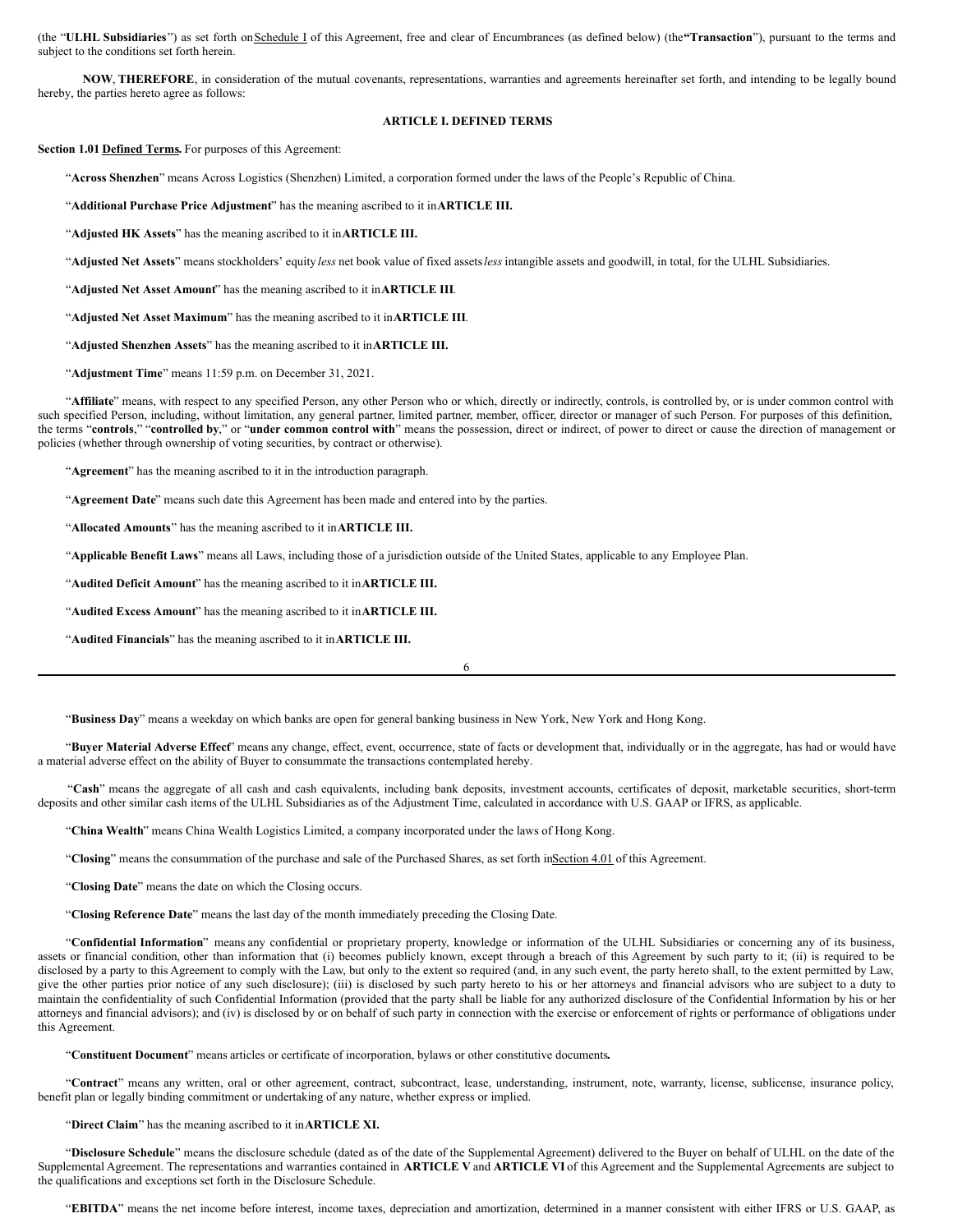(the "**ULHL Subsidiaries**") as set forth on Schedule I of this Agreement, free and clear of Encumbrances (as defined below) (the **"Transaction**"), pursuant to the terms and subject to the conditions set forth herein.

**NOW**, **THEREFORE**, in consideration of the mutual covenants, representations, warranties and agreements hereinafter set forth, and intending to be legally bound hereby, the parties hereto agree as follows:

**ARTICLE I. DEFINED TERMS**

**Section 1.01 Defined Terms.** For purposes of this Agreement:

"**Across Shenzhen**" means Across Logistics (Shenzhen) Limited, a corporation formed under the laws of the People's Republic of China.

"**Additional Purchase Price Adjustment**" has the meaning ascribed to it in **ARTICLE III.**

"**Adjusted HK Assets**" has the meaning ascribed to it in **ARTICLE III.**

"**Adjusted Net Assets**" means stockholders' equity *less* net book value of fixed assets *less* intangible assets and goodwill, in total, for the ULHL Subsidiaries.

"**Adjusted Net Asset Amount**" has the meaning ascribed to it in **ARTICLE III**.

"**Adjusted Net Asset Maximum**" has the meaning ascribed to it in **ARTICLE III**.

"**Adjusted Shenzhen Assets**" has the meaning ascribed to it in **ARTICLE III.**

"**Adjustment Time**" means 11:59 p.m. on December 31, 2021.

"**Affiliate**" means, with respect to any specified Person, any other Person who or which, directly or indirectly, controls, is controlled by, or is under common control with such specified Person, including, without limitation, any general partner, limited partner, member, officer, director or manager of such Person. For purposes of this definition, the terms "**controls**," "**controlled by**," or "**under common control with**" means the possession, direct or indirect, of power to direct or cause the direction of management or policies (whether through ownership of voting securities, by contract or otherwise).

"**Agreement**" has the meaning ascribed to it in the introduction paragraph.

"**Agreement Date**" means such date this Agreement has been made and entered into by the parties.

"**Allocated Amounts**" has the meaning ascribed to it in **ARTICLE III.**

"**Applicable Benefit Laws**" means all Laws, including those of a jurisdiction outside of the United States, applicable to any Employee Plan.

"**Audited Deficit Amount**" has the meaning ascribed to it in **ARTICLE III.**

"**Audited Excess Amount**" has the meaning ascribed to it in **ARTICLE III.**

"**Audited Financials**" has the meaning ascribed to it in **ARTICLE III.**

"**Business Day**" means a weekday on which banks are open for general banking business in New York, New York and Hong Kong.

"**Buyer Material Adverse Effect**" means any change, effect, event, occurrence, state of facts or development that, individually or in the aggregate, has had or would have a material adverse effect on the ability of Buyer to consummate the transactions contemplated hereby.

"**Cash**" means the aggregate of all cash and cash equivalents, including bank deposits, investment accounts, certificates of deposit, marketable securities, short-term deposits and other similar cash items of the ULHL Subsidiaries as of the Adjustment Time, calculated in accordance with U.S. GAAP or IFRS, as applicable.

"**China Wealth**" means China Wealth Logistics Limited, a company incorporated under the laws of Hong Kong.

"**Closing**" means the consummation of the purchase and sale of the Purchased Shares, as set forth in Section 4.01 of this Agreement.

"**Closing Date**" means the date on which the Closing occurs.

"**Closing Reference Date**" means the last day of the month immediately preceding the Closing Date.

"**Confidential Information**" means any confidential or proprietary property, knowledge or information of the ULHL Subsidiaries or concerning any of its business, assets or financial condition, other than information that (i) becomes publicly known, except through a breach of this Agreement by such party to it; (ii) is required to be disclosed by a party to this Agreement to comply with the Law, but only to the extent so required (and, in any such event, the party hereto shall, to the extent permitted by Law, give the other parties prior notice of any such disclosure); (iii) is disclosed by such party hereto to his or her attorneys and financial advisors who are subject to a duty to maintain the confidentiality of such Confidential Information (provided that the party shall be liable for any authorized disclosure of the Confidential Information by his or her attorneys and financial advisors); and (iv) is disclosed by or on behalf of such party in connection with the exercise or enforcement of rights or performance of obligations under this Agreement.

"**Constituent Document**" means articles or certificate of incorporation, bylaws or other constitutive documents**.**

"**Contract**" means any written, oral or other agreement, contract, subcontract, lease, understanding, instrument, note, warranty, license, sublicense, insurance policy, benefit plan or legally binding commitment or undertaking of any nature, whether express or implied.

"**Direct Claim**" has the meaning ascribed to it in **ARTICLE XI.**

"**Disclosure Schedule**" means the disclosure schedule (dated as of the date of the Supplemental Agreement) delivered to the Buyer on behalf of ULHL on the date of the Supplemental Agreement. The representations and warranties contained in **ARTICLE V** and **ARTICLE VI** of this Agreement and the Supplemental Agreements are subject to the qualifications and exceptions set forth in the Disclosure Schedule.

"**EBITDA**" means the net income before interest, income taxes, depreciation and amortization, determined in a manner consistent with either IFRS or U.S. GAAP, as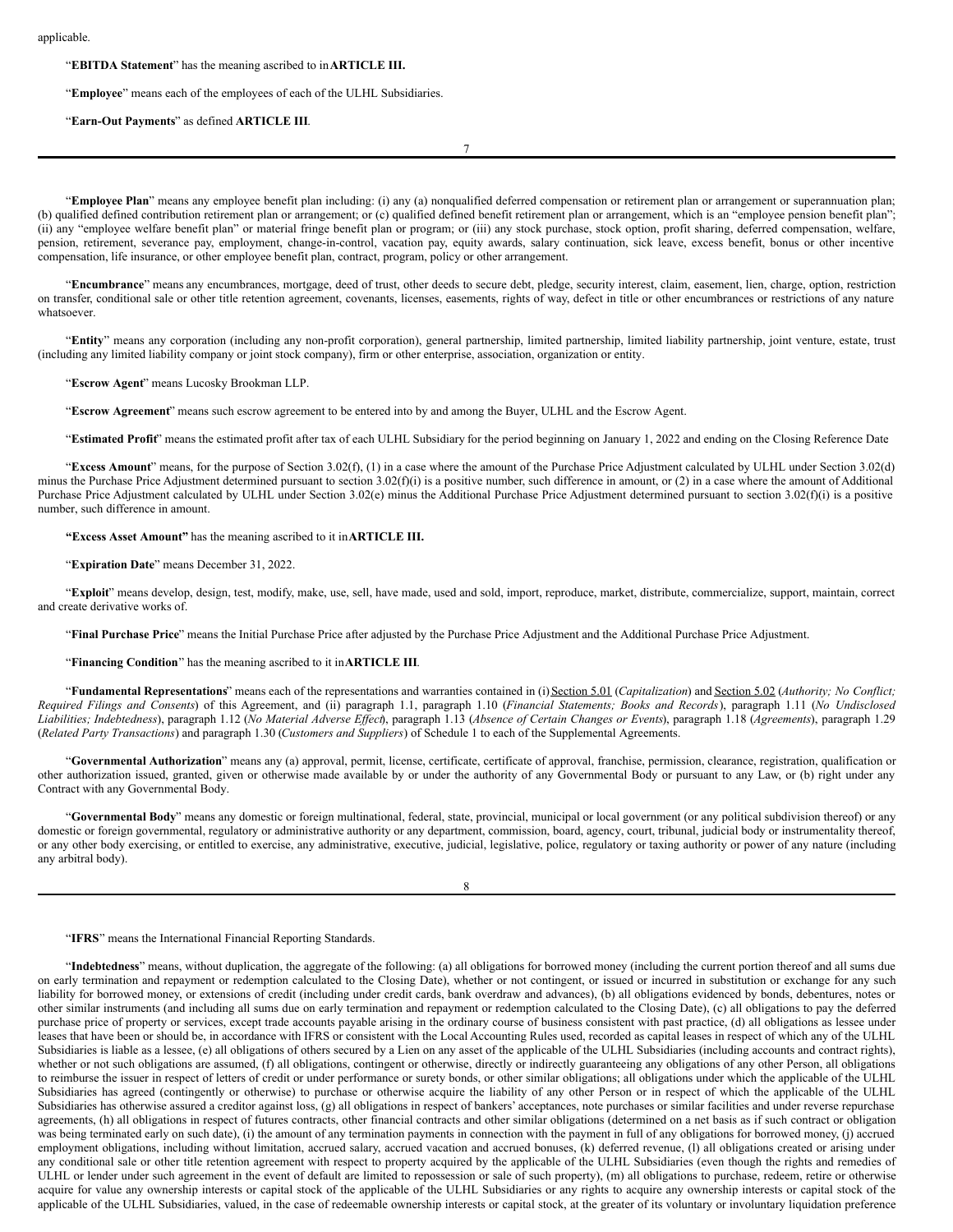applicable.

"**EBITDA Statement**" has the meaning ascribed to in **ARTICLE III.**

"**Employee**" means each of the employees of each of the ULHL Subsidiaries.

"**Earn-Out Payments**" as defined **ARTICLE III**.

"**Employee Plan**" means any employee benefit plan including: (i) any (a) nonqualified deferred compensation or retirement plan or arrangement or superannuation plan; (b) qualified defined contribution retirement plan or arrangement; or (c) qualified defined benefit retirement plan or arrangement, which is an "employee pension benefit plan"; (ii) any "employee welfare benefit plan" or material fringe benefit plan or program; or (iii) any stock purchase, stock option, profit sharing, deferred compensation, welfare, pension, retirement, severance pay, employment, change-in-control, vacation pay, equity awards, salary continuation, sick leave, excess benefit, bonus or other incentive compensation, life insurance, or other employee benefit plan, contract, program, policy or other arrangement.

"**Encumbrance**" means any encumbrances, mortgage, deed of trust, other deeds to secure debt, pledge, security interest, claim, easement, lien, charge, option, restriction on transfer, conditional sale or other title retention agreement, covenants, licenses, easements, rights of way, defect in title or other encumbrances or restrictions of any nature whatsoever.

"**Entity**" means any corporation (including any non-profit corporation), general partnership, limited partnership, limited liability partnership, joint venture, estate, trust (including any limited liability company or joint stock company), firm or other enterprise, association, organization or entity.

"**Escrow Agent**" means Lucosky Brookman LLP.

"**Escrow Agreement**" means such escrow agreement to be entered into by and among the Buyer, ULHL and the Escrow Agent.

"**Estimated Profit**" means the estimated profit after tax of each ULHL Subsidiary for the period beginning on January 1, 2022 and ending on the Closing Reference Date

"**Excess Amount**" means, for the purpose of Section 3.02(f), (1) in a case where the amount of the Purchase Price Adjustment calculated by ULHL under Section 3.02(d) minus the Purchase Price Adjustment determined pursuant to section 3.02(f)(i) is a positive number, such difference in amount, or (2) in a case where the amount of Additional Purchase Price Adjustment calculated by ULHL under Section 3.02(e) minus the Additional Purchase Price Adjustment determined pursuant to section 3.02(f)(i) is a positive number, such difference in amount.

**"Excess Asset Amount"** has the meaning ascribed to it in **ARTICLE III.**

"**Expiration Date**" means December 31, 2022.

"**Exploit**" means develop, design, test, modify, make, use, sell, have made, used and sold, import, reproduce, market, distribute, commercialize, support, maintain, correct and create derivative works of.

"**Final Purchase Price**" means the Initial Purchase Price after adjusted by the Purchase Price Adjustment and the Additional Purchase Price Adjustment.

"**Financing Condition**" has the meaning ascribed to it in **ARTICLE III**.

"**Fundamental Representations**" means each of the representations and warranties contained in (i) Section 5.01 (*Capitalization*) and Section 5.02 (*Authority; No Conflict; Required Filings and Consents*) of this Agreement, and (ii) paragraph 1.1, paragraph 1.10 (*Financial Statements; Books and Records*), paragraph 1.11 (*No Undisclosed Liabilities; Indebtedness*), paragraph 1.12 (*No Material Adverse Effect*), paragraph 1.13 (*Absence of Certain Changes or Events*), paragraph 1.18 (*Agreements*), paragraph 1.29 (*Related Party Transactions*) and paragraph 1.30 (*Customers and Suppliers*) of Schedule 1 to each of the Supplemental Agreements.

"**Governmental Authorization**" means any (a) approval, permit, license, certificate, certificate of approval, franchise, permission, clearance, registration, qualification or other authorization issued, granted, given or otherwise made available by or under the authority of any Governmental Body or pursuant to any Law, or (b) right under any Contract with any Governmental Body.

"**Governmental Body**" means any domestic or foreign multinational, federal, state, provincial, municipal or local government (or any political subdivision thereof) or any domestic or foreign governmental, regulatory or administrative authority or any department, commission, board, agency, court, tribunal, judicial body or instrumentality thereof, or any other body exercising, or entitled to exercise, any administrative, executive, judicial, legislative, police, regulatory or taxing authority or power of any nature (including any arbitral body).

"**IFRS**" means the International Financial Reporting Standards.

"**Indebtedness**" means, without duplication, the aggregate of the following: (a) all obligations for borrowed money (including the current portion thereof and all sums due on early termination and repayment or redemption calculated to the Closing Date), whether or not contingent, or issued or incurred in substitution or exchange for any such liability for borrowed money, or extensions of credit (including under credit cards, bank overdraw and advances), (b) all obligations evidenced by bonds, debentures, notes or other similar instruments (and including all sums due on early termination and repayment or redemption calculated to the Closing Date), (c) all obligations to pay the deferred purchase price of property or services, except trade accounts payable arising in the ordinary course of business consistent with past practice, (d) all obligations as lessee under leases that have been or should be, in accordance with IFRS or consistent with the Local Accounting Rules used, recorded as capital leases in respect of which any of the ULHL Subsidiaries is liable as a lessee, (e) all obligations of others secured by a Lien on any asset of the applicable of the ULHL Subsidiaries (including accounts and contract rights), whether or not such obligations are assumed, (f) all obligations, contingent or otherwise, directly or indirectly guaranteeing any obligations of any other Person, all obligations to reimburse the issuer in respect of letters of credit or under performance or surety bonds, or other similar obligations; all obligations under which the applicable of the ULHL Subsidiaries has agreed (contingently or otherwise) to purchase or otherwise acquire the liability of any other Person or in respect of which the applicable of the ULHL Subsidiaries has otherwise assured a creditor against loss, (g) all obligations in respect of bankers' acceptances, note purchases or similar facilities and under reverse repurchase agreements, (h) all obligations in respect of futures contracts, other financial contracts and other similar obligations (determined on a net basis as if such contract or obligation was being terminated early on such date), (i) the amount of any termination payments in connection with the payment in full of any obligations for borrowed money, (j) accrued employment obligations, including without limitation, accrued salary, accrued vacation and accrued bonuses, (k) deferred revenue, (l) all obligations created or arising under any conditional sale or other title retention agreement with respect to property acquired by the applicable of the ULHL Subsidiaries (even though the rights and remedies of ULHL or lender under such agreement in the event of default are limited to repossession or sale of such property), (m) all obligations to purchase, redeem, retire or otherwise acquire for value any ownership interests or capital stock of the applicable of the ULHL Subsidiaries or any rights to acquire any ownership interests or capital stock of the applicable of the ULHL Subsidiaries, valued, in the case of redeemable ownership interests or capital stock, at the greater of its voluntary or involuntary liquidation preference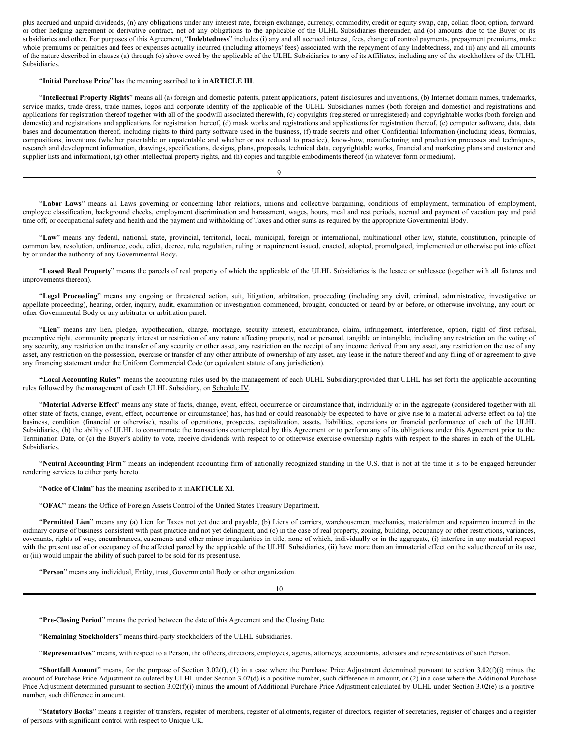plus accrued and unpaid dividends, (n) any obligations under any interest rate, foreign exchange, currency, commodity, credit or equity swap, cap, collar, floor, option, forward or other hedging agreement or derivative contract, net of any obligations to the applicable of the ULHL Subsidiaries thereunder, and (o) amounts due to the Buyer or its subsidiaries and other. For purposes of this Agreement, "**Indebtedness**" includes (i) any and all accrued interest, fees, change of control payments, prepayment premiums, make whole premiums or penalties and fees or expenses actually incurred (including attorneys' fees) associated with the repayment of any Indebtedness, and (ii) any and all amounts of the nature described in clauses (a) through (o) above owed by the applicable of the ULHL Subsidiaries to any of its Affiliates, including any of the stockholders of the ULHL Subsidiaries.

"**Initial Purchase Price**" has the meaning ascribed to it in **ARTICLE III**.

"**Intellectual Property Rights**" means all (a) foreign and domestic patents, patent applications, patent disclosures and inventions, (b) Internet domain names, trademarks, service marks, trade dress, trade names, logos and corporate identity of the applicable of the ULHL Subsidiaries names (both foreign and domestic) and registrations and applications for registration thereof together with all of the goodwill associated therewith, (c) copyrights (registered or unregistered) and copyrightable works (both foreign and domestic) and registrations and applications for registration thereof, (d) mask works and registrations and applications for registration thereof, (e) computer software, data, data bases and documentation thereof, including rights to third party software used in the business, (f) trade secrets and other Confidential Information (including ideas, formulas, compositions, inventions (whether patentable or unpatentable and whether or not reduced to practice), know-how, manufacturing and production processes and techniques, research and development information, drawings, specifications, designs, plans, proposals, technical data, copyrightable works, financial and marketing plans and customer and supplier lists and information), (g) other intellectual property rights, and (h) copies and tangible embodiments thereof (in whatever form or medium).

"**Labor Laws**" means all Laws governing or concerning labor relations, unions and collective bargaining, conditions of employment, termination of employment, employee classification, background checks, employment discrimination and harassment, wages, hours, meal and rest periods, accrual and payment of vacation pay and paid time off, or occupational safety and health and the payment and withholding of Taxes and other sums as required by the appropriate Governmental Body.

"**Law**" means any federal, national, state, provincial, territorial, local, municipal, foreign or international, multinational other law, statute, constitution, principle of common law, resolution, ordinance, code, edict, decree, rule, regulation, ruling or requirement issued, enacted, adopted, promulgated, implemented or otherwise put into effect by or under the authority of any Governmental Body.

"**Leased Real Property**" means the parcels of real property of which the applicable of the ULHL Subsidiaries is the lessee or sublessee (together with all fixtures and improvements thereon).

"**Legal Proceeding**" means any ongoing or threatened action, suit, litigation, arbitration, proceeding (including any civil, criminal, administrative, investigative or appellate proceeding), hearing, order, inquiry, audit, examination or investigation commenced, brought, conducted or heard by or before, or otherwise involving, any court or other Governmental Body or any arbitrator or arbitration panel.

"**Lien**" means any lien, pledge, hypothecation, charge, mortgage, security interest, encumbrance, claim, infringement, interference, option, right of first refusal, preemptive right, community property interest or restriction of any nature affecting property, real or personal, tangible or intangible, including any restriction on the voting of any security, any restriction on the transfer of any security or other asset, any restriction on the receipt of any income derived from any asset, any restriction on the use of any asset, any restriction on the possession, exercise or transfer of any other attribute of ownership of any asset, any lease in the nature thereof and any filing of or agreement to give any financing statement under the Uniform Commercial Code (or equivalent statute of any jurisdiction).

**"Local Accounting Rules"** means the accounting rules used by the management of each ULHL Subsidiary; provided that ULHL has set forth the applicable accounting rules followed by the management of each ULHL Subsidiary, on Schedule IV.

"**Material Adverse Effect**" means any state of facts, change, event, effect, occurrence or circumstance that, individually or in the aggregate (considered together with all other state of facts, change, event, effect, occurrence or circumstance) has, has had or could reasonably be expected to have or give rise to a material adverse effect on (a) the business, condition (financial or otherwise), results of operations, prospects, capitalization, assets, liabilities, operations or financial performance of each of the ULHL Subsidiaries, (b) the ability of ULHL to consummate the transactions contemplated by this Agreement or to perform any of its obligations under this Agreement prior to the Termination Date, or (c) the Buyer's ability to vote, receive dividends with respect to or otherwise exercise ownership rights with respect to the shares in each of the ULHL Subsidiaries.

"**Neutral Accounting Firm**" means an independent accounting firm of nationally recognized standing in the U.S. that is not at the time it is to be engaged hereunder rendering services to either party hereto.

"**Notice of Claim**" has the meaning ascribed to it in **ARTICLE XI**.

"**OFAC**" means the Office of Foreign Assets Control of the United States Treasury Department.

"**Permitted Lien**" means any (a) Lien for Taxes not yet due and payable, (b) Liens of carriers, warehousemen, mechanics, materialmen and repairmen incurred in the ordinary course of business consistent with past practice and not yet delinquent, and (c) in the case of real property, zoning, building, occupancy or other restrictions, variances, covenants, rights of way, encumbrances, easements and other minor irregularities in title, none of which, individually or in the aggregate, (i) interfere in any material respect with the present use of or occupancy of the affected parcel by the applicable of the ULHL Subsidiaries, (ii) have more than an immaterial effect on the value thereof or its use, or (iii) would impair the ability of such parcel to be sold for its present use.

"**Person**" means any individual, Entity, trust, Governmental Body or other organization.

"**Pre-Closing Period**" means the period between the date of this Agreement and the Closing Date.

"**Remaining Stockholders**" means third-party stockholders of the ULHL Subsidiaries.

"**Representatives**" means, with respect to a Person, the officers, directors, employees, agents, attorneys, accountants, advisors and representatives of such Person.

"**Shortfall Amount**" means, for the purpose of Section 3.02(f), (1) in a case where the Purchase Price Adjustment determined pursuant to section 3.02(f)(i) minus the amount of Purchase Price Adjustment calculated by ULHL under Section 3.02(d) is a positive number, such difference in amount, or (2) in a case where the Additional Purchase Price Adjustment determined pursuant to section 3.02(f)(i) minus the amount of Additional Purchase Price Adjustment calculated by ULHL under Section 3.02(e) is a positive number, such difference in amount.

"**Statutory Books**" means a register of transfers, register of members, register of allotments, register of directors, register of secretaries, register of charges and a register of persons with significant control with respect to Unique UK.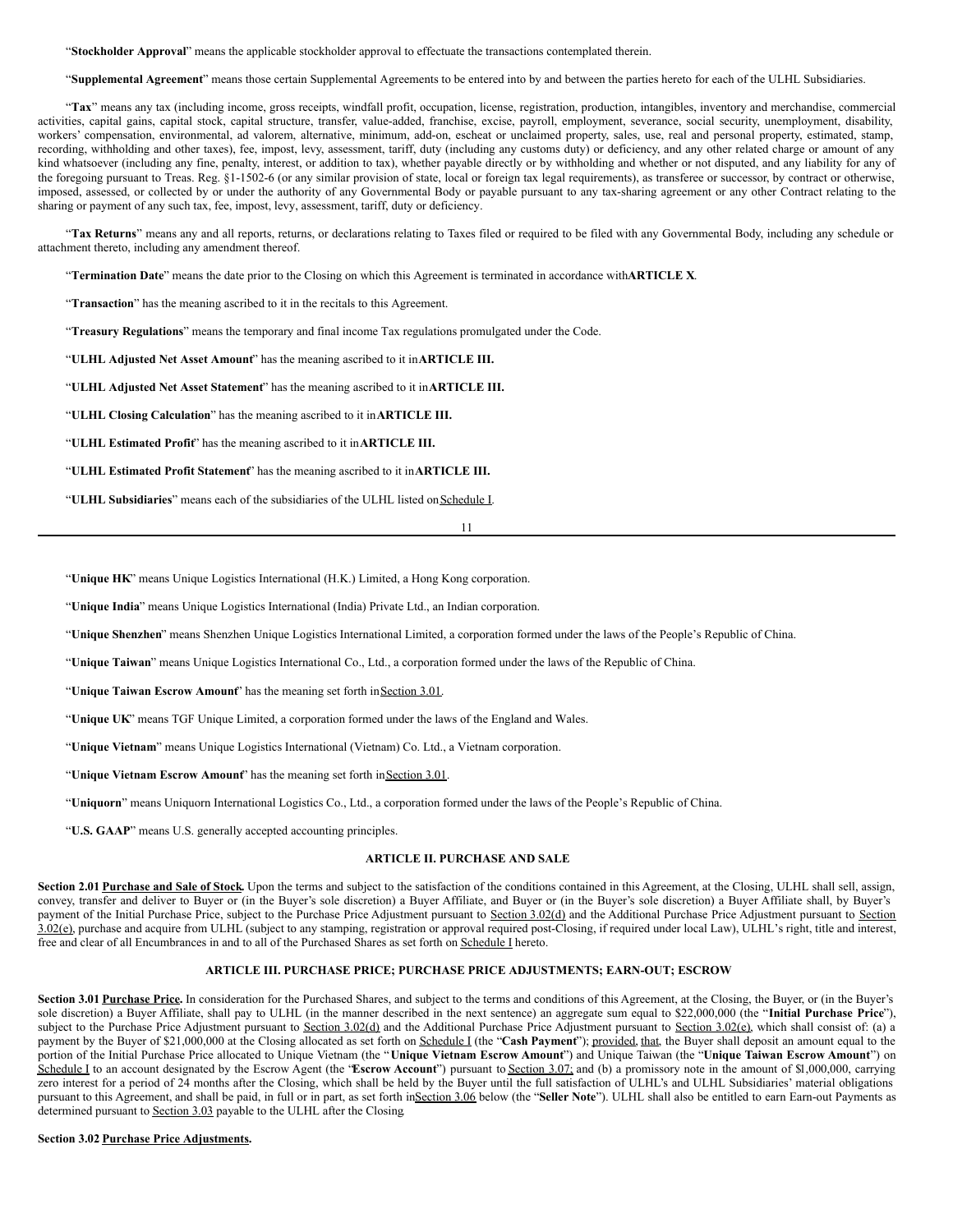"**Stockholder Approval**" means the applicable stockholder approval to effectuate the transactions contemplated therein.

"**Supplemental Agreement**" means those certain Supplemental Agreements to be entered into by and between the parties hereto for each of the ULHL Subsidiaries.

"**Tax**" means any tax (including income, gross receipts, windfall profit, occupation, license, registration, production, intangibles, inventory and merchandise, commercial activities, capital gains, capital stock, capital structure, transfer, value-added, franchise, excise, payroll, employment, severance, social security, unemployment, disability, workers' compensation, environmental, ad valorem, alternative, minimum, add-on, escheat or unclaimed property, sales, use, real and personal property, estimated, stamp, recording, withholding and other taxes), fee, impost, levy, assessment, tariff, duty (including any customs duty) or deficiency, and any other related charge or amount of any kind whatsoever (including any fine, penalty, interest, or addition to tax), whether payable directly or by withholding and whether or not disputed, and any liability for any of the foregoing pursuant to Treas. Reg. §1-1502-6 (or any similar provision of state, local or foreign tax legal requirements), as transferee or successor, by contract or otherwise, imposed, assessed, or collected by or under the authority of any Governmental Body or payable pursuant to any tax-sharing agreement or any other Contract relating to the sharing or payment of any such tax, fee, impost, levy, assessment, tariff, duty or deficiency.

"**Tax Returns**" means any and all reports, returns, or declarations relating to Taxes filed or required to be filed with any Governmental Body, including any schedule or attachment thereto, including any amendment thereof.

"**Termination Date**" means the date prior to the Closing on which this Agreement is terminated in accordance with **ARTICLE X**.

"**Transaction**" has the meaning ascribed to it in the recitals to this Agreement.

"**Treasury Regulations**" means the temporary and final income Tax regulations promulgated under the Code.

"**ULHL Adjusted Net Asset Amount**" has the meaning ascribed to it in **ARTICLE III.**

"**ULHL Adjusted Net Asset Statement**" has the meaning ascribed to it in **ARTICLE III.**

"**ULHL Closing Calculation**" has the meaning ascribed to it in **ARTICLE III.**

"**ULHL Estimated Profit**" has the meaning ascribed to it in **ARTICLE III.**

"**ULHL Estimated Profit Statement**" has the meaning ascribed to it in **ARTICLE III.**

"**ULHL Subsidiaries**" means each of the subsidiaries of the ULHL listed on Schedule I.

"**Unique HK**" means Unique Logistics International (H.K.) Limited, a Hong Kong corporation.

"**Unique India**" means Unique Logistics International (India) Private Ltd., an Indian corporation.

"**Unique Shenzhen**" means Shenzhen Unique Logistics International Limited, a corporation formed under the laws of the People's Republic of China.

"**Unique Taiwan**" means Unique Logistics International Co., Ltd., a corporation formed under the laws of the Republic of China.

"**Unique Taiwan Escrow Amount**" has the meaning set forth in Section 3.01.

"**Unique UK**" means TGF Unique Limited, a corporation formed under the laws of the England and Wales.

"**Unique Vietnam**" means Unique Logistics International (Vietnam) Co. Ltd., a Vietnam corporation.

"**Unique Vietnam Escrow Amount**" has the meaning set forth in Section 3.01.

"**Uniquorn**" means Uniquorn International Logistics Co., Ltd., a corporation formed under the laws of the People's Republic of China.

"**U.S. GAAP**" means U.S. generally accepted accounting principles.

## ARTICLE II. PURCHASE AND SALE

**Section 2.01 Purchase and Sale of Stock.** Upon the terms and subject to the satisfaction of the conditions contained in this Agreement, at the Closing, ULHL shall sell, assign, convey, transfer and deliver to Buyer or (in the Buyer's sole discretion) a Buyer Affiliate, and Buyer or (in the Buyer's sole discretion) a Buyer Affiliate shall, by Buyer's payment of the Initial Purchase Price, subject to the Purchase Price Adjustment pursuant to Section 3.02(d) and the Additional Purchase Price Adjustment pursuant to Section 3.02(e), purchase and acquire from ULHL (subject to any stamping, registration or approval required post-Closing, if required under local Law), ULHL's right, title and interest, free and clear of all Encumbrances in and to all of the Purchased Shares as set forth on Schedule I hereto.

## ARTICLE III. PURCHASE PRICE; PURCHASE PRICE ADJUSTMENTS; EARN-OUT; ESCROW

**Section 3.01 Purchase Price.** In consideration for the Purchased Shares, and subject to the terms and conditions of this Agreement, at the Closing, the Buyer, or (in the Buyer's sole discretion) a Buyer Affiliate, shall pay to ULHL (in the manner described in the next sentence) an aggregate sum equal to $22,000,000 (the "**Initial Purchase Price**"), subject to the Purchase Price Adjustment pursuant to Section 3.02(d) and the Additional Purchase Price Adjustment pursuant to Section 3.02(e), which shall consist of: (a) a payment by the Buyer of $21,000,000 at the Closing allocated as set forth on Schedule I (the "**Cash Payment**"); provided, that, the Buyer shall deposit an amount equal to the portion of the Initial Purchase Price allocated to Unique Vietnam (the "**Unique Vietnam Escrow Amount**") and Unique Taiwan (the "**Unique Taiwan Escrow Amount**") on Schedule I to an account designated by the Escrow Agent (the "**Escrow Account**") pursuant to Section 3.07; and (b) a promissory note in the amount of $1,000,000, carrying zero interest for a period of 24 months after the Closing, which shall be held by the Buyer until the full satisfaction of ULHL's and ULHL Subsidiaries' material obligations pursuant to this Agreement, and shall be paid, in full or in part, as set forth in Section 3.06 below (the "**Seller Note**"). ULHL shall also be entitled to earn Earn-out Payments as determined pursuant to Section 3.03 payable to the ULHL after the Closing.

**Section 3.02 Purchase Price Adjustments.**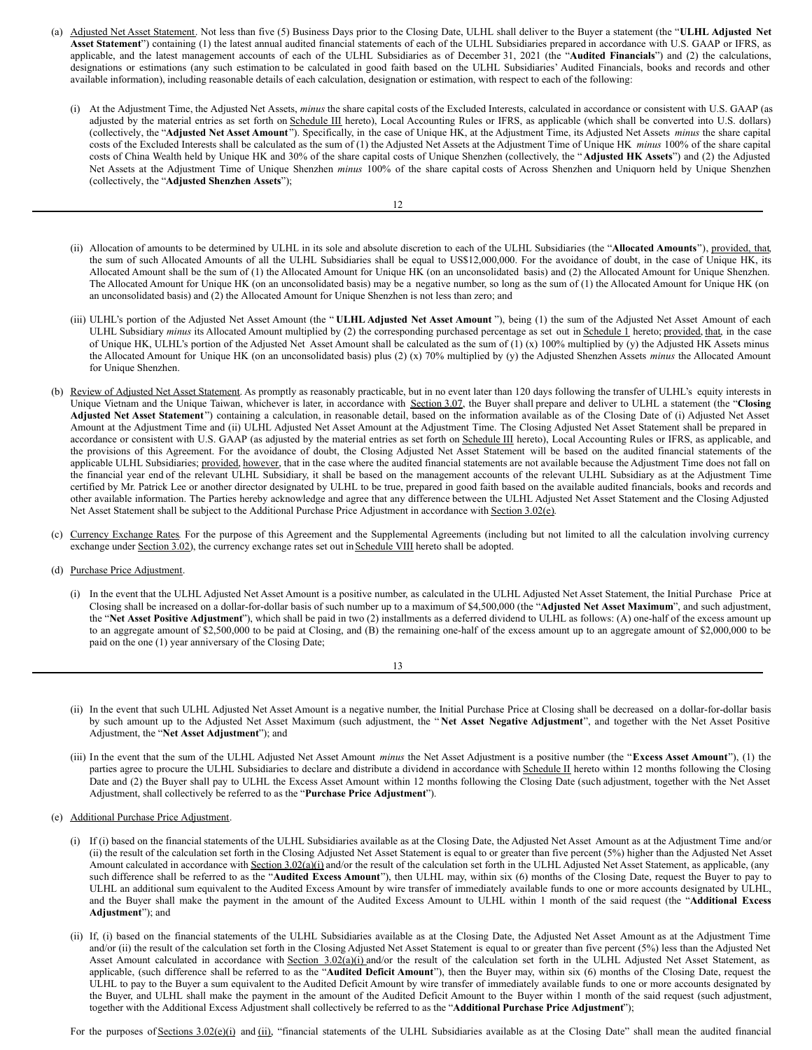(a) Adjusted Net Asset Statement. Not less than five (5) Business Days prior to the Closing Date, ULHL shall deliver to the Buyer a statement (the "**ULHL Adjusted Net Asset Statement**") containing (1) the latest annual audited financial statements of each of the ULHL Subsidiaries prepared in accordance with U.S. GAAP or IFRS, as applicable, and the latest management accounts of each of the ULHL Subsidiaries as of December 31, 2021 (the "**Audited Financials**") and (2) the calculations, designations or estimations (any such estimation to be calculated in good faith based on the ULHL Subsidiaries' Audited Financials, books and records and other available information), including reasonable details of each calculation, designation or estimation, with respect to each of the following:

(i) At the Adjustment Time, the Adjusted Net Assets, *minus* the share capital costs of the Excluded Interests, calculated in accordance or consistent with U.S. GAAP (as adjusted by the material entries as set forth on Schedule III hereto), Local Accounting Rules or IFRS, as applicable (which shall be converted into U.S. dollars) (collectively, the "**Adjusted Net Asset Amount**"). Specifically, in the case of Unique HK, at the Adjustment Time, its Adjusted Net Assets *minus* the share capital costs of the Excluded Interests shall be calculated as the sum of (1) the Adjusted Net Assets at the Adjustment Time of Unique HK *minus* 100% of the share capital costs of China Wealth held by Unique HK and 30% of the share capital costs of Unique Shenzhen (collectively, the "**Adjusted HK Assets**") and (2) the Adjusted Net Assets at the Adjustment Time of Unique Shenzhen *minus* 100% of the share capital costs of Across Shenzhen and Uniquorn held by Unique Shenzhen (collectively, the "**Adjusted Shenzhen Assets**");

(ii) Allocation of amounts to be determined by ULHL in its sole and absolute discretion to each of the ULHL Subsidiaries (the "**Allocated Amounts**"), provided, that, the sum of such Allocated Amounts of all the ULHL Subsidiaries shall be equal to US$12,000,000. For the avoidance of doubt, in the case of Unique HK, its Allocated Amount shall be the sum of (1) the Allocated Amount for Unique HK (on an unconsolidated basis) and (2) the Allocated Amount for Unique Shenzhen. The Allocated Amount for Unique HK (on an unconsolidated basis) may be a negative number, so long as the sum of (1) the Allocated Amount for Unique HK (on an unconsolidated basis) and (2) the Allocated Amount for Unique Shenzhen is not less than zero; and

(iii) ULHL's portion of the Adjusted Net Asset Amount (the "**ULHL Adjusted Net Asset Amount**"), being (1) the sum of the Adjusted Net Asset Amount of each ULHL Subsidiary *minus* its Allocated Amount multiplied by (2) the corresponding purchased percentage as set out in Schedule 1 hereto; provided, that, in the case of Unique HK, ULHL's portion of the Adjusted Net Asset Amount shall be calculated as the sum of (1) (x) 100% multiplied by (y) the Adjusted HK Assets minus the Allocated Amount for Unique HK (on an unconsolidated basis) plus (2) (x) 70% multiplied by (y) the Adjusted Shenzhen Assets *minus* the Allocated Amount for Unique Shenzhen.

(b) Review of Adjusted Net Asset Statement. As promptly as reasonably practicable, but in no event later than 120 days following the transfer of ULHL's equity interests in Unique Vietnam and the Unique Taiwan, whichever is later, in accordance with Section 3.07, the Buyer shall prepare and deliver to ULHL a statement (the "**Closing Adjusted Net Asset Statement**") containing a calculation, in reasonable detail, based on the information available as of the Closing Date of (i) Adjusted Net Asset Amount at the Adjustment Time and (ii) ULHL Adjusted Net Asset Amount at the Adjustment Time. The Closing Adjusted Net Asset Statement shall be prepared in accordance or consistent with U.S. GAAP (as adjusted by the material entries as set forth on Schedule III hereto), Local Accounting Rules or IFRS, as applicable, and the provisions of this Agreement. For the avoidance of doubt, the Closing Adjusted Net Asset Statement will be based on the audited financial statements of the applicable ULHL Subsidiaries; provided, however, that in the case where the audited financial statements are not available because the Adjustment Time does not fall on the financial year end of the relevant ULHL Subsidiary, it shall be based on the management accounts of the relevant ULHL Subsidiary as at the Adjustment Time certified by Mr. Patrick Lee or another director designated by ULHL to be true, prepared in good faith based on the available audited financials, books and records and other available information. The Parties hereby acknowledge and agree that any difference between the ULHL Adjusted Net Asset Statement and the Closing Adjusted Net Asset Statement shall be subject to the Additional Purchase Price Adjustment in accordance with Section 3.02(e).

(c) Currency Exchange Rates. For the purpose of this Agreement and the Supplemental Agreements (including but not limited to all the calculation involving currency exchange under Section 3.02), the currency exchange rates set out in Schedule VIII hereto shall be adopted.

(d) Purchase Price Adjustment.

(i) In the event that the ULHL Adjusted Net Asset Amount is a positive number, as calculated in the ULHL Adjusted Net Asset Statement, the Initial Purchase Price at Closing shall be increased on a dollar-for-dollar basis of such number up to a maximum of $4,500,000 (the "**Adjusted Net Asset Maximum**", and such adjustment, the "**Net Asset Positive Adjustment**"), which shall be paid in two (2) installments as a deferred dividend to ULHL as follows: (A) one-half of the excess amount up to an aggregate amount of $2,500,000 to be paid at Closing, and (B) the remaining one-half of the excess amount up to an aggregate amount of $2,000,000 to be paid on the one (1) year anniversary of the Closing Date;

(ii) In the event that such ULHL Adjusted Net Asset Amount is a negative number, the Initial Purchase Price at Closing shall be decreased on a dollar-for-dollar basis by such amount up to the Adjusted Net Asset Maximum (such adjustment, the "**Net Asset Negative Adjustment**", and together with the Net Asset Positive Adjustment, the "**Net Asset Adjustment**"); and

(iii) In the event that the sum of the ULHL Adjusted Net Asset Amount *minus* the Net Asset Adjustment is a positive number (the "**Excess Asset Amount**"), (1) the parties agree to procure the ULHL Subsidiaries to declare and distribute a dividend in accordance with Schedule II hereto within 12 months following the Closing Date and (2) the Buyer shall pay to ULHL the Excess Asset Amount within 12 months following the Closing Date (such adjustment, together with the Net Asset Adjustment, shall collectively be referred to as the "**Purchase Price Adjustment**").

(e) Additional Purchase Price Adjustment.

(i) If (i) based on the financial statements of the ULHL Subsidiaries available as at the Closing Date, the Adjusted Net Asset Amount as at the Adjustment Time and/or (ii) the result of the calculation set forth in the Closing Adjusted Net Asset Statement is equal to or greater than five percent (5%) higher than the Adjusted Net Asset Amount calculated in accordance with Section 3.02(a)(i) and/or the result of the calculation set forth in the ULHL Adjusted Net Asset Statement, as applicable, (any such difference shall be referred to as the "**Audited Excess Amount**"), then ULHL may, within six (6) months of the Closing Date, request the Buyer to pay to ULHL an additional sum equivalent to the Audited Excess Amount by wire transfer of immediately available funds to one or more accounts designated by ULHL, and the Buyer shall make the payment in the amount of the Audited Excess Amount to ULHL within 1 month of the said request (the "**Additional Excess Adjustment**"); and

(ii) If, (i) based on the financial statements of the ULHL Subsidiaries available as at the Closing Date, the Adjusted Net Asset Amount as at the Adjustment Time and/or (ii) the result of the calculation set forth in the Closing Adjusted Net Asset Statement is equal to or greater than five percent (5%) less than the Adjusted Net Asset Amount calculated in accordance with Section 3.02(a)(i) and/or the result of the calculation set forth in the ULHL Adjusted Net Asset Statement, as applicable, (such difference shall be referred to as the "**Audited Deficit Amount**"), then the Buyer may, within six (6) months of the Closing Date, request the ULHL to pay to the Buyer a sum equivalent to the Audited Deficit Amount by wire transfer of immediately available funds to one or more accounts designated by the Buyer, and ULHL shall make the payment in the amount of the Audited Deficit Amount to the Buyer within 1 month of the said request (such adjustment, together with the Additional Excess Adjustment shall collectively be referred to as the "**Additional Purchase Price Adjustment**");

For the purposes of Sections 3.02(e)(i) and (ii), "financial statements of the ULHL Subsidiaries available as at the Closing Date" shall mean the audited financial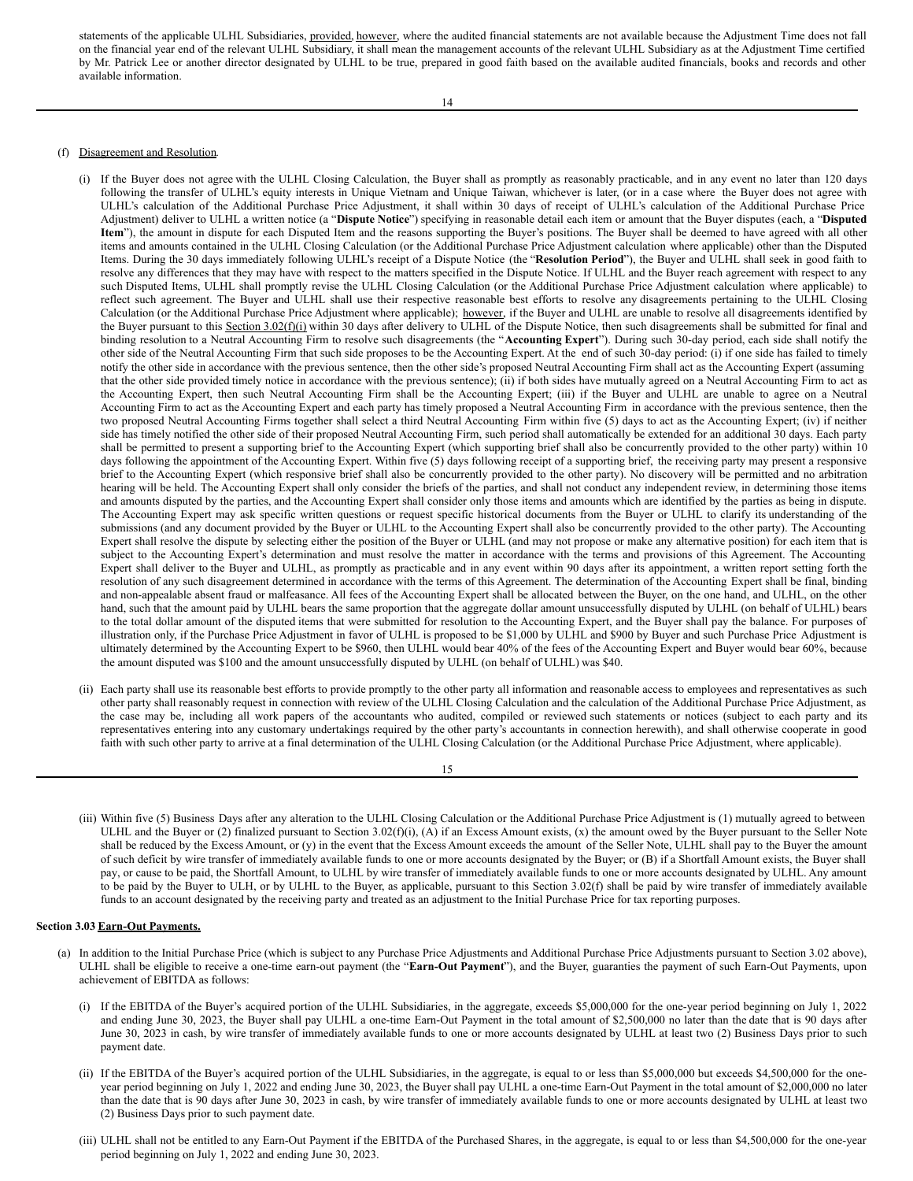statements of the applicable ULHL Subsidiaries, provided, however, where the audited financial statements are not available because the Adjustment Time does not fall on the financial year end of the relevant ULHL Subsidiary, it shall mean the management accounts of the relevant ULHL Subsidiary as at the Adjustment Time certified by Mr. Patrick Lee or another director designated by ULHL to be true, prepared in good faith based on the available audited financials, books and records and other available information.

(f) Disagreement and Resolution.

(i) If the Buyer does not agree with the ULHL Closing Calculation, the Buyer shall as promptly as reasonably practicable, and in any event no later than 120 days following the transfer of ULHL's equity interests in Unique Vietnam and Unique Taiwan, whichever is later, (or in a case where the Buyer does not agree with ULHL's calculation of the Additional Purchase Price Adjustment, it shall within 30 days of receipt of ULHL's calculation of the Additional Purchase Price Adjustment) deliver to ULHL a written notice (a "**Dispute Notice**") specifying in reasonable detail each item or amount that the Buyer disputes (each, a "**Disputed Item**"), the amount in dispute for each Disputed Item and the reasons supporting the Buyer's positions. The Buyer shall be deemed to have agreed with all other items and amounts contained in the ULHL Closing Calculation (or the Additional Purchase Price Adjustment calculation where applicable) other than the Disputed Items. During the 30 days immediately following ULHL's receipt of a Dispute Notice (the "**Resolution Period**"), the Buyer and ULHL shall seek in good faith to resolve any differences that they may have with respect to the matters specified in the Dispute Notice. If ULHL and the Buyer reach agreement with respect to any such Disputed Items, ULHL shall promptly revise the ULHL Closing Calculation (or the Additional Purchase Price Adjustment calculation where applicable) to reflect such agreement. The Buyer and ULHL shall use their respective reasonable best efforts to resolve any disagreements pertaining to the ULHL Closing Calculation (or the Additional Purchase Price Adjustment where applicable); however, if the Buyer and ULHL are unable to resolve all disagreements identified by the Buyer pursuant to this Section 3.02(f)(i) within 30 days after delivery to ULHL of the Dispute Notice, then such disagreements shall be submitted for final and binding resolution to a Neutral Accounting Firm to resolve such disagreements (the "**Accounting Expert**"). During such 30-day period, each side shall notify the other side of the Neutral Accounting Firm that such side proposes to be the Accounting Expert. At the end of such 30-day period: (i) if one side has failed to timely notify the other side in accordance with the previous sentence, then the other side's proposed Neutral Accounting Firm shall act as the Accounting Expert (assuming that the other side provided timely notice in accordance with the previous sentence); (ii) if both sides have mutually agreed on a Neutral Accounting Firm to act as the Accounting Expert, then such Neutral Accounting Firm shall be the Accounting Expert; (iii) if the Buyer and ULHL are unable to agree on a Neutral Accounting Firm to act as the Accounting Expert and each party has timely proposed a Neutral Accounting Firm in accordance with the previous sentence, then the two proposed Neutral Accounting Firms together shall select a third Neutral Accounting Firm within five (5) days to act as the Accounting Expert; (iv) if neither side has timely notified the other side of their proposed Neutral Accounting Firm, such period shall automatically be extended for an additional 30 days. Each party shall be permitted to present a supporting brief to the Accounting Expert (which supporting brief shall also be concurrently provided to the other party) within 10 days following the appointment of the Accounting Expert. Within five (5) days following receipt of a supporting brief, the receiving party may present a responsive brief to the Accounting Expert (which responsive brief shall also be concurrently provided to the other party). No discovery will be permitted and no arbitration hearing will be held. The Accounting Expert shall only consider the briefs of the parties, and shall not conduct any independent review, in determining those items and amounts disputed by the parties, and the Accounting Expert shall consider only those items and amounts which are identified by the parties as being in dispute. The Accounting Expert may ask specific written questions or request specific historical documents from the Buyer or ULHL to clarify its understanding of the submissions (and any document provided by the Buyer or ULHL to the Accounting Expert shall also be concurrently provided to the other party). The Accounting Expert shall resolve the dispute by selecting either the position of the Buyer or ULHL (and may not propose or make any alternative position) for each item that is subject to the Accounting Expert's determination and must resolve the matter in accordance with the terms and provisions of this Agreement. The Accounting Expert shall deliver to the Buyer and ULHL, as promptly as practicable and in any event within 90 days after its appointment, a written report setting forth the resolution of any such disagreement determined in accordance with the terms of this Agreement. The determination of the Accounting Expert shall be final, binding and non-appealable absent fraud or malfeasance. All fees of the Accounting Expert shall be allocated between the Buyer, on the one hand, and ULHL, on the other hand, such that the amount paid by ULHL bears the same proportion that the aggregate dollar amount unsuccessfully disputed by ULHL (on behalf of ULHL) bears to the total dollar amount of the disputed items that were submitted for resolution to the Accounting Expert, and the Buyer shall pay the balance. For purposes of illustration only, if the Purchase Price Adjustment in favor of ULHL is proposed to be $1,000 by ULHL and $900 by Buyer and such Purchase Price Adjustment is ultimately determined by the Accounting Expert to be $960, then ULHL would bear 40% of the fees of the Accounting Expert and Buyer would bear 60%, because the amount disputed was $100 and the amount unsuccessfully disputed by ULHL (on behalf of ULHL) was $40.

(ii) Each party shall use its reasonable best efforts to provide promptly to the other party all information and reasonable access to employees and representatives as such other party shall reasonably request in connection with review of the ULHL Closing Calculation and the calculation of the Additional Purchase Price Adjustment, as the case may be, including all work papers of the accountants who audited, compiled or reviewed such statements or notices (subject to each party and its representatives entering into any customary undertakings required by the other party's accountants in connection herewith), and shall otherwise cooperate in good faith with such other party to arrive at a final determination of the ULHL Closing Calculation (or the Additional Purchase Price Adjustment, where applicable).

(iii) Within five (5) Business Days after any alteration to the ULHL Closing Calculation or the Additional Purchase Price Adjustment is (1) mutually agreed to between ULHL and the Buyer or (2) finalized pursuant to Section 3.02(f)(i), (A) if an Excess Amount exists, (x) the amount owed by the Buyer pursuant to the Seller Note shall be reduced by the Excess Amount, or (y) in the event that the Excess Amount exceeds the amount of the Seller Note, ULHL shall pay to the Buyer the amount of such deficit by wire transfer of immediately available funds to one or more accounts designated by the Buyer; or (B) if a Shortfall Amount exists, the Buyer shall pay, or cause to be paid, the Shortfall Amount, to ULHL by wire transfer of immediately available funds to one or more accounts designated by ULHL. Any amount to be paid by the Buyer to ULH, or by ULHL to the Buyer, as applicable, pursuant to this Section 3.02(f) shall be paid by wire transfer of immediately available funds to an account designated by the receiving party and treated as an adjustment to the Initial Purchase Price for tax reporting purposes.

**Section 3.03 Earn-Out Payments.**

(a) In addition to the Initial Purchase Price (which is subject to any Purchase Price Adjustments and Additional Purchase Price Adjustments pursuant to Section 3.02 above), ULHL shall be eligible to receive a one-time earn-out payment (the "**Earn-Out Payment**"), and the Buyer, guaranties the payment of such Earn-Out Payments, upon achievement of EBITDA as follows:

(i) If the EBITDA of the Buyer's acquired portion of the ULHL Subsidiaries, in the aggregate, exceeds $5,000,000 for the one-year period beginning on July 1, 2022 and ending June 30, 2023, the Buyer shall pay ULHL a one-time Earn-Out Payment in the total amount of $2,500,000 no later than the date that is 90 days after June 30, 2023 in cash, by wire transfer of immediately available funds to one or more accounts designated by ULHL at least two (2) Business Days prior to such payment date.

(ii) If the EBITDA of the Buyer's acquired portion of the ULHL Subsidiaries, in the aggregate, is equal to or less than $5,000,000 but exceeds $4,500,000 for the one-year period beginning on July 1, 2022 and ending June 30, 2023, the Buyer shall pay ULHL a one-time Earn-Out Payment in the total amount of $2,000,000 no later than the date that is 90 days after June 30, 2023 in cash, by wire transfer of immediately available funds to one or more accounts designated by ULHL at least two (2) Business Days prior to such payment date.

(iii) ULHL shall not be entitled to any Earn-Out Payment if the EBITDA of the Purchased Shares, in the aggregate, is equal to or less than $4,500,000 for the one-year period beginning on July 1, 2022 and ending June 30, 2023.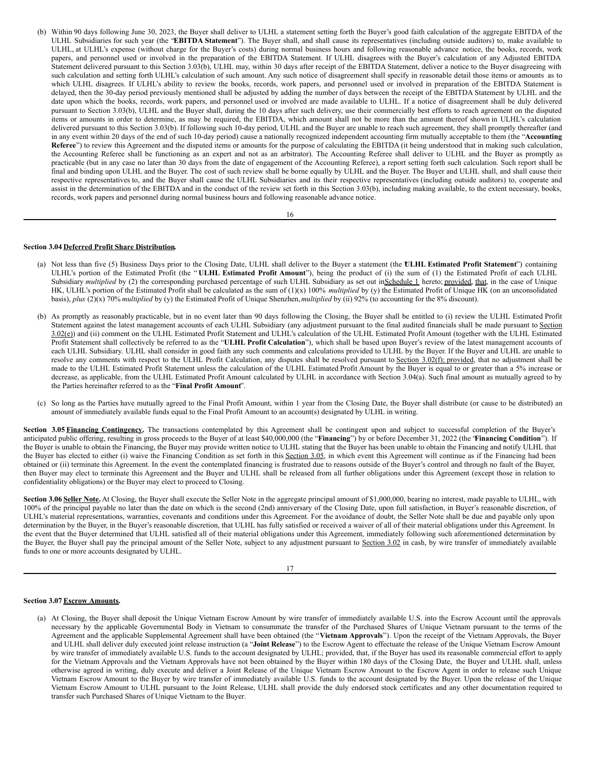(b) Within 90 days following June 30, 2023, the Buyer shall deliver to ULHL a statement setting forth the Buyer's good faith calculation of the aggregate EBITDA of the ULHL Subsidiaries for such year (the "**EBITDA Statement**"). The Buyer shall, and shall cause its representatives (including outside auditors) to, make available to ULHL, at ULHL's expense (without charge for the Buyer's costs) during normal business hours and following reasonable advance notice, the books, records, work papers, and personnel used or involved in the preparation of the EBITDA Statement. If ULHL disagrees with the Buyer's calculation of any Adjusted EBITDA Statement delivered pursuant to this Section 3.03(b), ULHL may, within 30 days after receipt of the EBITDA Statement, deliver a notice to the Buyer disagreeing with such calculation and setting forth ULHL's calculation of such amount. Any such notice of disagreement shall specify in reasonable detail those items or amounts as to which ULHL disagrees. If ULHL's ability to review the books, records, work papers, and personnel used or involved in preparation of the EBITDA Statement is delayed, then the 30-day period previously mentioned shall be adjusted by adding the number of days between the receipt of the EBITDA Statement by ULHL and the date upon which the books, records, work papers, and personnel used or involved are made available to ULHL. If a notice of disagreement shall be duly delivered pursuant to Section 3.03(b), ULHL and the Buyer shall, during the 10 days after such delivery, use their commercially best efforts to reach agreement on the disputed items or amounts in order to determine, as may be required, the EBITDA, which amount shall not be more than the amount thereof shown in ULHL's calculation delivered pursuant to this Section 3.03(b). If following such 10-day period, ULHL and the Buyer are unable to reach such agreement, they shall promptly thereafter (and in any event within 20 days of the end of such 10-day period) cause a nationally recognized independent accounting firm mutually acceptable to them (the "**Accounting Referee**") to review this Agreement and the disputed items or amounts for the purpose of calculating the EBITDA (it being understood that in making such calculation, the Accounting Referee shall be functioning as an expert and not as an arbitrator). The Accounting Referee shall deliver to ULHL and the Buyer as promptly as practicable (but in any case no later than 30 days from the date of engagement of the Accounting Referee), a report setting forth such calculation. Such report shall be final and binding upon ULHL and the Buyer. The cost of such review shall be borne equally by ULHL and the Buyer. The Buyer and ULHL shall, and shall cause their respective representatives to, and the Buyer shall cause the ULHL Subsidiaries and its their respective representatives (including outside auditors) to, cooperate and assist in the determination of the EBITDA and in the conduct of the review set forth in this Section 3.03(b), including making available, to the extent necessary, books, records, work papers and personnel during normal business hours and following reasonable advance notice.

**Section 3.04 Deferred Profit Share Distribution.**

(a) Not less than five (5) Business Days prior to the Closing Date, ULHL shall deliver to the Buyer a statement (the "**ULHL Estimated Profit Statement**") containing ULHL's portion of the Estimated Profit (the "**ULHL Estimated Profit Amount**"), being the product of (i) the sum of (1) the Estimated Profit of each ULHL Subsidiary *multiplied* by (2) the corresponding purchased percentage of such ULHL Subsidiary as set out in Schedule 1 hereto; provided, that, in the case of Unique HK, ULHL's portion of the Estimated Profit shall be calculated as the sum of (1)(x) 100% *multiplied* by (y) the Estimated Profit of Unique HK (on an unconsolidated basis), *plus* (2)(x) 70% *multiplied* by (y) the Estimated Profit of Unique Shenzhen, *multiplied* by (ii) 92% (to accounting for the 8% discount).

(b) As promptly as reasonably practicable, but in no event later than 90 days following the Closing, the Buyer shall be entitled to (i) review the ULHL Estimated Profit Statement against the latest management accounts of each ULHL Subsidiary (any adjustment pursuant to the final audited financials shall be made pursuant to Section 3.02(e)) and (ii) comment on the ULHL Estimated Profit Statement and ULHL's calculation of the ULHL Estimated Profit Amount (together with the ULHL Estimated Profit Statement shall collectively be referred to as the "**ULHL Profit Calculation**"), which shall be based upon Buyer's review of the latest management accounts of each ULHL Subsidiary. ULHL shall consider in good faith any such comments and calculations provided to ULHL by the Buyer. If the Buyer and ULHL are unable to resolve any comments with respect to the ULHL Profit Calculation, any disputes shall be resolved pursuant to Section 3.02(f); provided, that no adjustment shall be made to the ULHL Estimated Profit Statement unless the calculation of the ULHL Estimated Profit Amount by the Buyer is equal to or greater than a 5% increase or decrease, as applicable, from the ULHL Estimated Profit Amount calculated by ULHL in accordance with Section 3.04(a). Such final amount as mutually agreed to by the Parties hereinafter referred to as the "**Final Profit Amount**".

(c) So long as the Parties have mutually agreed to the Final Profit Amount, within 1 year from the Closing Date, the Buyer shall distribute (or cause to be distributed) an amount of immediately available funds equal to the Final Profit Amount to an account(s) designated by ULHL in writing.

**Section 3.05 Financing Contingency.** The transactions contemplated by this Agreement shall be contingent upon and subject to successful completion of the Buyer's anticipated public offering, resulting in gross proceeds to the Buyer of at least $40,000,000 (the "**Financing**") by or before December 31, 2022 (the "**Financing Condition**"). If the Buyer is unable to obtain the Financing, the Buyer may provide written notice to ULHL stating that the Buyer has been unable to obtain the Financing and notify ULHL that the Buyer has elected to either (i) waive the Financing Condition as set forth in this Section 3.05, in which event this Agreement will continue as if the Financing had been obtained or (ii) terminate this Agreement. In the event the contemplated financing is frustrated due to reasons outside of the Buyer's control and through no fault of the Buyer, then Buyer may elect to terminate this Agreement and the Buyer and ULHL shall be released from all further obligations under this Agreement (except those in relation to confidentiality obligations) or the Buyer may elect to proceed to Closing.

**Section 3.06 Seller Note.** At Closing, the Buyer shall execute the Seller Note in the aggregate principal amount of $1,000,000, bearing no interest, made payable to ULHL, with 100% of the principal payable no later than the date on which is the second (2nd) anniversary of the Closing Date, upon full satisfaction, in Buyer's reasonable discretion, of ULHL's material representations, warranties, covenants and conditions under this Agreement. For the avoidance of doubt, the Seller Note shall be due and payable only upon determination by the Buyer, in the Buyer's reasonable discretion, that ULHL has fully satisfied or received a waiver of all of their material obligations under this Agreement. In the event that the Buyer determined that ULHL satisfied all of their material obligations under this Agreement, immediately following such aforementioned determination by the Buyer, the Buyer shall pay the principal amount of the Seller Note, subject to any adjustment pursuant to Section 3.02 in cash, by wire transfer of immediately available funds to one or more accounts designated by ULHL.

**Section 3.07 Escrow Amounts.**

(a) At Closing, the Buyer shall deposit the Unique Vietnam Escrow Amount by wire transfer of immediately available U.S. into the Escrow Account until the approvals necessary by the applicable Governmental Body in Vietnam to consummate the transfer of the Purchased Shares of Unique Vietnam pursuant to the terms of the Agreement and the applicable Supplemental Agreement shall have been obtained (the "**Vietnam Approvals**"). Upon the receipt of the Vietnam Approvals, the Buyer and ULHL shall deliver duly executed joint release instruction (a "**Joint Release**") to the Escrow Agent to effectuate the release of the Unique Vietnam Escrow Amount by wire transfer of immediately available U.S. funds to the account designated by ULHL; provided, that, if the Buyer has used its reasonable commercial effort to apply for the Vietnam Approvals and the Vietnam Approvals have not been obtained by the Buyer within 180 days of the Closing Date, the Buyer and ULHL shall, unless otherwise agreed in writing, duly execute and deliver a Joint Release of the Unique Vietnam Escrow Amount to the Escrow Agent in order to release such Unique Vietnam Escrow Amount to the Buyer by wire transfer of immediately available U.S. funds to the account designated by the Buyer. Upon the release of the Unique Vietnam Escrow Amount to ULHL pursuant to the Joint Release, ULHL shall provide the duly endorsed stock certificates and any other documentation required to transfer such Purchased Shares of Unique Vietnam to the Buyer.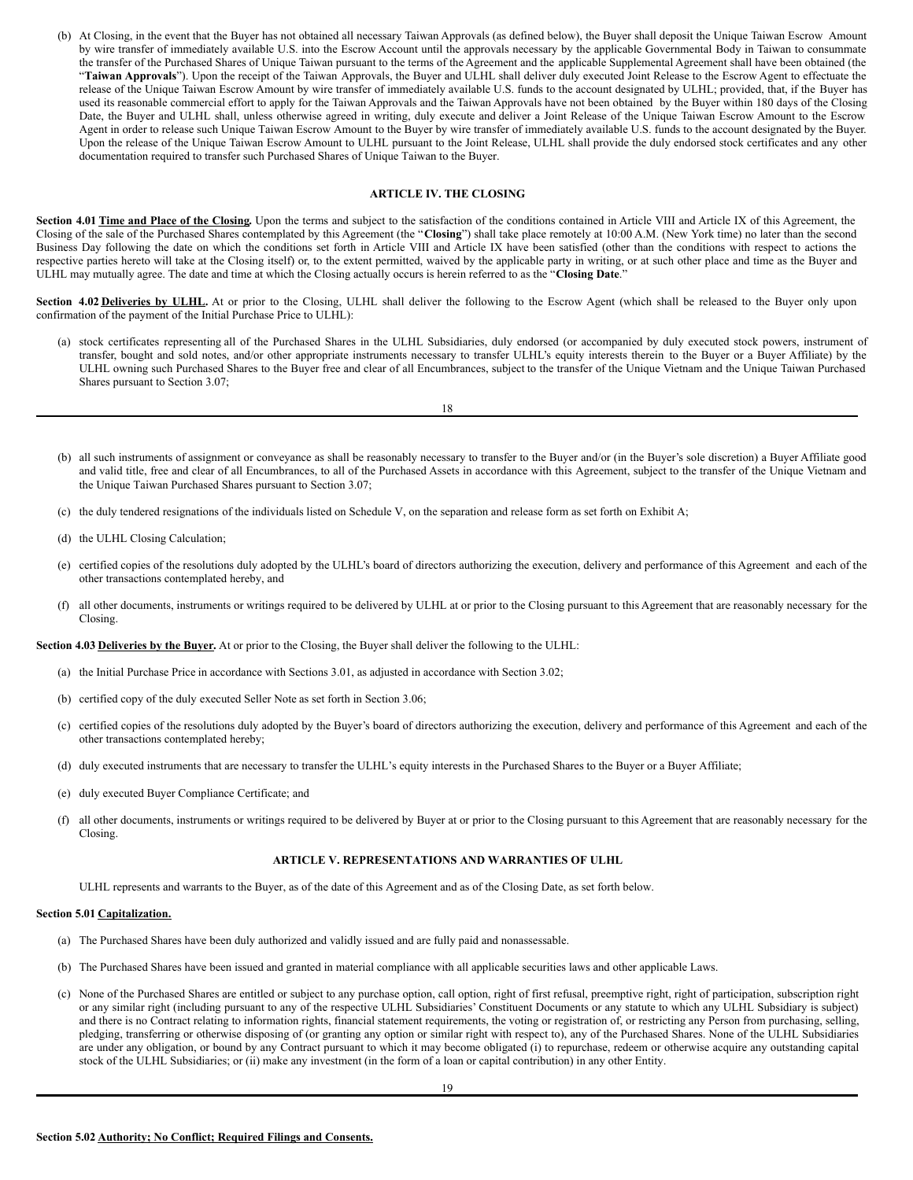(b) At Closing, in the event that the Buyer has not obtained all necessary Taiwan Approvals (as defined below), the Buyer shall deposit the Unique Taiwan Escrow Amount by wire transfer of immediately available U.S. into the Escrow Account until the approvals necessary by the applicable Governmental Body in Taiwan to consummate the transfer of the Purchased Shares of Unique Taiwan pursuant to the terms of the Agreement and the applicable Supplemental Agreement shall have been obtained (the "**Taiwan Approvals**"). Upon the receipt of the Taiwan Approvals, the Buyer and ULHL shall deliver duly executed Joint Release to the Escrow Agent to effectuate the release of the Unique Taiwan Escrow Amount by wire transfer of immediately available U.S. funds to the account designated by ULHL; provided, that, if the Buyer has used its reasonable commercial effort to apply for the Taiwan Approvals and the Taiwan Approvals have not been obtained by the Buyer within 180 days of the Closing Date, the Buyer and ULHL shall, unless otherwise agreed in writing, duly execute and deliver a Joint Release of the Unique Taiwan Escrow Amount to the Escrow Agent in order to release such Unique Taiwan Escrow Amount to the Buyer by wire transfer of immediately available U.S. funds to the account designated by the Buyer. Upon the release of the Unique Taiwan Escrow Amount to ULHL pursuant to the Joint Release, ULHL shall provide the duly endorsed stock certificates and any other documentation required to transfer such Purchased Shares of Unique Taiwan to the Buyer.

## ARTICLE IV. THE CLOSING

**Section 4.01 Time and Place of the Closing.** Upon the terms and subject to the satisfaction of the conditions contained in Article VIII and Article IX of this Agreement, the Closing of the sale of the Purchased Shares contemplated by this Agreement (the "**Closing**") shall take place remotely at 10:00 A.M. (New York time) no later than the second Business Day following the date on which the conditions set forth in Article VIII and Article IX have been satisfied (other than the conditions with respect to actions the respective parties hereto will take at the Closing itself) or, to the extent permitted, waived by the applicable party in writing, or at such other place and time as the Buyer and ULHL may mutually agree. The date and time at which the Closing actually occurs is herein referred to as the "**Closing Date**."

**Section 4.02 Deliveries by ULHL.** At or prior to the Closing, ULHL shall deliver the following to the Escrow Agent (which shall be released to the Buyer only upon confirmation of the payment of the Initial Purchase Price to ULHL):

(a) stock certificates representing all of the Purchased Shares in the ULHL Subsidiaries, duly endorsed (or accompanied by duly executed stock powers, instrument of transfer, bought and sold notes, and/or other appropriate instruments necessary to transfer ULHL's equity interests therein to the Buyer or a Buyer Affiliate) by the ULHL owning such Purchased Shares to the Buyer free and clear of all Encumbrances, subject to the transfer of the Unique Vietnam and the Unique Taiwan Purchased Shares pursuant to Section 3.07;

(b) all such instruments of assignment or conveyance as shall be reasonably necessary to transfer to the Buyer and/or (in the Buyer's sole discretion) a Buyer Affiliate good and valid title, free and clear of all Encumbrances, to all of the Purchased Assets in accordance with this Agreement, subject to the transfer of the Unique Vietnam and the Unique Taiwan Purchased Shares pursuant to Section 3.07;

(c) the duly tendered resignations of the individuals listed on Schedule V, on the separation and release form as set forth on Exhibit A;

(d) the ULHL Closing Calculation;

(e) certified copies of the resolutions duly adopted by the ULHL's board of directors authorizing the execution, delivery and performance of this Agreement and each of the other transactions contemplated hereby, and

(f) all other documents, instruments or writings required to be delivered by ULHL at or prior to the Closing pursuant to this Agreement that are reasonably necessary for the Closing.

**Section 4.03 Deliveries by the Buyer.** At or prior to the Closing, the Buyer shall deliver the following to the ULHL:

(a) the Initial Purchase Price in accordance with Sections 3.01, as adjusted in accordance with Section 3.02;

(b) certified copy of the duly executed Seller Note as set forth in Section 3.06;

(c) certified copies of the resolutions duly adopted by the Buyer's board of directors authorizing the execution, delivery and performance of this Agreement and each of the other transactions contemplated hereby;

(d) duly executed instruments that are necessary to transfer the ULHL's equity interests in the Purchased Shares to the Buyer or a Buyer Affiliate;

(e) duly executed Buyer Compliance Certificate; and

(f) all other documents, instruments or writings required to be delivered by Buyer at or prior to the Closing pursuant to this Agreement that are reasonably necessary for the Closing.

## ARTICLE V. REPRESENTATIONS AND WARRANTIES OF ULHL

ULHL represents and warrants to the Buyer, as of the date of this Agreement and as of the Closing Date, as set forth below.

**Section 5.01 Capitalization.**

(a) The Purchased Shares have been duly authorized and validly issued and are fully paid and nonassessable.

(b) The Purchased Shares have been issued and granted in material compliance with all applicable securities laws and other applicable Laws.

(c) None of the Purchased Shares are entitled or subject to any purchase option, call option, right of first refusal, preemptive right, right of participation, subscription right or any similar right (including pursuant to any of the respective ULHL Subsidiaries' Constituent Documents or any statute to which any ULHL Subsidiary is subject) and there is no Contract relating to information rights, financial statement requirements, the voting or registration of, or restricting any Person from purchasing, selling, pledging, transferring or otherwise disposing of (or granting any option or similar right with respect to), any of the Purchased Shares. None of the ULHL Subsidiaries are under any obligation, or bound by any Contract pursuant to which it may become obligated (i) to repurchase, redeem or otherwise acquire any outstanding capital stock of the ULHL Subsidiaries; or (ii) make any investment (in the form of a loan or capital contribution) in any other Entity.

**Section 5.02 Authority; No Conflict; Required Filings and Consents.**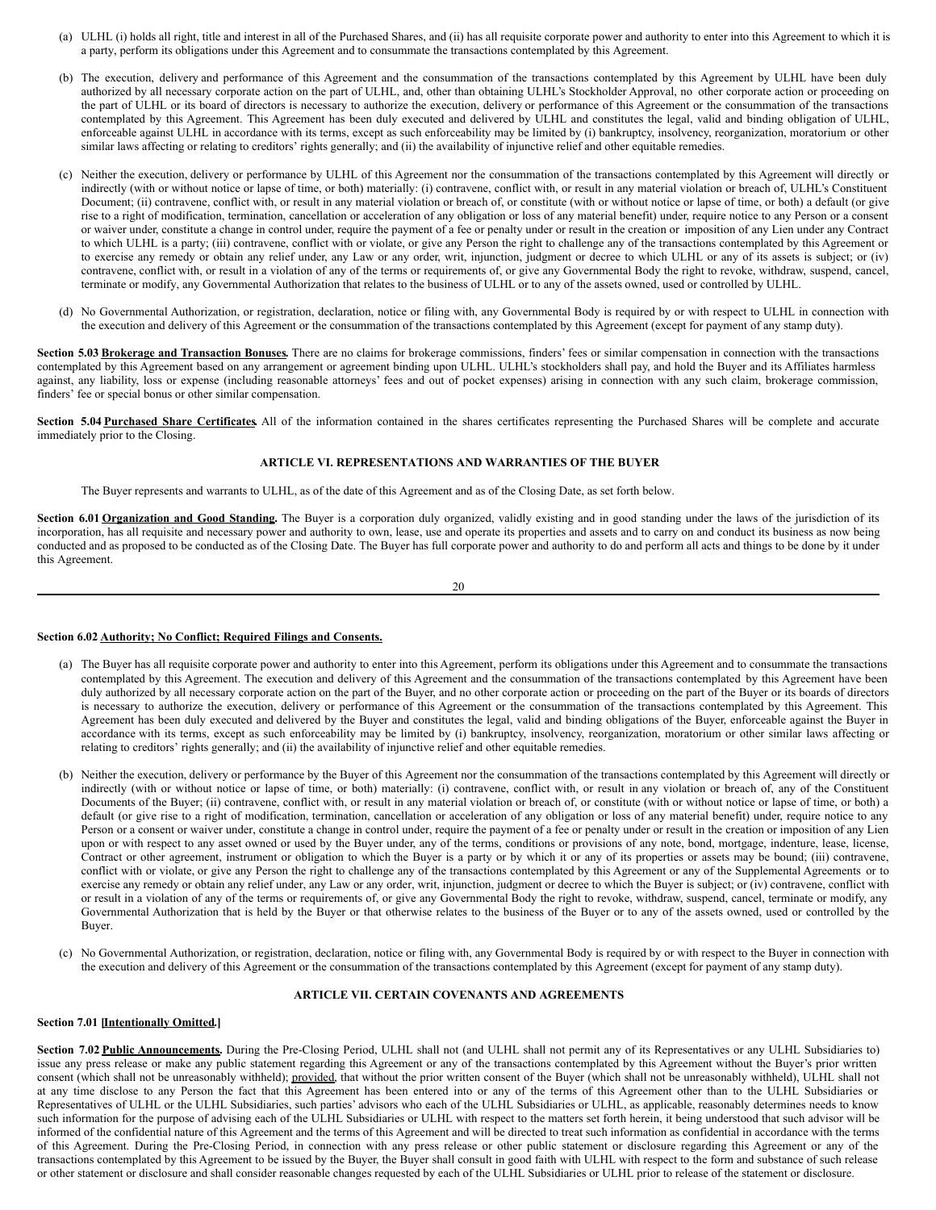(a) ULHL (i) holds all right, title and interest in all of the Purchased Shares, and (ii) has all requisite corporate power and authority to enter into this Agreement to which it is a party, perform its obligations under this Agreement and to consummate the transactions contemplated by this Agreement.

(b) The execution, delivery and performance of this Agreement and the consummation of the transactions contemplated by this Agreement by ULHL have been duly authorized by all necessary corporate action on the part of ULHL, and, other than obtaining ULHL's Stockholder Approval, no other corporate action or proceeding on the part of ULHL or its board of directors is necessary to authorize the execution, delivery or performance of this Agreement or the consummation of the transactions contemplated by this Agreement. This Agreement has been duly executed and delivered by ULHL and constitutes the legal, valid and binding obligation of ULHL, enforceable against ULHL in accordance with its terms, except as such enforceability may be limited by (i) bankruptcy, insolvency, reorganization, moratorium or other similar laws affecting or relating to creditors' rights generally; and (ii) the availability of injunctive relief and other equitable remedies.

(c) Neither the execution, delivery or performance by ULHL of this Agreement nor the consummation of the transactions contemplated by this Agreement will directly or indirectly (with or without notice or lapse of time, or both) materially: (i) contravene, conflict with, or result in any material violation or breach of, ULHL's Constituent Document; (ii) contravene, conflict with, or result in any material violation or breach of, or constitute (with or without notice or lapse of time, or both) a default (or give rise to a right of modification, termination, cancellation or acceleration of any obligation or loss of any material benefit) under, require notice to any Person or a consent or waiver under, constitute a change in control under, require the payment of a fee or penalty under or result in the creation or imposition of any Lien under any Contract to which ULHL is a party; (iii) contravene, conflict with or violate, or give any Person the right to challenge any of the transactions contemplated by this Agreement or to exercise any remedy or obtain any relief under, any Law or any order, writ, injunction, judgment or decree to which ULHL or any of its assets is subject; or (iv) contravene, conflict with, or result in a violation of any of the terms or requirements of, or give any Governmental Body the right to revoke, withdraw, suspend, cancel, terminate or modify, any Governmental Authorization that relates to the business of ULHL or to any of the assets owned, used or controlled by ULHL.

(d) No Governmental Authorization, or registration, declaration, notice or filing with, any Governmental Body is required by or with respect to ULHL in connection with the execution and delivery of this Agreement or the consummation of the transactions contemplated by this Agreement (except for payment of any stamp duty).

**Section 5.03 Brokerage and Transaction Bonuses.** There are no claims for brokerage commissions, finders' fees or similar compensation in connection with the transactions contemplated by this Agreement based on any arrangement or agreement binding upon ULHL. ULHL's stockholders shall pay, and hold the Buyer and its Affiliates harmless against, any liability, loss or expense (including reasonable attorneys' fees and out of pocket expenses) arising in connection with any such claim, brokerage commission, finders' fee or special bonus or other similar compensation.

**Section 5.04 Purchased Share Certificates.** All of the information contained in the shares certificates representing the Purchased Shares will be complete and accurate immediately prior to the Closing.

## ARTICLE VI. REPRESENTATIONS AND WARRANTIES OF THE BUYER

The Buyer represents and warrants to ULHL, as of the date of this Agreement and as of the Closing Date, as set forth below.

**Section 6.01 Organization and Good Standing.** The Buyer is a corporation duly organized, validly existing and in good standing under the laws of the jurisdiction of its incorporation, has all requisite and necessary power and authority to own, lease, use and operate its properties and assets and to carry on and conduct its business as now being conducted and as proposed to be conducted as of the Closing Date. The Buyer has full corporate power and authority to do and perform all acts and things to be done by it under this Agreement.

**Section 6.02 Authority; No Conflict; Required Filings and Consents.**

(a) The Buyer has all requisite corporate power and authority to enter into this Agreement, perform its obligations under this Agreement and to consummate the transactions contemplated by this Agreement. The execution and delivery of this Agreement and the consummation of the transactions contemplated by this Agreement have been duly authorized by all necessary corporate action on the part of the Buyer, and no other corporate action or proceeding on the part of the Buyer or its boards of directors is necessary to authorize the execution, delivery or performance of this Agreement or the consummation of the transactions contemplated by this Agreement. This Agreement has been duly executed and delivered by the Buyer and constitutes the legal, valid and binding obligations of the Buyer, enforceable against the Buyer in accordance with its terms, except as such enforceability may be limited by (i) bankruptcy, insolvency, reorganization, moratorium or other similar laws affecting or relating to creditors' rights generally; and (ii) the availability of injunctive relief and other equitable remedies.

(b) Neither the execution, delivery or performance by the Buyer of this Agreement nor the consummation of the transactions contemplated by this Agreement will directly or indirectly (with or without notice or lapse of time, or both) materially: (i) contravene, conflict with, or result in any violation or breach of, any of the Constituent Documents of the Buyer; (ii) contravene, conflict with, or result in any material violation or breach of, or constitute (with or without notice or lapse of time, or both) a default (or give rise to a right of modification, termination, cancellation or acceleration of any obligation or loss of any material benefit) under, require notice to any Person or a consent or waiver under, constitute a change in control under, require the payment of a fee or penalty under or result in the creation or imposition of any Lien upon or with respect to any asset owned or used by the Buyer under, any of the terms, conditions or provisions of any note, bond, mortgage, indenture, lease, license, Contract or other agreement, instrument or obligation to which the Buyer is a party or by which it or any of its properties or assets may be bound; (iii) contravene, conflict with or violate, or give any Person the right to challenge any of the transactions contemplated by this Agreement or any of the Supplemental Agreements or to exercise any remedy or obtain any relief under, any Law or any order, writ, injunction, judgment or decree to which the Buyer is subject; or (iv) contravene, conflict with or result in a violation of any of the terms or requirements of, or give any Governmental Body the right to revoke, withdraw, suspend, cancel, terminate or modify, any Governmental Authorization that is held by the Buyer or that otherwise relates to the business of the Buyer or to any of the assets owned, used or controlled by the Buyer.

(c) No Governmental Authorization, or registration, declaration, notice or filing with, any Governmental Body is required by or with respect to the Buyer in connection with the execution and delivery of this Agreement or the consummation of the transactions contemplated by this Agreement (except for payment of any stamp duty).

## ARTICLE VII. CERTAIN COVENANTS AND AGREEMENTS

**Section 7.01 [Intentionally Omitted.]**

**Section 7.02 Public Announcements.** During the Pre-Closing Period, ULHL shall not (and ULHL shall not permit any of its Representatives or any ULHL Subsidiaries to) issue any press release or make any public statement regarding this Agreement or any of the transactions contemplated by this Agreement without the Buyer's prior written consent (which shall not be unreasonably withheld); provided, that without the prior written consent of the Buyer (which shall not be unreasonably withheld), ULHL shall not at any time disclose to any Person the fact that this Agreement has been entered into or any of the terms of this Agreement other than to the ULHL Subsidiaries or Representatives of ULHL or the ULHL Subsidiaries, such parties' advisors who each of the ULHL Subsidiaries or ULHL, as applicable, reasonably determines needs to know such information for the purpose of advising each of the ULHL Subsidiaries or ULHL with respect to the matters set forth herein, it being understood that such advisor will be informed of the confidential nature of this Agreement and the terms of this Agreement and will be directed to treat such information as confidential in accordance with the terms of this Agreement. During the Pre-Closing Period, in connection with any press release or other public statement or disclosure regarding this Agreement or any of the transactions contemplated by this Agreement to be issued by the Buyer, the Buyer shall consult in good faith with ULHL with respect to the form and substance of such release or other statement or disclosure and shall consider reasonable changes requested by each of the ULHL Subsidiaries or ULHL prior to release of the statement or disclosure.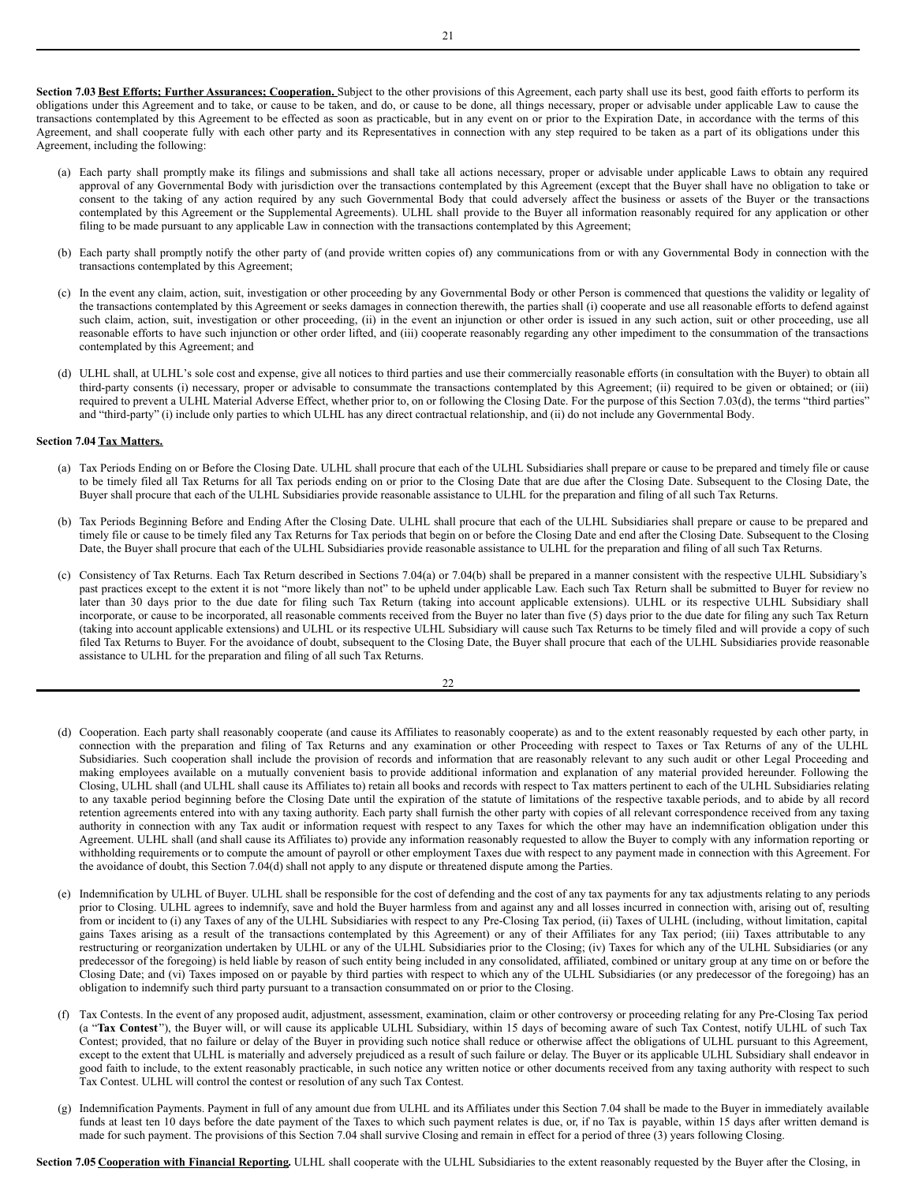**Section 7.03 <u>Best Efforts; Further Assurances; Cooperation.</u>** Subject to the other provisions of this Agreement, each party shall use its best, good faith efforts to perform its obligations under this Agreement and to take, or cause to be taken, and do, or cause to be done, all things necessary, proper or advisable under applicable Law to cause the transactions contemplated by this Agreement to be effected as soon as practicable, but in any event on or prior to the Expiration Date, in accordance with the terms of this Agreement, and shall cooperate fully with each other party and its Representatives in connection with any step required to be taken as a part of its obligations under this Agreement, including the following:

(a) Each party shall promptly make its filings and submissions and shall take all actions necessary, proper or advisable under applicable Laws to obtain any required approval of any Governmental Body with jurisdiction over the transactions contemplated by this Agreement (except that the Buyer shall have no obligation to take or consent to the taking of any action required by any such Governmental Body that could adversely affect the business or assets of the Buyer or the transactions contemplated by this Agreement or the Supplemental Agreements). ULHL shall provide to the Buyer all information reasonably required for any application or other filing to be made pursuant to any applicable Law in connection with the transactions contemplated by this Agreement;

(b) Each party shall promptly notify the other party of (and provide written copies of) any communications from or with any Governmental Body in connection with the transactions contemplated by this Agreement;

(c) In the event any claim, action, suit, investigation or other proceeding by any Governmental Body or other Person is commenced that questions the validity or legality of the transactions contemplated by this Agreement or seeks damages in connection therewith, the parties shall (i) cooperate and use all reasonable efforts to defend against such claim, action, suit, investigation or other proceeding, (ii) in the event an injunction or other order is issued in any such action, suit or other proceeding, use all reasonable efforts to have such injunction or other order lifted, and (iii) cooperate reasonably regarding any other impediment to the consummation of the transactions contemplated by this Agreement; and

(d) ULHL shall, at ULHL's sole cost and expense, give all notices to third parties and use their commercially reasonable efforts (in consultation with the Buyer) to obtain all third-party consents (i) necessary, proper or advisable to consummate the transactions contemplated by this Agreement; (ii) required to be given or obtained; or (iii) required to prevent a ULHL Material Adverse Effect, whether prior to, on or following the Closing Date. For the purpose of this Section 7.03(d), the terms "third parties" and "third-party" (i) include only parties to which ULHL has any direct contractual relationship, and (ii) do not include any Governmental Body.

**Section 7.04 <u>Tax Matters.</u>**

(a) Tax Periods Ending on or Before the Closing Date. ULHL shall procure that each of the ULHL Subsidiaries shall prepare or cause to be prepared and timely file or cause to be timely filed all Tax Returns for all Tax periods ending on or prior to the Closing Date that are due after the Closing Date. Subsequent to the Closing Date, the Buyer shall procure that each of the ULHL Subsidiaries provide reasonable assistance to ULHL for the preparation and filing of all such Tax Returns.

(b) Tax Periods Beginning Before and Ending After the Closing Date. ULHL shall procure that each of the ULHL Subsidiaries shall prepare or cause to be prepared and timely file or cause to be timely filed any Tax Returns for Tax periods that begin on or before the Closing Date and end after the Closing Date. Subsequent to the Closing Date, the Buyer shall procure that each of the ULHL Subsidiaries provide reasonable assistance to ULHL for the preparation and filing of all such Tax Returns.

(c) Consistency of Tax Returns. Each Tax Return described in Sections 7.04(a) or 7.04(b) shall be prepared in a manner consistent with the respective ULHL Subsidiary's past practices except to the extent it is not "more likely than not" to be upheld under applicable Law. Each such Tax Return shall be submitted to Buyer for review no later than 30 days prior to the due date for filing such Tax Return (taking into account applicable extensions). ULHL or its respective ULHL Subsidiary shall incorporate, or cause to be incorporated, all reasonable comments received from the Buyer no later than five (5) days prior to the due date for filing any such Tax Return (taking into account applicable extensions) and ULHL or its respective ULHL Subsidiary will cause such Tax Returns to be timely filed and will provide a copy of such filed Tax Returns to Buyer. For the avoidance of doubt, subsequent to the Closing Date, the Buyer shall procure that each of the ULHL Subsidiaries provide reasonable assistance to ULHL for the preparation and filing of all such Tax Returns.

(d) Cooperation. Each party shall reasonably cooperate (and cause its Affiliates to reasonably cooperate) as and to the extent reasonably requested by each other party, in connection with the preparation and filing of Tax Returns and any examination or other Proceeding with respect to Taxes or Tax Returns of any of the ULHL Subsidiaries. Such cooperation shall include the provision of records and information that are reasonably relevant to any such audit or other Legal Proceeding and making employees available on a mutually convenient basis to provide additional information and explanation of any material provided hereunder. Following the Closing, ULHL shall (and ULHL shall cause its Affiliates to) retain all books and records with respect to Tax matters pertinent to each of the ULHL Subsidiaries relating to any taxable period beginning before the Closing Date until the expiration of the statute of limitations of the respective taxable periods, and to abide by all record retention agreements entered into with any taxing authority. Each party shall furnish the other party with copies of all relevant correspondence received from any taxing authority in connection with any Tax audit or information request with respect to any Taxes for which the other may have an indemnification obligation under this Agreement. ULHL shall (and shall cause its Affiliates to) provide any information reasonably requested to allow the Buyer to comply with any information reporting or withholding requirements or to compute the amount of payroll or other employment Taxes due with respect to any payment made in connection with this Agreement. For the avoidance of doubt, this Section 7.04(d) shall not apply to any dispute or threatened dispute among the Parties.

(e) Indemnification by ULHL of Buyer. ULHL shall be responsible for the cost of defending and the cost of any tax payments for any tax adjustments relating to any periods prior to Closing. ULHL agrees to indemnify, save and hold the Buyer harmless from and against any and all losses incurred in connection with, arising out of, resulting from or incident to (i) any Taxes of any of the ULHL Subsidiaries with respect to any Pre-Closing Tax period, (ii) Taxes of ULHL (including, without limitation, capital gains Taxes arising as a result of the transactions contemplated by this Agreement) or any of their Affiliates for any Tax period; (iii) Taxes attributable to any restructuring or reorganization undertaken by ULHL or any of the ULHL Subsidiaries prior to the Closing; (iv) Taxes for which any of the ULHL Subsidiaries (or any predecessor of the foregoing) is held liable by reason of such entity being included in any consolidated, affiliated, combined or unitary group at any time on or before the Closing Date; and (vi) Taxes imposed on or payable by third parties with respect to which any of the ULHL Subsidiaries (or any predecessor of the foregoing) has an obligation to indemnify such third party pursuant to a transaction consummated on or prior to the Closing.

(f) Tax Contests. In the event of any proposed audit, adjustment, assessment, examination, claim or other controversy or proceeding relating for any Pre-Closing Tax period (a "**Tax Contest**"), the Buyer will, or will cause its applicable ULHL Subsidiary, within 15 days of becoming aware of such Tax Contest, notify ULHL of such Tax Contest; provided, that no failure or delay of the Buyer in providing such notice shall reduce or otherwise affect the obligations of ULHL pursuant to this Agreement, except to the extent that ULHL is materially and adversely prejudiced as a result of such failure or delay. The Buyer or its applicable ULHL Subsidiary shall endeavor in good faith to include, to the extent reasonably practicable, in such notice any written notice or other documents received from any taxing authority with respect to such Tax Contest. ULHL will control the contest or resolution of any such Tax Contest.

(g) Indemnification Payments. Payment in full of any amount due from ULHL and its Affiliates under this Section 7.04 shall be made to the Buyer in immediately available funds at least ten 10 days before the date payment of the Taxes to which such payment relates is due, or, if no Tax is payable, within 15 days after written demand is made for such payment. The provisions of this Section 7.04 shall survive Closing and remain in effect for a period of three (3) years following Closing.

**Section 7.05 <u>Cooperation with Financial Reporting</u>.** ULHL shall cooperate with the ULHL Subsidiaries to the extent reasonably requested by the Buyer after the Closing, in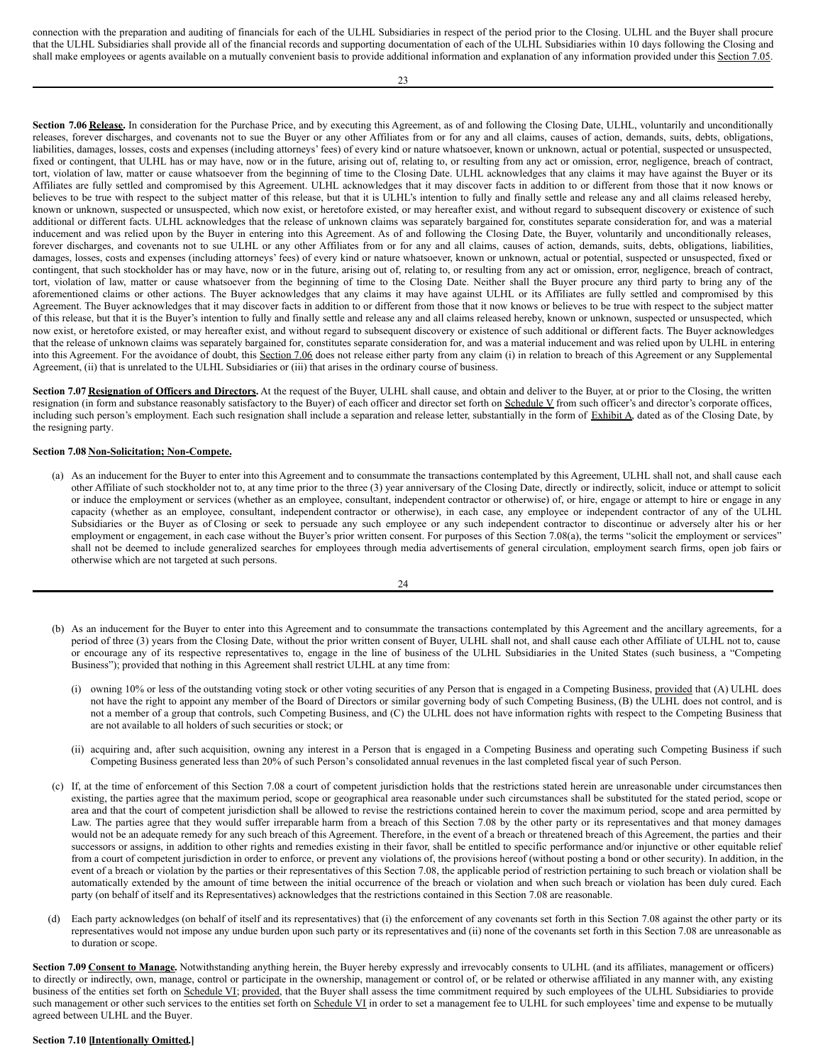connection with the preparation and auditing of financials for each of the ULHL Subsidiaries in respect of the period prior to the Closing. ULHL and the Buyer shall procure that the ULHL Subsidiaries shall provide all of the financial records and supporting documentation of each of the ULHL Subsidiaries within 10 days following the Closing and shall make employees or agents available on a mutually convenient basis to provide additional information and explanation of any information provided under this Section 7.05.

**Section 7.06 Release.** In consideration for the Purchase Price, and by executing this Agreement, as of and following the Closing Date, ULHL, voluntarily and unconditionally releases, forever discharges, and covenants not to sue the Buyer or any other Affiliates from or for any and all claims, causes of action, demands, suits, debts, obligations, liabilities, damages, losses, costs and expenses (including attorneys' fees) of every kind or nature whatsoever, known or unknown, actual or potential, suspected or unsuspected, fixed or contingent, that ULHL has or may have, now or in the future, arising out of, relating to, or resulting from any act or omission, error, negligence, breach of contract, tort, violation of law, matter or cause whatsoever from the beginning of time to the Closing Date. ULHL acknowledges that any claims it may have against the Buyer or its Affiliates are fully settled and compromised by this Agreement. ULHL acknowledges that it may discover facts in addition to or different from those that it now knows or believes to be true with respect to the subject matter of this release, but that it is ULHL's intention to fully and finally settle and release any and all claims released hereby, known or unknown, suspected or unsuspected, which now exist, or heretofore existed, or may hereafter exist, and without regard to subsequent discovery or existence of such additional or different facts. ULHL acknowledges that the release of unknown claims was separately bargained for, constitutes separate consideration for, and was a material inducement and was relied upon by the Buyer in entering into this Agreement. As of and following the Closing Date, the Buyer, voluntarily and unconditionally releases, forever discharges, and covenants not to sue ULHL or any other Affiliates from or for any and all claims, causes of action, demands, suits, debts, obligations, liabilities, damages, losses, costs and expenses (including attorneys' fees) of every kind or nature whatsoever, known or unknown, actual or potential, suspected or unsuspected, fixed or contingent, that such stockholder has or may have, now or in the future, arising out of, relating to, or resulting from any act or omission, error, negligence, breach of contract, tort, violation of law, matter or cause whatsoever from the beginning of time to the Closing Date. Neither shall the Buyer procure any third party to bring any of the aforementioned claims or other actions. The Buyer acknowledges that any claims it may have against ULHL or its Affiliates are fully settled and compromised by this Agreement. The Buyer acknowledges that it may discover facts in addition to or different from those that it now knows or believes to be true with respect to the subject matter of this release, but that it is the Buyer's intention to fully and finally settle and release any and all claims released hereby, known or unknown, suspected or unsuspected, which now exist, or heretofore existed, or may hereafter exist, and without regard to subsequent discovery or existence of such additional or different facts. The Buyer acknowledges that the release of unknown claims was separately bargained for, constitutes separate consideration for, and was a material inducement and was relied upon by ULHL in entering into this Agreement. For the avoidance of doubt, this Section 7.06 does not release either party from any claim (i) in relation to breach of this Agreement or any Supplemental Agreement, (ii) that is unrelated to the ULHL Subsidiaries or (iii) that arises in the ordinary course of business.

**Section 7.07 Resignation of Officers and Directors.** At the request of the Buyer, ULHL shall cause, and obtain and deliver to the Buyer, at or prior to the Closing, the written resignation (in form and substance reasonably satisfactory to the Buyer) of each officer and director set forth on Schedule V from such officer's and director's corporate offices, including such person's employment. Each such resignation shall include a separation and release letter, substantially in the form of Exhibit A, dated as of the Closing Date, by the resigning party.

**Section 7.08 Non-Solicitation; Non-Compete.**

(a) As an inducement for the Buyer to enter into this Agreement and to consummate the transactions contemplated by this Agreement, ULHL shall not, and shall cause each other Affiliate of such stockholder not to, at any time prior to the three (3) year anniversary of the Closing Date, directly or indirectly, solicit, induce or attempt to solicit or induce the employment or services (whether as an employee, consultant, independent contractor or otherwise) of, or hire, engage or attempt to hire or engage in any capacity (whether as an employee, consultant, independent contractor or otherwise), in each case, any employee or independent contractor of any of the ULHL Subsidiaries or the Buyer as of Closing or seek to persuade any such employee or any such independent contractor to discontinue or adversely alter his or her employment or engagement, in each case without the Buyer's prior written consent. For purposes of this Section 7.08(a), the terms "solicit the employment or services" shall not be deemed to include generalized searches for employees through media advertisements of general circulation, employment search firms, open job fairs or otherwise which are not targeted at such persons.

(b) As an inducement for the Buyer to enter into this Agreement and to consummate the transactions contemplated by this Agreement and the ancillary agreements, for a period of three (3) years from the Closing Date, without the prior written consent of Buyer, ULHL shall not, and shall cause each other Affiliate of ULHL not to, cause or encourage any of its respective representatives to, engage in the line of business of the ULHL Subsidiaries in the United States (such business, a "Competing Business"); provided that nothing in this Agreement shall restrict ULHL at any time from:

   (i) owning 10% or less of the outstanding voting stock or other voting securities of any Person that is engaged in a Competing Business, provided that (A) ULHL does not have the right to appoint any member of the Board of Directors or similar governing body of such Competing Business, (B) the ULHL does not control, and is not a member of a group that controls, such Competing Business, and (C) the ULHL does not have information rights with respect to the Competing Business that are not available to all holders of such securities or stock; or

   (ii) acquiring and, after such acquisition, owning any interest in a Person that is engaged in a Competing Business and operating such Competing Business if such Competing Business generated less than 20% of such Person's consolidated annual revenues in the last completed fiscal year of such Person.

(c) If, at the time of enforcement of this Section 7.08 a court of competent jurisdiction holds that the restrictions stated herein are unreasonable under circumstances then existing, the parties agree that the maximum period, scope or geographical area reasonable under such circumstances shall be substituted for the stated period, scope or area and that the court of competent jurisdiction shall be allowed to revise the restrictions contained herein to cover the maximum period, scope and area permitted by Law. The parties agree that they would suffer irreparable harm from a breach of this Section 7.08 by the other party or its representatives and that money damages would not be an adequate remedy for any such breach of this Agreement. Therefore, in the event of a breach or threatened breach of this Agreement, the parties and their successors or assigns, in addition to other rights and remedies existing in their favor, shall be entitled to specific performance and/or injunctive or other equitable relief from a court of competent jurisdiction in order to enforce, or prevent any violations of, the provisions hereof (without posting a bond or other security). In addition, in the event of a breach or violation by the parties or their representatives of this Section 7.08, the applicable period of restriction pertaining to such breach or violation shall be automatically extended by the amount of time between the initial occurrence of the breach or violation and when such breach or violation has been duly cured. Each party (on behalf of itself and its Representatives) acknowledges that the restrictions contained in this Section 7.08 are reasonable.

(d) Each party acknowledges (on behalf of itself and its representatives) that (i) the enforcement of any covenants set forth in this Section 7.08 against the other party or its representatives would not impose any undue burden upon such party or its representatives and (ii) none of the covenants set forth in this Section 7.08 are unreasonable as to duration or scope.

**Section 7.09 Consent to Manage.** Notwithstanding anything herein, the Buyer hereby expressly and irrevocably consents to ULHL (and its affiliates, management or officers) to directly or indirectly, own, manage, control or participate in the ownership, management or control of, or be related or otherwise affiliated in any manner with, any existing business of the entities set forth on Schedule VI; provided, that the Buyer shall assess the time commitment required by such employees of the ULHL Subsidiaries to provide such management or other such services to the entities set forth on Schedule VI in order to set a management fee to ULHL for such employees' time and expense to be mutually agreed between ULHL and the Buyer.

**Section 7.10 [Intentionally Omitted.]**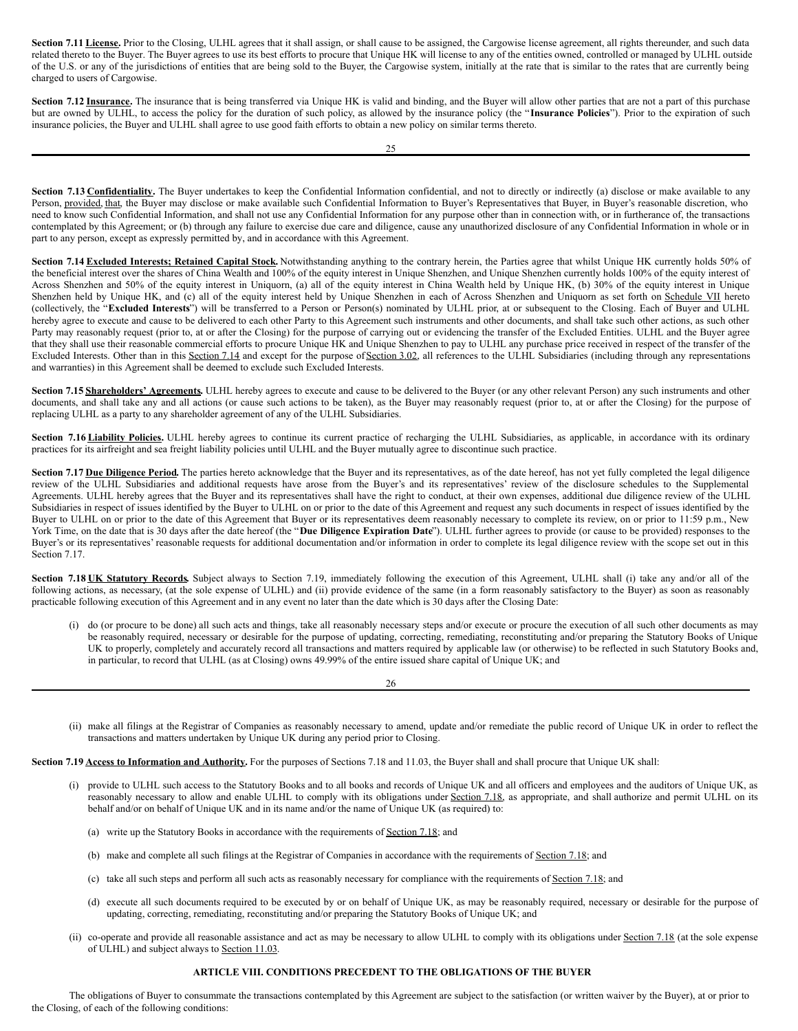**Section 7.11 License.** Prior to the Closing, ULHL agrees that it shall assign, or shall cause to be assigned, the Cargowise license agreement, all rights thereunder, and such data related thereto to the Buyer. The Buyer agrees to use its best efforts to procure that Unique HK will license to any of the entities owned, controlled or managed by ULHL outside of the U.S. or any of the jurisdictions of entities that are being sold to the Buyer, the Cargowise system, initially at the rate that is similar to the rates that are currently being charged to users of Cargowise.

**Section 7.12 Insurance.** The insurance that is being transferred via Unique HK is valid and binding, and the Buyer will allow other parties that are not a part of this purchase but are owned by ULHL, to access the policy for the duration of such policy, as allowed by the insurance policy (the "**Insurance Policies**"). Prior to the expiration of such insurance policies, the Buyer and ULHL shall agree to use good faith efforts to obtain a new policy on similar terms thereto.

**Section 7.13 Confidentiality.** The Buyer undertakes to keep the Confidential Information confidential, and not to directly or indirectly (a) disclose or make available to any Person, provided, that, the Buyer may disclose or make available such Confidential Information to Buyer's Representatives that Buyer, in Buyer's reasonable discretion, who need to know such Confidential Information, and shall not use any Confidential Information for any purpose other than in connection with, or in furtherance of, the transactions contemplated by this Agreement; or (b) through any failure to exercise due care and diligence, cause any unauthorized disclosure of any Confidential Information in whole or in part to any person, except as expressly permitted by, and in accordance with this Agreement.

**Section 7.14 Excluded Interests; Retained Capital Stock.** Notwithstanding anything to the contrary herein, the Parties agree that whilst Unique HK currently holds 50% of the beneficial interest over the shares of China Wealth and 100% of the equity interest in Unique Shenzhen, and Unique Shenzhen currently holds 100% of the equity interest of Across Shenzhen and 50% of the equity interest in Uniquorn, (a) all of the equity interest in China Wealth held by Unique HK, (b) 30% of the equity interest in Unique Shenzhen held by Unique HK, and (c) all of the equity interest held by Unique Shenzhen in each of Across Shenzhen and Uniquorn as set forth on Schedule VII hereto (collectively, the "**Excluded Interests**") will be transferred to a Person or Person(s) nominated by ULHL prior, at or subsequent to the Closing. Each of Buyer and ULHL hereby agree to execute and cause to be delivered to each other Party to this Agreement such instruments and other documents, and shall take such other actions, as such other Party may reasonably request (prior to, at or after the Closing) for the purpose of carrying out or evidencing the transfer of the Excluded Entities. ULHL and the Buyer agree that they shall use their reasonable commercial efforts to procure Unique HK and Unique Shenzhen to pay to ULHL any purchase price received in respect of the transfer of the Excluded Interests. Other than in this Section 7.14 and except for the purpose of Section 3.02, all references to the ULHL Subsidiaries (including through any representations and warranties) in this Agreement shall be deemed to exclude such Excluded Interests.

**Section 7.15 Shareholders' Agreements.** ULHL hereby agrees to execute and cause to be delivered to the Buyer (or any other relevant Person) any such instruments and other documents, and shall take any and all actions (or cause such actions to be taken), as the Buyer may reasonably request (prior to, at or after the Closing) for the purpose of replacing ULHL as a party to any shareholder agreement of any of the ULHL Subsidiaries.

**Section 7.16 Liability Policies.** ULHL hereby agrees to continue its current practice of recharging the ULHL Subsidiaries, as applicable, in accordance with its ordinary practices for its airfreight and sea freight liability policies until ULHL and the Buyer mutually agree to discontinue such practice.

**Section 7.17 Due Diligence Period.** The parties hereto acknowledge that the Buyer and its representatives, as of the date hereof, has not yet fully completed the legal diligence review of the ULHL Subsidiaries and additional requests have arose from the Buyer's and its representatives' review of the disclosure schedules to the Supplemental Agreements. ULHL hereby agrees that the Buyer and its representatives shall have the right to conduct, at their own expenses, additional due diligence review of the ULHL Subsidiaries in respect of issues identified by the Buyer to ULHL on or prior to the date of this Agreement and request any such documents in respect of issues identified by the Buyer to ULHL on or prior to the date of this Agreement that Buyer or its representatives deem reasonably necessary to complete its review, on or prior to 11:59 p.m., New York Time, on the date that is 30 days after the date hereof (the "**Due Diligence Expiration Date**"). ULHL further agrees to provide (or cause to be provided) responses to the Buyer's or its representatives' reasonable requests for additional documentation and/or information in order to complete its legal diligence review with the scope set out in this Section 7.17.

**Section 7.18 UK Statutory Records.** Subject always to Section 7.19, immediately following the execution of this Agreement, ULHL shall (i) take any and/or all of the following actions, as necessary, (at the sole expense of ULHL) and (ii) provide evidence of the same (in a form reasonably satisfactory to the Buyer) as soon as reasonably practicable following execution of this Agreement and in any event no later than the date which is 30 days after the Closing Date:

(i) do (or procure to be done) all such acts and things, take all reasonably necessary steps and/or execute or procure the execution of all such other documents as may be reasonably required, necessary or desirable for the purpose of updating, correcting, remediating, reconstituting and/or preparing the Statutory Books of Unique UK to properly, completely and accurately record all transactions and matters required by applicable law (or otherwise) to be reflected in such Statutory Books and, in particular, to record that ULHL (as at Closing) owns 49.99% of the entire issued share capital of Unique UK; and

(ii) make all filings at the Registrar of Companies as reasonably necessary to amend, update and/or remediate the public record of Unique UK in order to reflect the transactions and matters undertaken by Unique UK during any period prior to Closing.

**Section 7.19 Access to Information and Authority.** For the purposes of Sections 7.18 and 11.03, the Buyer shall and shall procure that Unique UK shall:

(i) provide to ULHL such access to the Statutory Books and to all books and records of Unique UK and all officers and employees and the auditors of Unique UK, as reasonably necessary to allow and enable ULHL to comply with its obligations under Section 7.18, as appropriate, and shall authorize and permit ULHL on its behalf and/or on behalf of Unique UK and in its name and/or the name of Unique UK (as required) to:

  (a) write up the Statutory Books in accordance with the requirements of Section 7.18; and

  (b) make and complete all such filings at the Registrar of Companies in accordance with the requirements of Section 7.18; and

  (c) take all such steps and perform all such acts as reasonably necessary for compliance with the requirements of Section 7.18; and

  (d) execute all such documents required to be executed by or on behalf of Unique UK, as may be reasonably required, necessary or desirable for the purpose of updating, correcting, remediating, reconstituting and/or preparing the Statutory Books of Unique UK; and

(ii) co-operate and provide all reasonable assistance and act as may be necessary to allow ULHL to comply with its obligations under Section 7.18 (at the sole expense of ULHL) and subject always to Section 11.03.

## ARTICLE VIII. CONDITIONS PRECEDENT TO THE OBLIGATIONS OF THE BUYER

The obligations of Buyer to consummate the transactions contemplated by this Agreement are subject to the satisfaction (or written waiver by the Buyer), at or prior to the Closing, of each of the following conditions: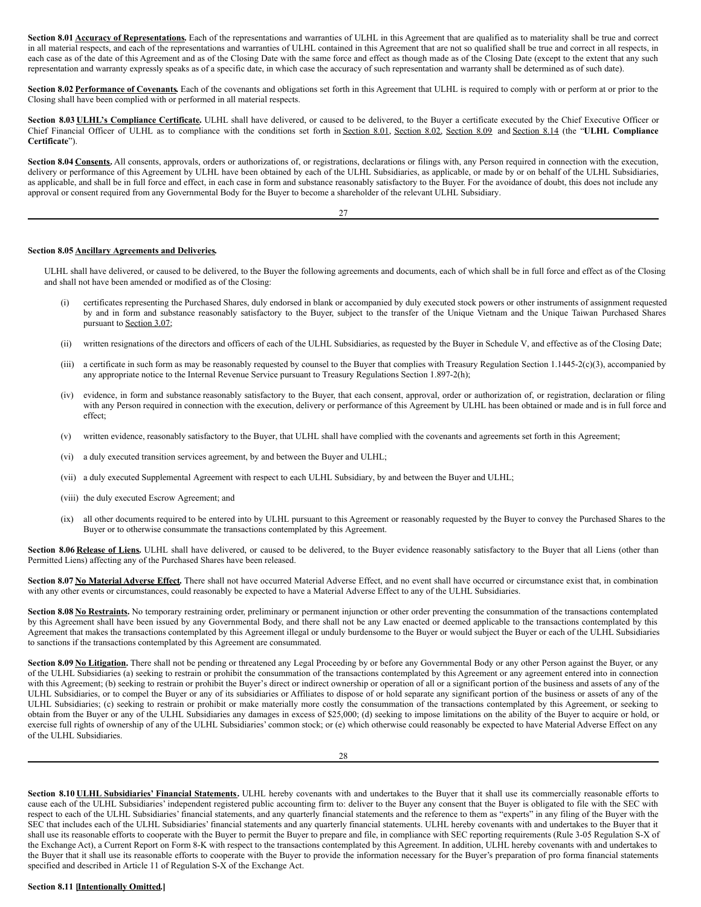**Section 8.01 Accuracy of Representations.** Each of the representations and warranties of ULHL in this Agreement that are qualified as to materiality shall be true and correct in all material respects, and each of the representations and warranties of ULHL contained in this Agreement that are not so qualified shall be true and correct in all respects, in each case as of the date of this Agreement and as of the Closing Date with the same force and effect as though made as of the Closing Date (except to the extent that any such representation and warranty expressly speaks as of a specific date, in which case the accuracy of such representation and warranty shall be determined as of such date).

**Section 8.02 Performance of Covenants.** Each of the covenants and obligations set forth in this Agreement that ULHL is required to comply with or perform at or prior to the Closing shall have been complied with or performed in all material respects.

**Section 8.03 ULHL's Compliance Certificate.** ULHL shall have delivered, or caused to be delivered, to the Buyer a certificate executed by the Chief Executive Officer or Chief Financial Officer of ULHL as to compliance with the conditions set forth in Section 8.01, Section 8.02, Section 8.09 and Section 8.14 (the "**ULHL Compliance Certificate**").

**Section 8.04 Consents.** All consents, approvals, orders or authorizations of, or registrations, declarations or filings with, any Person required in connection with the execution, delivery or performance of this Agreement by ULHL have been obtained by each of the ULHL Subsidiaries, as applicable, or made by or on behalf of the ULHL Subsidiaries, as applicable, and shall be in full force and effect, in each case in form and substance reasonably satisfactory to the Buyer. For the avoidance of doubt, this does not include any approval or consent required from any Governmental Body for the Buyer to become a shareholder of the relevant ULHL Subsidiary.

**Section 8.05 Ancillary Agreements and Deliveries.**

ULHL shall have delivered, or caused to be delivered, to the Buyer the following agreements and documents, each of which shall be in full force and effect as of the Closing and shall not have been amended or modified as of the Closing:

(i) certificates representing the Purchased Shares, duly endorsed in blank or accompanied by duly executed stock powers or other instruments of assignment requested by and in form and substance reasonably satisfactory to the Buyer, subject to the transfer of the Unique Vietnam and the Unique Taiwan Purchased Shares pursuant to Section 3.07;

(ii) written resignations of the directors and officers of each of the ULHL Subsidiaries, as requested by the Buyer in Schedule V, and effective as of the Closing Date;

(iii) a certificate in such form as may be reasonably requested by counsel to the Buyer that complies with Treasury Regulation Section 1.1445-2(c)(3), accompanied by any appropriate notice to the Internal Revenue Service pursuant to Treasury Regulations Section 1.897-2(h);

(iv) evidence, in form and substance reasonably satisfactory to the Buyer, that each consent, approval, order or authorization of, or registration, declaration or filing with any Person required in connection with the execution, delivery or performance of this Agreement by ULHL has been obtained or made and is in full force and effect;

(v) written evidence, reasonably satisfactory to the Buyer, that ULHL shall have complied with the covenants and agreements set forth in this Agreement;

(vi) a duly executed transition services agreement, by and between the Buyer and ULHL;

(vii) a duly executed Supplemental Agreement with respect to each ULHL Subsidiary, by and between the Buyer and ULHL;

(viii) the duly executed Escrow Agreement; and

(ix) all other documents required to be entered into by ULHL pursuant to this Agreement or reasonably requested by the Buyer to convey the Purchased Shares to the Buyer or to otherwise consummate the transactions contemplated by this Agreement.

**Section 8.06 Release of Liens.** ULHL shall have delivered, or caused to be delivered, to the Buyer evidence reasonably satisfactory to the Buyer that all Liens (other than Permitted Liens) affecting any of the Purchased Shares have been released.

**Section 8.07 No Material Adverse Effect.** There shall not have occurred Material Adverse Effect, and no event shall have occurred or circumstance exist that, in combination with any other events or circumstances, could reasonably be expected to have a Material Adverse Effect to any of the ULHL Subsidiaries.

**Section 8.08 No Restraints.** No temporary restraining order, preliminary or permanent injunction or other order preventing the consummation of the transactions contemplated by this Agreement shall have been issued by any Governmental Body, and there shall not be any Law enacted or deemed applicable to the transactions contemplated by this Agreement that makes the transactions contemplated by this Agreement illegal or unduly burdensome to the Buyer or would subject the Buyer or each of the ULHL Subsidiaries to sanctions if the transactions contemplated by this Agreement are consummated.

**Section 8.09 No Litigation.** There shall not be pending or threatened any Legal Proceeding by or before any Governmental Body or any other Person against the Buyer, or any of the ULHL Subsidiaries (a) seeking to restrain or prohibit the consummation of the transactions contemplated by this Agreement or any agreement entered into in connection with this Agreement; (b) seeking to restrain or prohibit the Buyer's direct or indirect ownership or operation of all or a significant portion of the business and assets of any of the ULHL Subsidiaries, or to compel the Buyer or any of its subsidiaries or Affiliates to dispose of or hold separate any significant portion of the business or assets of any of the ULHL Subsidiaries; (c) seeking to restrain or prohibit or make materially more costly the consummation of the transactions contemplated by this Agreement, or seeking to obtain from the Buyer or any of the ULHL Subsidiaries any damages in excess of $25,000; (d) seeking to impose limitations on the ability of the Buyer to acquire or hold, or exercise full rights of ownership of any of the ULHL Subsidiaries' common stock; or (e) which otherwise could reasonably be expected to have Material Adverse Effect on any of the ULHL Subsidiaries.

**Section 8.10 ULHL Subsidiaries' Financial Statements.** ULHL hereby covenants with and undertakes to the Buyer that it shall use its commercially reasonable efforts to cause each of the ULHL Subsidiaries' independent registered public accounting firm to: deliver to the Buyer any consent that the Buyer is obligated to file with the SEC with respect to each of the ULHL Subsidiaries' financial statements, and any quarterly financial statements and the reference to them as "experts" in any filing of the Buyer with the SEC that includes each of the ULHL Subsidiaries' financial statements and any quarterly financial statements. ULHL hereby covenants with and undertakes to the Buyer that it shall use its reasonable efforts to cooperate with the Buyer to permit the Buyer to prepare and file, in compliance with SEC reporting requirements (Rule 3-05 Regulation S-X of the Exchange Act), a Current Report on Form 8-K with respect to the transactions contemplated by this Agreement. In addition, ULHL hereby covenants with and undertakes to the Buyer that it shall use its reasonable efforts to cooperate with the Buyer to provide the information necessary for the Buyer's preparation of pro forma financial statements specified and described in Article 11 of Regulation S-X of the Exchange Act.

**Section 8.11 [Intentionally Omitted.]**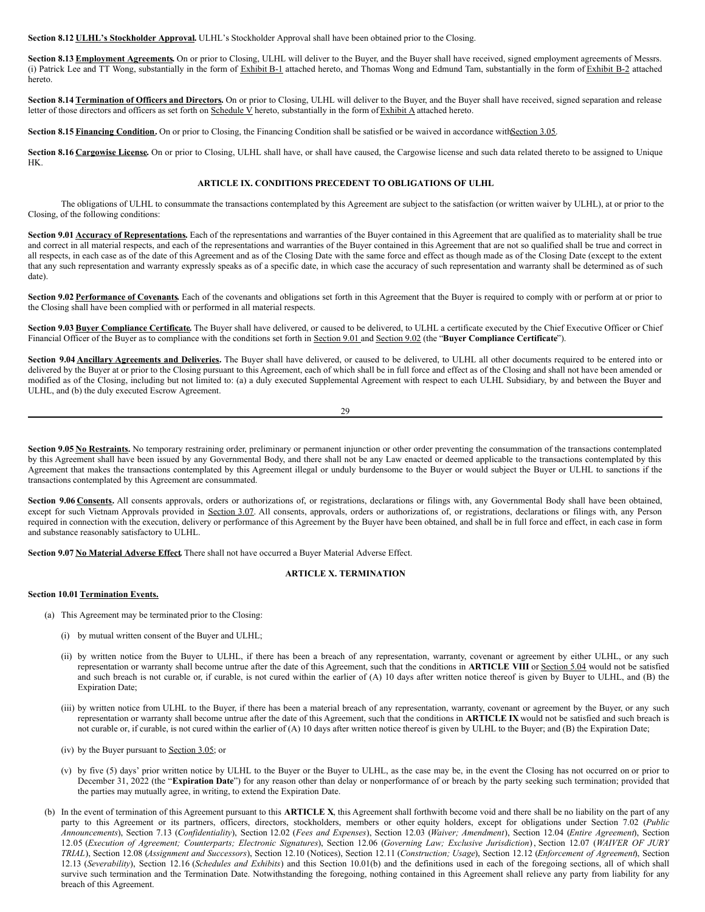**Section 8.12 ULHL's Stockholder Approval.** ULHL's Stockholder Approval shall have been obtained prior to the Closing.

**Section 8.13 Employment Agreements.** On or prior to Closing, ULHL will deliver to the Buyer, and the Buyer shall have received, signed employment agreements of Messrs. (i) Patrick Lee and TT Wong, substantially in the form of Exhibit B-1 attached hereto, and Thomas Wong and Edmund Tam, substantially in the form of Exhibit B-2 attached hereto.

**Section 8.14 Termination of Officers and Directors.** On or prior to Closing, ULHL will deliver to the Buyer, and the Buyer shall have received, signed separation and release letter of those directors and officers as set forth on Schedule V hereto, substantially in the form of Exhibit A attached hereto.

**Section 8.15 Financing Condition.** On or prior to Closing, the Financing Condition shall be satisfied or be waived in accordance with Section 3.05.

**Section 8.16 Cargowise License.** On or prior to Closing, ULHL shall have, or shall have caused, the Cargowise license and such data related thereto to be assigned to Unique HK.

## ARTICLE IX. CONDITIONS PRECEDENT TO OBLIGATIONS OF ULHL

The obligations of ULHL to consummate the transactions contemplated by this Agreement are subject to the satisfaction (or written waiver by ULHL), at or prior to the Closing, of the following conditions:

**Section 9.01 Accuracy of Representations.** Each of the representations and warranties of the Buyer contained in this Agreement that are qualified as to materiality shall be true and correct in all material respects, and each of the representations and warranties of the Buyer contained in this Agreement that are not so qualified shall be true and correct in all respects, in each case as of the date of this Agreement and as of the Closing Date with the same force and effect as though made as of the Closing Date (except to the extent that any such representation and warranty expressly speaks as of a specific date, in which case the accuracy of such representation and warranty shall be determined as of such date).

**Section 9.02 Performance of Covenants.** Each of the covenants and obligations set forth in this Agreement that the Buyer is required to comply with or perform at or prior to the Closing shall have been complied with or performed in all material respects.

**Section 9.03 Buyer Compliance Certificate.** The Buyer shall have delivered, or caused to be delivered, to ULHL a certificate executed by the Chief Executive Officer or Chief Financial Officer of the Buyer as to compliance with the conditions set forth in Section 9.01 and Section 9.02 (the "**Buyer Compliance Certificate**").

**Section 9.04 Ancillary Agreements and Deliveries.** The Buyer shall have delivered, or caused to be delivered, to ULHL all other documents required to be entered into or delivered by the Buyer at or prior to the Closing pursuant to this Agreement, each of which shall be in full force and effect as of the Closing and shall not have been amended or modified as of the Closing, including but not limited to: (a) a duly executed Supplemental Agreement with respect to each ULHL Subsidiary, by and between the Buyer and ULHL, and (b) the duly executed Escrow Agreement.

**Section 9.05 No Restraints.** No temporary restraining order, preliminary or permanent injunction or other order preventing the consummation of the transactions contemplated by this Agreement shall have been issued by any Governmental Body, and there shall not be any Law enacted or deemed applicable to the transactions contemplated by this Agreement that makes the transactions contemplated by this Agreement illegal or unduly burdensome to the Buyer or would subject the Buyer or ULHL to sanctions if the transactions contemplated by this Agreement are consummated.

**Section 9.06 Consents.** All consents approvals, orders or authorizations of, or registrations, declarations or filings with, any Governmental Body shall have been obtained, except for such Vietnam Approvals provided in Section 3.07. All consents, approvals, orders or authorizations of, or registrations, declarations or filings with, any Person required in connection with the execution, delivery or performance of this Agreement by the Buyer have been obtained, and shall be in full force and effect, in each case in form and substance reasonably satisfactory to ULHL.

**Section 9.07 No Material Adverse Effect.** There shall not have occurred a Buyer Material Adverse Effect.

## ARTICLE X. TERMINATION

**Section 10.01 Termination Events.**

(a) This Agreement may be terminated prior to the Closing:

(i) by mutual written consent of the Buyer and ULHL;

(ii) by written notice from the Buyer to ULHL, if there has been a breach of any representation, warranty, covenant or agreement by either ULHL, or any such representation or warranty shall become untrue after the date of this Agreement, such that the conditions in **ARTICLE VIII** or Section 5.04 would not be satisfied and such breach is not curable or, if curable, is not cured within the earlier of (A) 10 days after written notice thereof is given by Buyer to ULHL, and (B) the Expiration Date;

(iii) by written notice from ULHL to the Buyer, if there has been a material breach of any representation, warranty, covenant or agreement by the Buyer, or any such representation or warranty shall become untrue after the date of this Agreement, such that the conditions in **ARTICLE IX** would not be satisfied and such breach is not curable or, if curable, is not cured within the earlier of (A) 10 days after written notice thereof is given by ULHL to the Buyer; and (B) the Expiration Date;

(iv) by the Buyer pursuant to Section 3.05; or

(v) by five (5) days' prior written notice by ULHL to the Buyer or the Buyer to ULHL, as the case may be, in the event the Closing has not occurred on or prior to December 31, 2022 (the "**Expiration Date**") for any reason other than delay or nonperformance of or breach by the party seeking such termination; provided that the parties may mutually agree, in writing, to extend the Expiration Date.

(b) In the event of termination of this Agreement pursuant to this **ARTICLE X**, this Agreement shall forthwith become void and there shall be no liability on the part of any party to this Agreement or its partners, officers, directors, stockholders, members or other equity holders, except for obligations under Section 7.02 (*Public Announcements*), Section 7.13 (*Confidentiality*), Section 12.02 (*Fees and Expenses*), Section 12.03 (*Waiver; Amendment*), Section 12.04 (*Entire Agreement*), Section 12.05 (*Execution of Agreement; Counterparts; Electronic Signatures*), Section 12.06 (*Governing Law; Exclusive Jurisdiction*), Section 12.07 (*WAIVER OF JURY TRIAL*), Section 12.08 (*Assignment and Successors*), Section 12.10 (Notices), Section 12.11 (*Construction; Usage*), Section 12.12 (*Enforcement of Agreement*), Section 12.13 (*Severability*), Section 12.16 (*Schedules and Exhibits*) and this Section 10.01(b) and the definitions used in each of the foregoing sections, all of which shall survive such termination and the Termination Date. Notwithstanding the foregoing, nothing contained in this Agreement shall relieve any party from liability for any breach of this Agreement.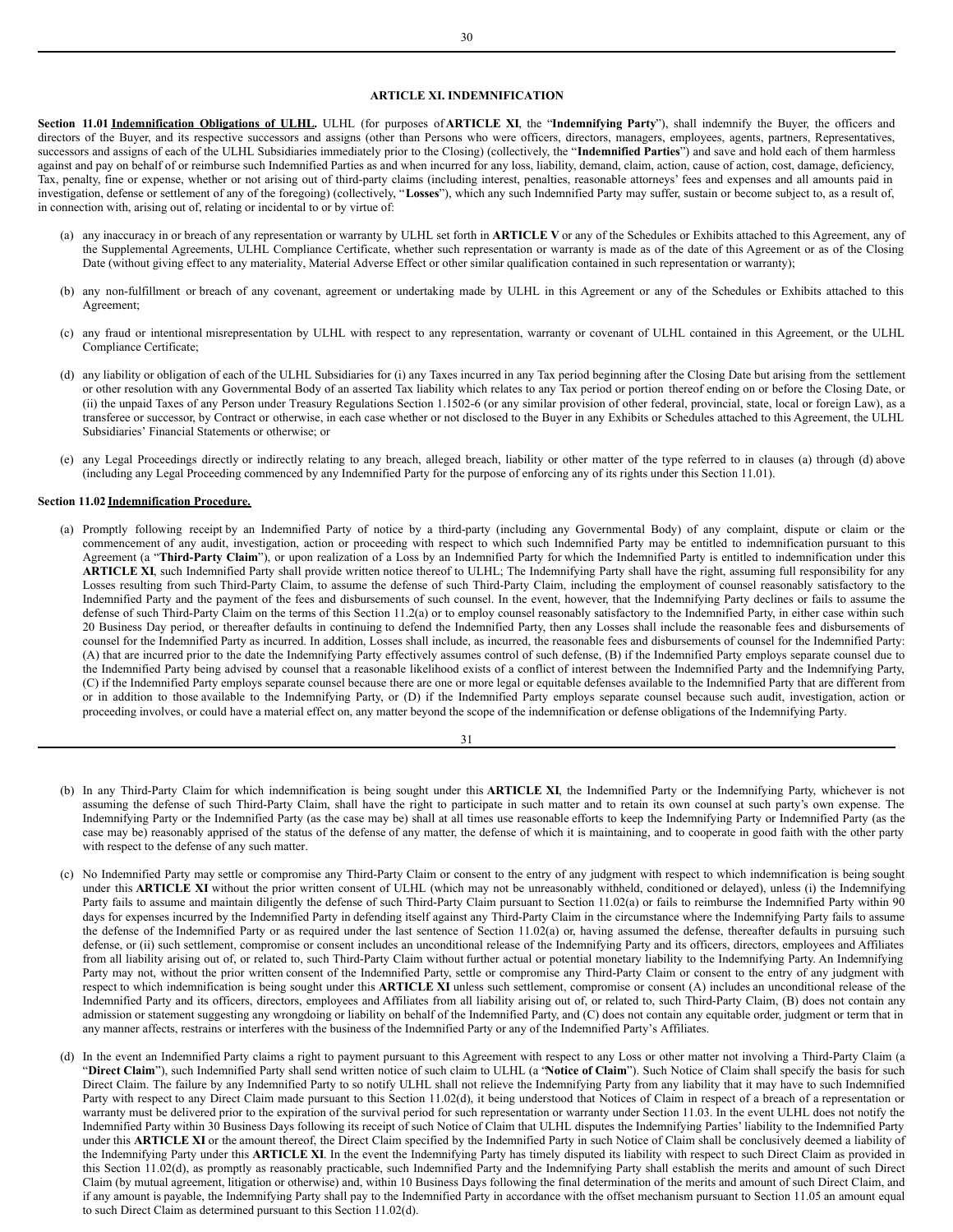# ARTICLE XI. INDEMNIFICATION

**Section 11.01 <u>Indemnification Obligations of ULHL</u>.** ULHL (for purposes of **ARTICLE XI**, the "**Indemnifying Party**"), shall indemnify the Buyer, the officers and directors of the Buyer, and its respective successors and assigns (other than Persons who were officers, directors, managers, employees, agents, partners, Representatives, successors and assigns of each of the ULHL Subsidiaries immediately prior to the Closing) (collectively, the "**Indemnified Parties**") and save and hold each of them harmless against and pay on behalf of or reimburse such Indemnified Parties as and when incurred for any loss, liability, demand, claim, action, cause of action, cost, damage, deficiency, Tax, penalty, fine or expense, whether or not arising out of third-party claims (including interest, penalties, reasonable attorneys' fees and expenses and all amounts paid in investigation, defense or settlement of any of the foregoing) (collectively, "**Losses**"), which any such Indemnified Party may suffer, sustain or become subject to, as a result of, in connection with, arising out of, relating or incidental to or by virtue of:

(a) any inaccuracy in or breach of any representation or warranty by ULHL set forth in **ARTICLE V** or any of the Schedules or Exhibits attached to this Agreement, any of the Supplemental Agreements, ULHL Compliance Certificate, whether such representation or warranty is made as of the date of this Agreement or as of the Closing Date (without giving effect to any materiality, Material Adverse Effect or other similar qualification contained in such representation or warranty);

(b) any non-fulfillment or breach of any covenant, agreement or undertaking made by ULHL in this Agreement or any of the Schedules or Exhibits attached to this Agreement;

(c) any fraud or intentional misrepresentation by ULHL with respect to any representation, warranty or covenant of ULHL contained in this Agreement, or the ULHL Compliance Certificate;

(d) any liability or obligation of each of the ULHL Subsidiaries for (i) any Taxes incurred in any Tax period beginning after the Closing Date but arising from the settlement or other resolution with any Governmental Body of an asserted Tax liability which relates to any Tax period or portion thereof ending on or before the Closing Date, or (ii) the unpaid Taxes of any Person under Treasury Regulations Section 1.1502-6 (or any similar provision of other federal, provincial, state, local or foreign Law), as a transferee or successor, by Contract or otherwise, in each case whether or not disclosed to the Buyer in any Exhibits or Schedules attached to this Agreement, the ULHL Subsidiaries' Financial Statements or otherwise; or

(e) any Legal Proceedings directly or indirectly relating to any breach, alleged breach, liability or other matter of the type referred to in clauses (a) through (d) above (including any Legal Proceeding commenced by any Indemnified Party for the purpose of enforcing any of its rights under this Section 11.01).

**Section 11.02 <u>Indemnification Procedure.</u>**

(a) Promptly following receipt by an Indemnified Party of notice by a third-party (including any Governmental Body) of any complaint, dispute or claim or the commencement of any audit, investigation, action or proceeding with respect to which such Indemnified Party may be entitled to indemnification pursuant to this Agreement (a "**Third-Party Claim**"), or upon realization of a Loss by an Indemnified Party for which the Indemnified Party is entitled to indemnification under this **ARTICLE XI**, such Indemnified Party shall provide written notice thereof to ULHL; The Indemnifying Party shall have the right, assuming full responsibility for any Losses resulting from such Third-Party Claim, to assume the defense of such Third-Party Claim, including the employment of counsel reasonably satisfactory to the Indemnified Party and the payment of the fees and disbursements of such counsel. In the event, however, that the Indemnifying Party declines or fails to assume the defense of such Third-Party Claim on the terms of this Section 11.2(a) or to employ counsel reasonably satisfactory to the Indemnified Party, in either case within such 20 Business Day period, or thereafter defaults in continuing to defend the Indemnified Party, then any Losses shall include the reasonable fees and disbursements of counsel for the Indemnified Party as incurred. In addition, Losses shall include, as incurred, the reasonable fees and disbursements of counsel for the Indemnified Party: (A) that are incurred prior to the date the Indemnifying Party effectively assumes control of such defense, (B) if the Indemnified Party employs separate counsel due to the Indemnified Party being advised by counsel that a reasonable likelihood exists of a conflict of interest between the Indemnified Party and the Indemnifying Party, (C) if the Indemnified Party employs separate counsel because there are one or more legal or equitable defenses available to the Indemnified Party that are different from or in addition to those available to the Indemnifying Party, or (D) if the Indemnified Party employs separate counsel because such audit, investigation, action or proceeding involves, or could have a material effect on, any matter beyond the scope of the indemnification or defense obligations of the Indemnifying Party.

(b) In any Third-Party Claim for which indemnification is being sought under this **ARTICLE XI**, the Indemnified Party or the Indemnifying Party, whichever is not assuming the defense of such Third-Party Claim, shall have the right to participate in such matter and to retain its own counsel at such party's own expense. The Indemnifying Party or the Indemnified Party (as the case may be) shall at all times use reasonable efforts to keep the Indemnifying Party or Indemnified Party (as the case may be) reasonably apprised of the status of the defense of any matter, the defense of which it is maintaining, and to cooperate in good faith with the other party with respect to the defense of any such matter.

(c) No Indemnified Party may settle or compromise any Third-Party Claim or consent to the entry of any judgment with respect to which indemnification is being sought under this **ARTICLE XI** without the prior written consent of ULHL (which may not be unreasonably withheld, conditioned or delayed), unless (i) the Indemnifying Party fails to assume and maintain diligently the defense of such Third-Party Claim pursuant to Section 11.02(a) or fails to reimburse the Indemnified Party within 90 days for expenses incurred by the Indemnified Party in defending itself against any Third-Party Claim in the circumstance where the Indemnifying Party fails to assume the defense of the Indemnified Party or as required under the last sentence of Section 11.02(a) or, having assumed the defense, thereafter defaults in pursuing such defense, or (ii) such settlement, compromise or consent includes an unconditional release of the Indemnifying Party and its officers, directors, employees and Affiliates from all liability arising out of, or related to, such Third-Party Claim without further actual or potential monetary liability to the Indemnifying Party. An Indemnifying Party may not, without the prior written consent of the Indemnified Party, settle or compromise any Third-Party Claim or consent to the entry of any judgment with respect to which indemnification is being sought under this **ARTICLE XI** unless such settlement, compromise or consent (A) includes an unconditional release of the Indemnified Party and its officers, directors, employees and Affiliates from all liability arising out of, or related to, such Third-Party Claim, (B) does not contain any admission or statement suggesting any wrongdoing or liability on behalf of the Indemnified Party, and (C) does not contain any equitable order, judgment or term that in any manner affects, restrains or interferes with the business of the Indemnified Party or any of the Indemnified Party's Affiliates.

(d) In the event an Indemnified Party claims a right to payment pursuant to this Agreement with respect to any Loss or other matter not involving a Third-Party Claim (a "**Direct Claim**"), such Indemnified Party shall send written notice of such claim to ULHL (a "**Notice of Claim**"). Such Notice of Claim shall specify the basis for such Direct Claim. The failure by any Indemnified Party to so notify ULHL shall not relieve the Indemnifying Party from any liability that it may have to such Indemnified Party with respect to any Direct Claim made pursuant to this Section 11.02(d), it being understood that Notices of Claim in respect of a breach of a representation or warranty must be delivered prior to the expiration of the survival period for such representation or warranty under Section 11.03. In the event ULHL does not notify the Indemnified Party within 30 Business Days following its receipt of such Notice of Claim that ULHL disputes the Indemnifying Parties' liability to the Indemnified Party under this **ARTICLE XI** or the amount thereof, the Direct Claim specified by the Indemnified Party in such Notice of Claim shall be conclusively deemed a liability of the Indemnifying Party under this **ARTICLE XI**. In the event the Indemnifying Party has timely disputed its liability with respect to such Direct Claim as provided in this Section 11.02(d), as promptly as reasonably practicable, such Indemnified Party and the Indemnifying Party shall establish the merits and amount of such Direct Claim (by mutual agreement, litigation or otherwise) and, within 10 Business Days following the final determination of the merits and amount of such Direct Claim, and if any amount is payable, the Indemnifying Party shall pay to the Indemnified Party in accordance with the offset mechanism pursuant to Section 11.05 an amount equal to such Direct Claim as determined pursuant to this Section 11.02(d).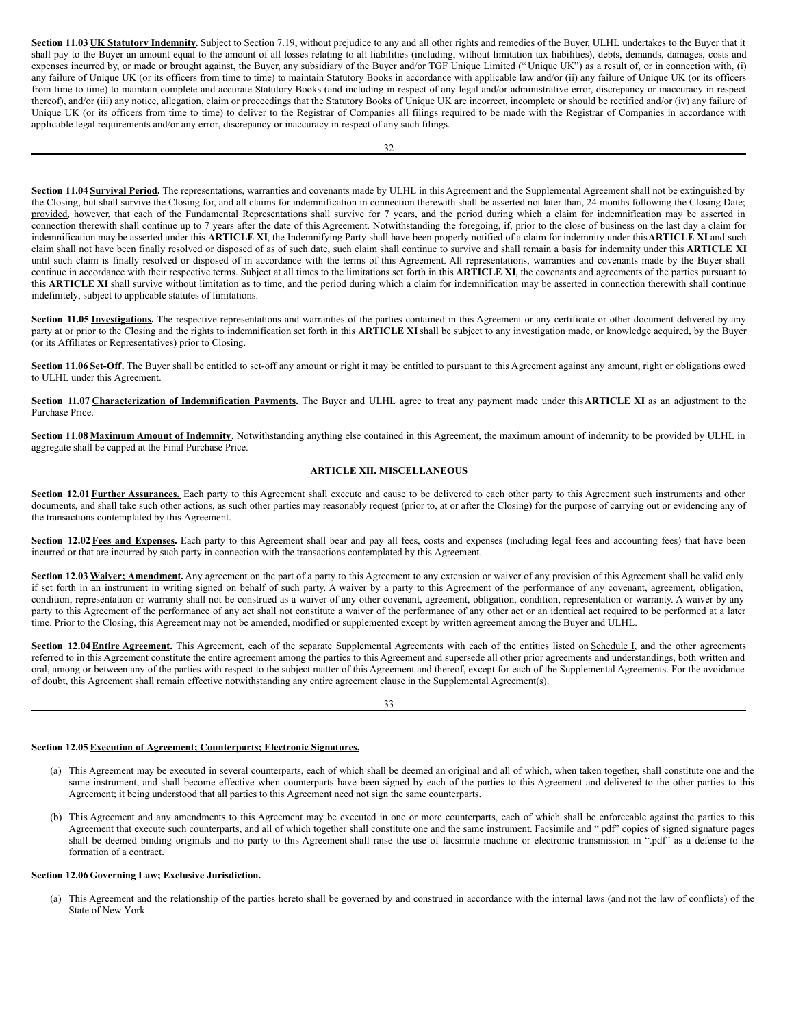**Section 11.03 UK Statutory Indemnity.** Subject to Section 7.19, without prejudice to any and all other rights and remedies of the Buyer, ULHL undertakes to the Buyer that it shall pay to the Buyer an amount equal to the amount of all losses relating to all liabilities (including, without limitation tax liabilities), debts, demands, damages, costs and expenses incurred by, or made or brought against, the Buyer, any subsidiary of the Buyer and/or TGF Unique Limited ("Unique UK") as a result of, or in connection with, (i) any failure of Unique UK (or its officers from time to time) to maintain Statutory Books in accordance with applicable law and/or (ii) any failure of Unique UK (or its officers from time to time) to maintain complete and accurate Statutory Books (and including in respect of any legal and/or administrative error, discrepancy or inaccuracy in respect thereof), and/or (iii) any notice, allegation, claim or proceedings that the Statutory Books of Unique UK are incorrect, incomplete or should be rectified and/or (iv) any failure of Unique UK (or its officers from time to time) to deliver to the Registrar of Companies all filings required to be made with the Registrar of Companies in accordance with applicable legal requirements and/or any error, discrepancy or inaccuracy in respect of any such filings.

**Section 11.04 Survival Period.** The representations, warranties and covenants made by ULHL in this Agreement and the Supplemental Agreement shall not be extinguished by the Closing, but shall survive the Closing for, and all claims for indemnification in connection therewith shall be asserted not later than, 24 months following the Closing Date; provided, however, that each of the Fundamental Representations shall survive for 7 years, and the period during which a claim for indemnification may be asserted in connection therewith shall continue up to 7 years after the date of this Agreement. Notwithstanding the foregoing, if, prior to the close of business on the last day a claim for indemnification may be asserted under this **ARTICLE XI**, the Indemnifying Party shall have been properly notified of a claim for indemnity under this **ARTICLE XI** and such claim shall not have been finally resolved or disposed of as of such date, such claim shall continue to survive and shall remain a basis for indemnity under this **ARTICLE XI** until such claim is finally resolved or disposed of in accordance with the terms of this Agreement. All representations, warranties and covenants made by the Buyer shall continue in accordance with their respective terms. Subject at all times to the limitations set forth in this **ARTICLE XI**, the covenants and agreements of the parties pursuant to this **ARTICLE XI** shall survive without limitation as to time, and the period during which a claim for indemnification may be asserted in connection therewith shall continue indefinitely, subject to applicable statutes of limitations.

**Section 11.05 Investigations.** The respective representations and warranties of the parties contained in this Agreement or any certificate or other document delivered by any party at or prior to the Closing and the rights to indemnification set forth in this **ARTICLE XI** shall be subject to any investigation made, or knowledge acquired, by the Buyer (or its Affiliates or Representatives) prior to Closing.

**Section 11.06 Set-Off.** The Buyer shall be entitled to set-off any amount or right it may be entitled to pursuant to this Agreement against any amount, right or obligations owed to ULHL under this Agreement.

**Section 11.07 Characterization of Indemnification Payments.** The Buyer and ULHL agree to treat any payment made under this **ARTICLE XI** as an adjustment to the Purchase Price.

**Section 11.08 Maximum Amount of Indemnity.** Notwithstanding anything else contained in this Agreement, the maximum amount of indemnity to be provided by ULHL in aggregate shall be capped at the Final Purchase Price.

## ARTICLE XII. MISCELLANEOUS

**Section 12.01 Further Assurances.** Each party to this Agreement shall execute and cause to be delivered to each other party to this Agreement such instruments and other documents, and shall take such other actions, as such other parties may reasonably request (prior to, at or after the Closing) for the purpose of carrying out or evidencing any of the transactions contemplated by this Agreement.

**Section 12.02 Fees and Expenses.** Each party to this Agreement shall bear and pay all fees, costs and expenses (including legal fees and accounting fees) that have been incurred or that are incurred by such party in connection with the transactions contemplated by this Agreement.

**Section 12.03 Waiver; Amendment.** Any agreement on the part of a party to this Agreement to any extension or waiver of any provision of this Agreement shall be valid only if set forth in an instrument in writing signed on behalf of such party. A waiver by a party to this Agreement of the performance of any covenant, agreement, obligation, condition, representation or warranty shall not be construed as a waiver of any other covenant, agreement, obligation, condition, representation or warranty. A waiver by any party to this Agreement of the performance of any act shall not constitute a waiver of the performance of any other act or an identical act required to be performed at a later time. Prior to the Closing, this Agreement may not be amended, modified or supplemented except by written agreement among the Buyer and ULHL.

**Section 12.04 Entire Agreement.** This Agreement, each of the separate Supplemental Agreements with each of the entities listed on Schedule I, and the other agreements referred to in this Agreement constitute the entire agreement among the parties to this Agreement and supersede all other prior agreements and understandings, both written and oral, among or between any of the parties with respect to the subject matter of this Agreement and thereof, except for each of the Supplemental Agreements. For the avoidance of doubt, this Agreement shall remain effective notwithstanding any entire agreement clause in the Supplemental Agreement(s).

**Section 12.05 Execution of Agreement; Counterparts; Electronic Signatures.**

(a) This Agreement may be executed in several counterparts, each of which shall be deemed an original and all of which, when taken together, shall constitute one and the same instrument, and shall become effective when counterparts have been signed by each of the parties to this Agreement and delivered to the other parties to this Agreement; it being understood that all parties to this Agreement need not sign the same counterparts.

(b) This Agreement and any amendments to this Agreement may be executed in one or more counterparts, each of which shall be enforceable against the parties to this Agreement that execute such counterparts, and all of which together shall constitute one and the same instrument. Facsimile and ".pdf" copies of signed signature pages shall be deemed binding originals and no party to this Agreement shall raise the use of facsimile machine or electronic transmission in ".pdf" as a defense to the formation of a contract.

**Section 12.06 Governing Law; Exclusive Jurisdiction.**

(a) This Agreement and the relationship of the parties hereto shall be governed by and construed in accordance with the internal laws (and not the law of conflicts) of the State of New York.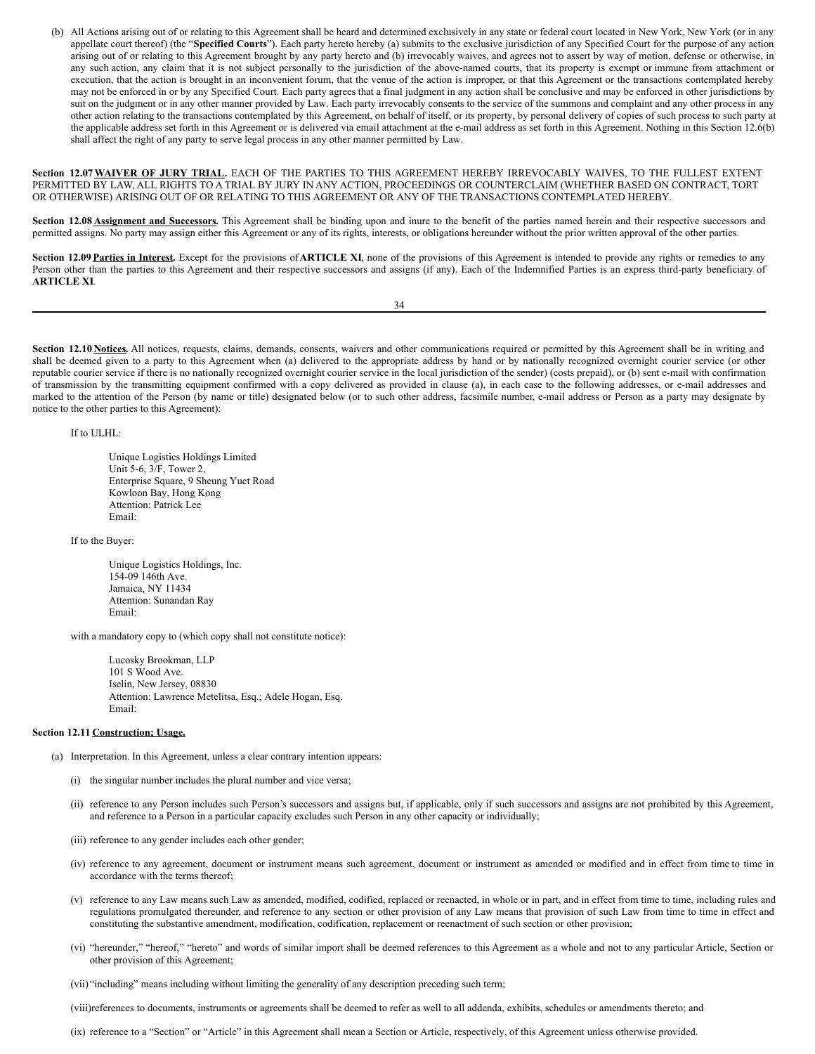(b) All Actions arising out of or relating to this Agreement shall be heard and determined exclusively in any state or federal court located in New York, New York (or in any appellate court thereof) (the "**Specified Courts**"). Each party hereto hereby (a) submits to the exclusive jurisdiction of any Specified Court for the purpose of any action arising out of or relating to this Agreement brought by any party hereto and (b) irrevocably waives, and agrees not to assert by way of motion, defense or otherwise, in any such action, any claim that it is not subject personally to the jurisdiction of the above-named courts, that its property is exempt or immune from attachment or execution, that the action is brought in an inconvenient forum, that the venue of the action is improper, or that this Agreement or the transactions contemplated hereby may not be enforced in or by any Specified Court. Each party agrees that a final judgment in any action shall be conclusive and may be enforced in other jurisdictions by suit on the judgment or in any other manner provided by Law. Each party irrevocably consents to the service of the summons and complaint and any other process in any other action relating to the transactions contemplated by this Agreement, on behalf of itself, or its property, by personal delivery of copies of such process to such party at the applicable address set forth in this Agreement or is delivered via email attachment at the e-mail address as set forth in this Agreement. Nothing in this Section 12.6(b) shall affect the right of any party to serve legal process in any other manner permitted by Law.

**Section 12.07 WAIVER OF JURY TRIAL.** EACH OF THE PARTIES TO THIS AGREEMENT HEREBY IRREVOCABLY WAIVES, TO THE FULLEST EXTENT PERMITTED BY LAW, ALL RIGHTS TO A TRIAL BY JURY IN ANY ACTION, PROCEEDINGS OR COUNTERCLAIM (WHETHER BASED ON CONTRACT, TORT OR OTHERWISE) ARISING OUT OF OR RELATING TO THIS AGREEMENT OR ANY OF THE TRANSACTIONS CONTEMPLATED HEREBY.

**Section 12.08 Assignment and Successors.** This Agreement shall be binding upon and inure to the benefit of the parties named herein and their respective successors and permitted assigns. No party may assign either this Agreement or any of its rights, interests, or obligations hereunder without the prior written approval of the other parties.

**Section 12.09 Parties in Interest.** Except for the provisions of **ARTICLE XI**, none of the provisions of this Agreement is intended to provide any rights or remedies to any Person other than the parties to this Agreement and their respective successors and assigns (if any). Each of the Indemnified Parties is an express third-party beneficiary of **ARTICLE XI**.

**Section 12.10 Notices.** All notices, requests, claims, demands, consents, waivers and other communications required or permitted by this Agreement shall be in writing and shall be deemed given to a party to this Agreement when (a) delivered to the appropriate address by hand or by nationally recognized overnight courier service (or other reputable courier service if there is no nationally recognized overnight courier service in the local jurisdiction of the sender) (costs prepaid), or (b) sent e-mail with confirmation of transmission by the transmitting equipment confirmed with a copy delivered as provided in clause (a), in each case to the following addresses, or e-mail addresses and marked to the attention of the Person (by name or title) designated below (or to such other address, facsimile number, e-mail address or Person as a party may designate by notice to the other parties to this Agreement):

If to ULHL:

Unique Logistics Holdings Limited
Unit 5-6, 3/F, Tower 2,
Enterprise Square, 9 Sheung Yuet Road
Kowloon Bay, Hong Kong
Attention: Patrick Lee
Email:

If to the Buyer:

Unique Logistics Holdings, Inc.
154-09 146th Ave.
Jamaica, NY 11434
Attention: Sunandan Ray
Email:

with a mandatory copy to (which copy shall not constitute notice):

Lucosky Brookman, LLP
101 S Wood Ave.
Iselin, New Jersey, 08830
Attention: Lawrence Metelitsa, Esq.; Adele Hogan, Esq.
Email:

**Section 12.11 Construction; Usage.**

(a) Interpretation. In this Agreement, unless a clear contrary intention appears:

(i) the singular number includes the plural number and vice versa;

(ii) reference to any Person includes such Person's successors and assigns but, if applicable, only if such successors and assigns are not prohibited by this Agreement, and reference to a Person in a particular capacity excludes such Person in any other capacity or individually;

(iii) reference to any gender includes each other gender;

(iv) reference to any agreement, document or instrument means such agreement, document or instrument as amended or modified and in effect from time to time in accordance with the terms thereof;

(v) reference to any Law means such Law as amended, modified, codified, replaced or reenacted, in whole or in part, and in effect from time to time, including rules and regulations promulgated thereunder, and reference to any section or other provision of any Law means that provision of such Law from time to time in effect and constituting the substantive amendment, modification, codification, replacement or reenactment of such section or other provision;

(vi) "hereunder," "hereof," "hereto" and words of similar import shall be deemed references to this Agreement as a whole and not to any particular Article, Section or other provision of this Agreement;

(vii) "including" means including without limiting the generality of any description preceding such term;

(viii) references to documents, instruments or agreements shall be deemed to refer as well to all addenda, exhibits, schedules or amendments thereto; and

(ix) reference to a "Section" or "Article" in this Agreement shall mean a Section or Article, respectively, of this Agreement unless otherwise provided.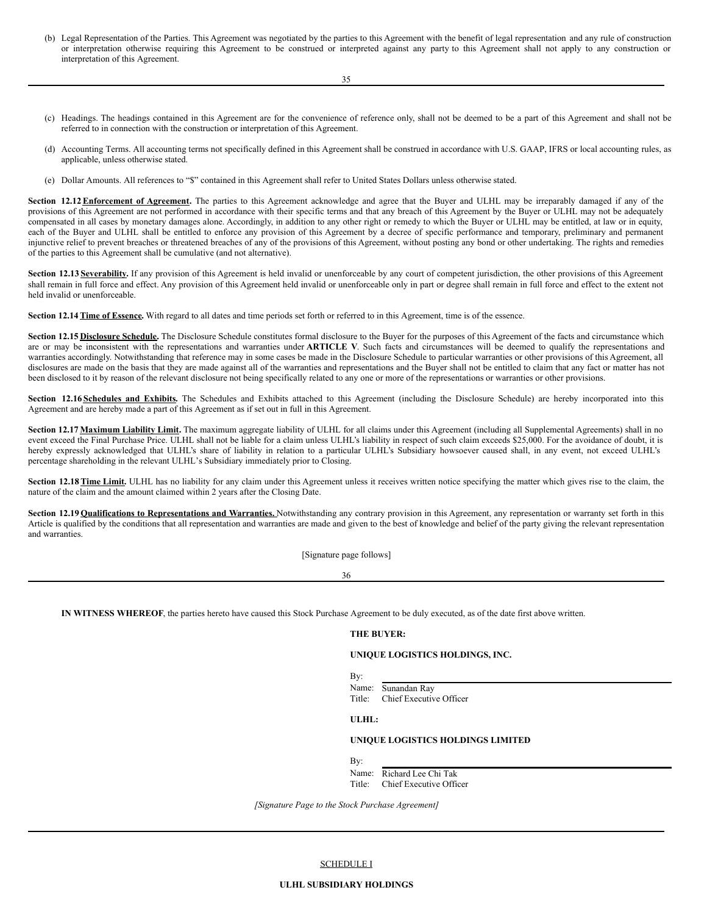(b) Legal Representation of the Parties. This Agreement was negotiated by the parties to this Agreement with the benefit of legal representation and any rule of construction or interpretation otherwise requiring this Agreement to be construed or interpreted against any party to this Agreement shall not apply to any construction or interpretation of this Agreement.

(c) Headings. The headings contained in this Agreement are for the convenience of reference only, shall not be deemed to be a part of this Agreement and shall not be referred to in connection with the construction or interpretation of this Agreement.

(d) Accounting Terms. All accounting terms not specifically defined in this Agreement shall be construed in accordance with U.S. GAAP, IFRS or local accounting rules, as applicable, unless otherwise stated.

(e) Dollar Amounts. All references to "$" contained in this Agreement shall refer to United States Dollars unless otherwise stated.

**Section 12.12 <u>Enforcement of Agreement</u>.** The parties to this Agreement acknowledge and agree that the Buyer and ULHL may be irreparably damaged if any of the provisions of this Agreement are not performed in accordance with their specific terms and that any breach of this Agreement by the Buyer or ULHL may not be adequately compensated in all cases by monetary damages alone. Accordingly, in addition to any other right or remedy to which the Buyer or ULHL may be entitled, at law or in equity, each of the Buyer and ULHL shall be entitled to enforce any provision of this Agreement by a decree of specific performance and temporary, preliminary and permanent injunctive relief to prevent breaches or threatened breaches of any of the provisions of this Agreement, without posting any bond or other undertaking. The rights and remedies of the parties to this Agreement shall be cumulative (and not alternative).

**Section 12.13 <u>Severability</u>.** If any provision of this Agreement is held invalid or unenforceable by any court of competent jurisdiction, the other provisions of this Agreement shall remain in full force and effect. Any provision of this Agreement held invalid or unenforceable only in part or degree shall remain in full force and effect to the extent not held invalid or unenforceable.

**Section 12.14 <u>Time of Essence</u>.** With regard to all dates and time periods set forth or referred to in this Agreement, time is of the essence.

**Section 12.15 <u>Disclosure Schedule</u>.** The Disclosure Schedule constitutes formal disclosure to the Buyer for the purposes of this Agreement of the facts and circumstance which are or may be inconsistent with the representations and warranties under **ARTICLE V**. Such facts and circumstances will be deemed to qualify the representations and warranties accordingly. Notwithstanding that reference may in some cases be made in the Disclosure Schedule to particular warranties or other provisions of this Agreement, all disclosures are made on the basis that they are made against all of the warranties and representations and the Buyer shall not be entitled to claim that any fact or matter has not been disclosed to it by reason of the relevant disclosure not being specifically related to any one or more of the representations or warranties or other provisions.

**Section 12.16 <u>Schedules and Exhibits</u>.** The Schedules and Exhibits attached to this Agreement (including the Disclosure Schedule) are hereby incorporated into this Agreement and are hereby made a part of this Agreement as if set out in full in this Agreement.

**Section 12.17 <u>Maximum Liability Limit</u>.** The maximum aggregate liability of ULHL for all claims under this Agreement (including all Supplemental Agreements) shall in no event exceed the Final Purchase Price. ULHL shall not be liable for a claim unless ULHL's liability in respect of such claim exceeds $25,000. For the avoidance of doubt, it is hereby expressly acknowledged that ULHL's share of liability in relation to a particular ULHL's Subsidiary howsoever caused shall, in any event, not exceed ULHL's percentage shareholding in the relevant ULHL's Subsidiary immediately prior to Closing.

**Section 12.18 <u>Time Limit</u>.** ULHL has no liability for any claim under this Agreement unless it receives written notice specifying the matter which gives rise to the claim, the nature of the claim and the amount claimed within 2 years after the Closing Date.

**Section 12.19 <u>Qualifications to Representations and Warranties.</u>** Notwithstanding any contrary provision in this Agreement, any representation or warranty set forth in this Article is qualified by the conditions that all representation and warranties are made and given to the best of knowledge and belief of the party giving the relevant representation and warranties.

[Signature page follows]

**IN WITNESS WHEREOF**, the parties hereto have caused this Stock Purchase Agreement to be duly executed, as of the date first above written.

**THE BUYER:**

**UNIQUE LOGISTICS HOLDINGS, INC.**

By: \_\_\_\_\_\_\_\_\_\_\_\_\_\_\_\_\_\_\_\_
Name: Sunandan Ray
Title: Chief Executive Officer

**ULHL:**

**UNIQUE LOGISTICS HOLDINGS LIMITED**

By: \_\_\_\_\_\_\_\_\_\_\_\_\_\_\_\_\_\_\_\_
Name: Richard Lee Chi Tak
Title: Chief Executive Officer

*[Signature Page to the Stock Purchase Agreement]*

<u>SCHEDULE I</u>

**ULHL SUBSIDIARY HOLDINGS**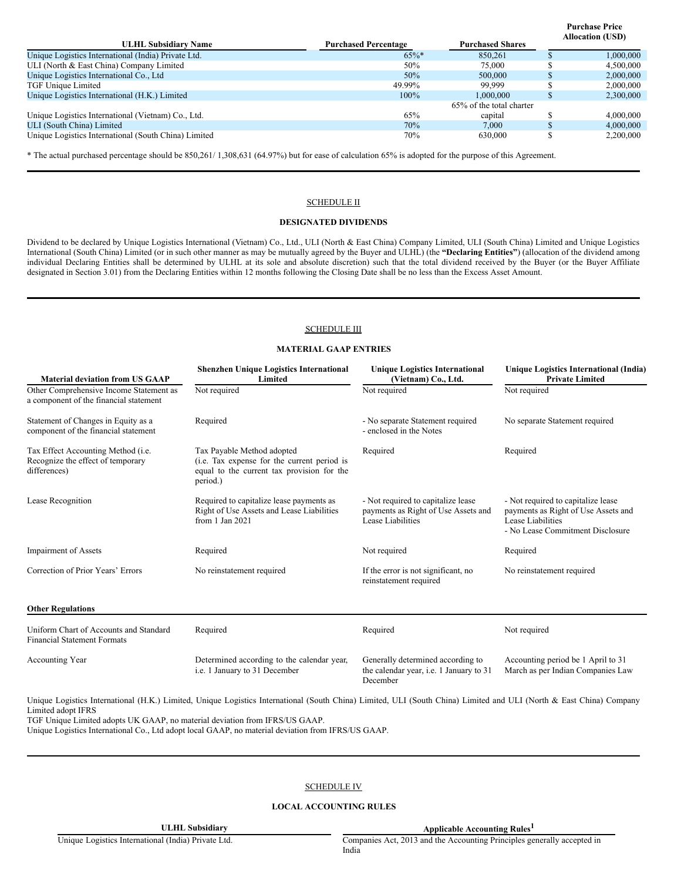| ULHL Subsidiary Name | Purchased Percentage | Purchased Shares | Purchase Price Allocation (USD) |
|---|---|---|---|
| Unique Logistics International (India) Private Ltd. | 65%* | 850,261 | $ 1,000,000 |
| ULI (North & East China) Company Limited | 50% | 75,000 | $ 4,500,000 |
| Unique Logistics International Co., Ltd | 50% | 500,000 | $ 2,000,000 |
| TGF Unique Limited | 49.99% | 99,999 | $ 2,000,000 |
| Unique Logistics International (H.K.) Limited | 100% | 1,000,000 | $ 2,300,000 |
| Unique Logistics International (Vietnam) Co., Ltd. | 65% | 65% of the total charter capital | $ 4,000,000 |
| ULI (South China) Limited | 70% | 7,000 | $ 4,000,000 |
| Unique Logistics International (South China) Limited | 70% | 630,000 | $ 2,200,000 |

\* The actual purchased percentage should be 850,261/ 1,308,631 (64.97%) but for ease of calculation 65% is adopted for the purpose of this Agreement.

## SCHEDULE II

### DESIGNATED DIVIDENDS

Dividend to be declared by Unique Logistics International (Vietnam) Co., Ltd., ULI (North & East China) Company Limited, ULI (South China) Limited and Unique Logistics International (South China) Limited (or in such other manner as may be mutually agreed by the Buyer and ULHL) (the **"Declaring Entities"**) (allocation of the dividend among individual Declaring Entities shall be determined by ULHL at its sole and absolute discretion) such that the total dividend received by the Buyer (or the Buyer Affiliate designated in Section 3.01) from the Declaring Entities within 12 months following the Closing Date shall be no less than the Excess Asset Amount.

## SCHEDULE III

### MATERIAL GAAP ENTRIES

| Material deviation from US GAAP | Shenzhen Unique Logistics International Limited | Unique Logistics International (Vietnam) Co., Ltd. | Unique Logistics International (India) Private Limited |
|---|---|---|---|
| Other Comprehensive Income Statement as a component of the financial statement | Not required | Not required | Not required |
| Statement of Changes in Equity as a component of the financial statement | Required | - No separate Statement required<br>- enclosed in the Notes | No separate Statement required |
| Tax Effect Accounting Method (i.e. Recognize the effect of temporary differences) | Tax Payable Method adopted (i.e. Tax expense for the current period is equal to the current tax provision for the period.) | Required | Required |
| Lease Recognition | Required to capitalize lease payments as Right of Use Assets and Lease Liabilities from 1 Jan 2021 | - Not required to capitalize lease payments as Right of Use Assets and Lease Liabilities | - Not required to capitalize lease payments as Right of Use Assets and Lease Liabilities<br>- No Lease Commitment Disclosure |
| Impairment of Assets | Required | Not required | Required |
| Correction of Prior Years' Errors | No reinstatement required | If the error is not significant, no reinstatement required | No reinstatement required |
| **Other Regulations** | | | |
| Uniform Chart of Accounts and Standard Financial Statement Formats | Required | Required | Not required |
| Accounting Year | Determined according to the calendar year, i.e. 1 January to 31 December | Generally determined according to the calendar year, i.e. 1 January to 31 December | Accounting period be 1 April to 31 March as per Indian Companies Law |

Unique Logistics International (H.K.) Limited, Unique Logistics International (South China) Limited, ULI (South China) Limited and ULI (North & East China) Company Limited adopt IFRS

TGF Unique Limited adopts UK GAAP, no material deviation from IFRS/US GAAP.

Unique Logistics International Co., Ltd adopt local GAAP, no material deviation from IFRS/US GAAP.

## SCHEDULE IV

### LOCAL ACCOUNTING RULES

| ULHL Subsidiary | Applicable Accounting Rules[1] |
|---|---|
| Unique Logistics International (India) Private Ltd. | Companies Act, 2013 and the Accounting Principles generally accepted in India |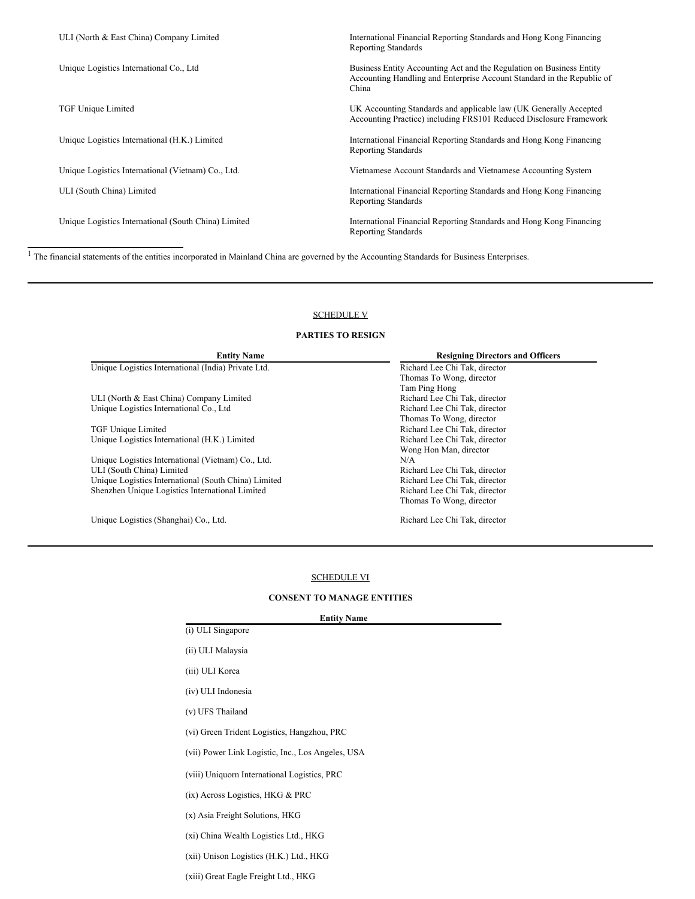| | |
|---|---|
| ULI (North & East China) Company Limited | International Financial Reporting Standards and Hong Kong Financing Reporting Standards |
| Unique Logistics International Co., Ltd | Business Entity Accounting Act and the Regulation on Business Entity Accounting Handling and Enterprise Account Standard in the Republic of China |
| TGF Unique Limited | UK Accounting Standards and applicable law (UK Generally Accepted Accounting Practice) including FRS101 Reduced Disclosure Framework |
| Unique Logistics International (H.K.) Limited | International Financial Reporting Standards and Hong Kong Financing Reporting Standards |
| Unique Logistics International (Vietnam) Co., Ltd. | Vietnamese Account Standards and Vietnamese Accounting System |
| ULI (South China) Limited | International Financial Reporting Standards and Hong Kong Financing Reporting Standards |
| Unique Logistics International (South China) Limited | International Financial Reporting Standards and Hong Kong Financing Reporting Standards |

[1] The financial statements of the entities incorporated in Mainland China are governed by the Accounting Standards for Business Enterprises.

SCHEDULE V

**PARTIES TO RESIGN**

| Entity Name | Resigning Directors and Officers |
|---|---|
| Unique Logistics International (India) Private Ltd. | Richard Lee Chi Tak, director<br>Thomas To Wong, director<br>Tam Ping Hong |
| ULI (North & East China) Company Limited | Richard Lee Chi Tak, director |
| Unique Logistics International Co., Ltd | Richard Lee Chi Tak, director<br>Thomas To Wong, director |
| TGF Unique Limited | Richard Lee Chi Tak, director |
| Unique Logistics International (H.K.) Limited | Richard Lee Chi Tak, director<br>Wong Hon Man, director |
| Unique Logistics International (Vietnam) Co., Ltd. | N/A |
| ULI (South China) Limited | Richard Lee Chi Tak, director |
| Unique Logistics International (South China) Limited | Richard Lee Chi Tak, director |
| Shenzhen Unique Logistics International Limited | Richard Lee Chi Tak, director<br>Thomas To Wong, director |
| Unique Logistics (Shanghai) Co., Ltd. | Richard Lee Chi Tak, director |

SCHEDULE VI

**CONSENT TO MANAGE ENTITIES**

| Entity Name |
|---|
| (i) ULI Singapore |
| (ii) ULI Malaysia |
| (iii) ULI Korea |
| (iv) ULI Indonesia |
| (v) UFS Thailand |
| (vi) Green Trident Logistics, Hangzhou, PRC |
| (vii) Power Link Logistic, Inc., Los Angeles, USA |
| (viii) Uniquorn International Logistics, PRC |
| (ix) Across Logistics, HKG & PRC |
| (x) Asia Freight Solutions, HKG |
| (xi) China Wealth Logistics Ltd., HKG |
| (xii) Unison Logistics (H.K.) Ltd., HKG |
| (xiii) Great Eagle Freight Ltd., HKG |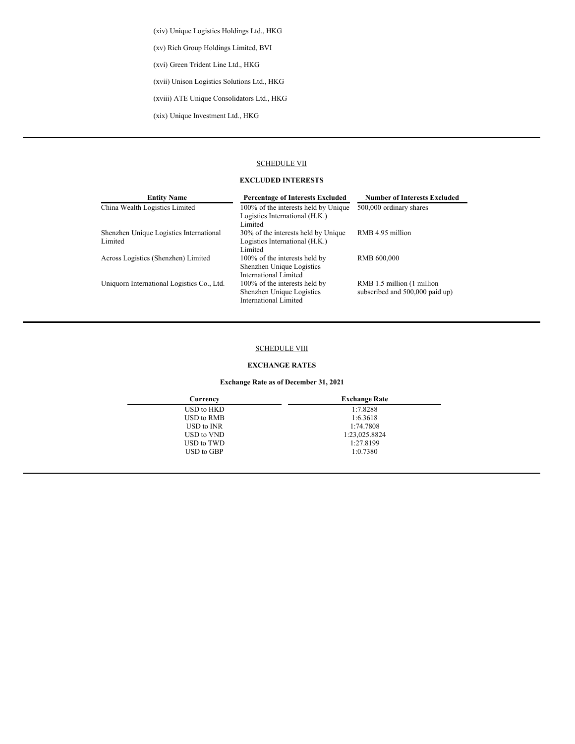(xiv) Unique Logistics Holdings Ltd., HKG

(xv) Rich Group Holdings Limited, BVI

(xvi) Green Trident Line Ltd., HKG

(xvii) Unison Logistics Solutions Ltd., HKG

(xviii) ATE Unique Consolidators Ltd., HKG

(xix) Unique Investment Ltd., HKG

---

## SCHEDULE VII

### EXCLUDED INTERESTS

| Entity Name | Percentage of Interests Excluded | Number of Interests Excluded |
|---|---|---|
| China Wealth Logistics Limited | 100% of the interests held by Unique Logistics International (H.K.) Limited | 500,000 ordinary shares |
| Shenzhen Unique Logistics International Limited | 30% of the interests held by Unique Logistics International (H.K.) Limited | RMB 4.95 million |
| Across Logistics (Shenzhen) Limited | 100% of the interests held by Shenzhen Unique Logistics International Limited | RMB 600,000 |
| Uniquorn International Logistics Co., Ltd. | 100% of the interests held by Shenzhen Unique Logistics International Limited | RMB 1.5 million (1 million subscribed and 500,000 paid up) |

---

## SCHEDULE VIII

### EXCHANGE RATES

### Exchange Rate as of December 31, 2021

| Currency | Exchange Rate |
|---|---|
| USD to HKD | 1:7.8288 |
| USD to RMB | 1:6.3618 |
| USD to INR | 1:74.7808 |
| USD to VND | 1:23,025.8824 |
| USD to TWD | 1:27.8199 |
| USD to GBP | 1:0.7380 |